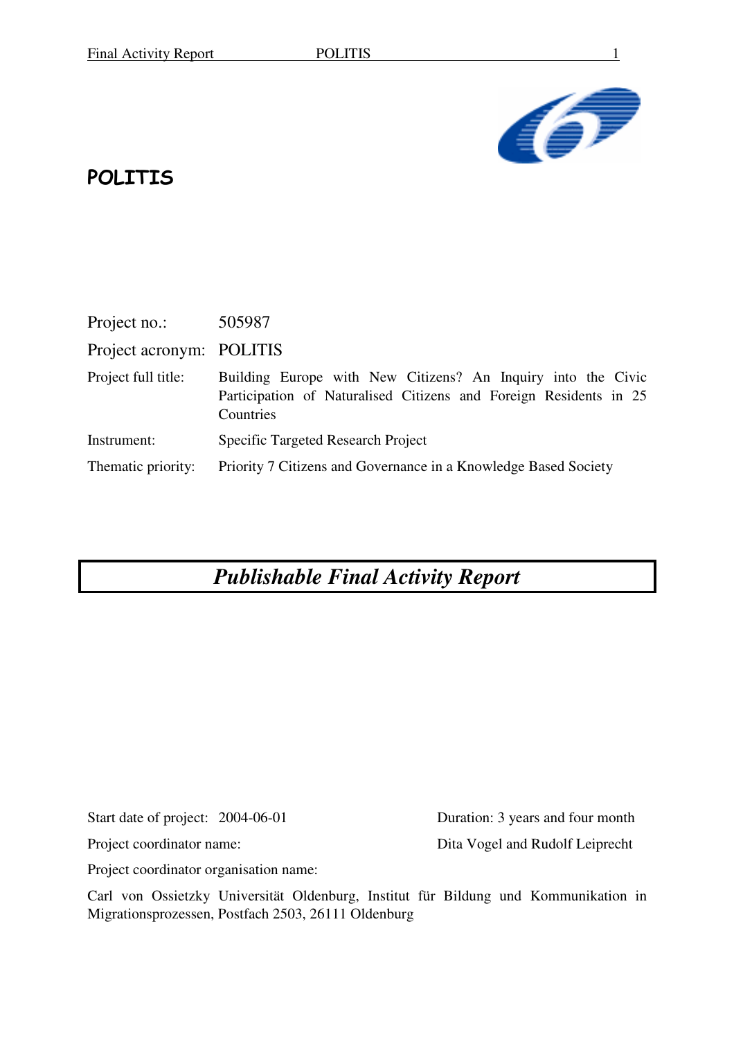# POLITIS

| | |
|---|---|
| Project no.: | 505987 |
| Project acronym: | POLITIS |
| Project full title: | Building Europe with New Citizens? An Inquiry into the Civic Participation of Naturalised Citizens and Foreign Residents in 25 Countries |
| Instrument: | Specific Targeted Research Project |
| Thematic priority: | Priority 7 Citizens and Governance in a Knowledge Based Society |

## *Publishable Final Activity Report*

Start date of project: 2004-06-01

Duration: 3 years and four month

Project coordinator name: Dita Vogel and Rudolf Leiprecht

Project coordinator organisation name:

Carl von Ossietzky Universität Oldenburg, Institut für Bildung und Kommunikation in Migrationsprozessen, Postfach 2503, 26111 Oldenburg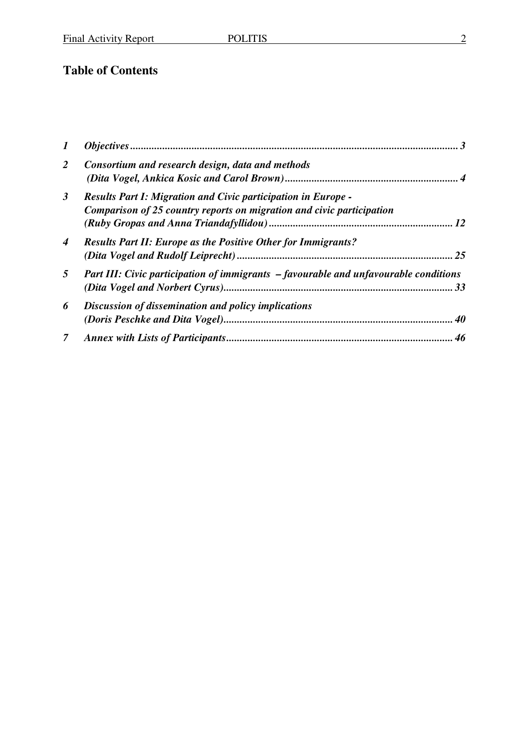## Table of Contents

| | | |
|---|---|---|
| *1* | ***Objectives*** | ***3*** |
| *2* | ***Consortium and research design, data and methods (Dita Vogel, Ankica Kosic and Carol Brown)*** | ***4*** |
| *3* | ***Results Part I: Migration and Civic participation in Europe - Comparison of 25 country reports on migration and civic participation (Ruby Gropas and Anna Triandafyllidou)*** | ***12*** |
| *4* | ***Results Part II: Europe as the Positive Other for Immigrants? (Dita Vogel and Rudolf Leiprecht)*** | ***25*** |
| *5* | ***Part III: Civic participation of immigrants – favourable and unfavourable conditions (Dita Vogel and Norbert Cyrus)*** | ***33*** |
| *6* | ***Discussion of dissemination and policy implications (Doris Peschke and Dita Vogel)*** | ***40*** |
| *7* | ***Annex with Lists of Participants*** | ***46*** |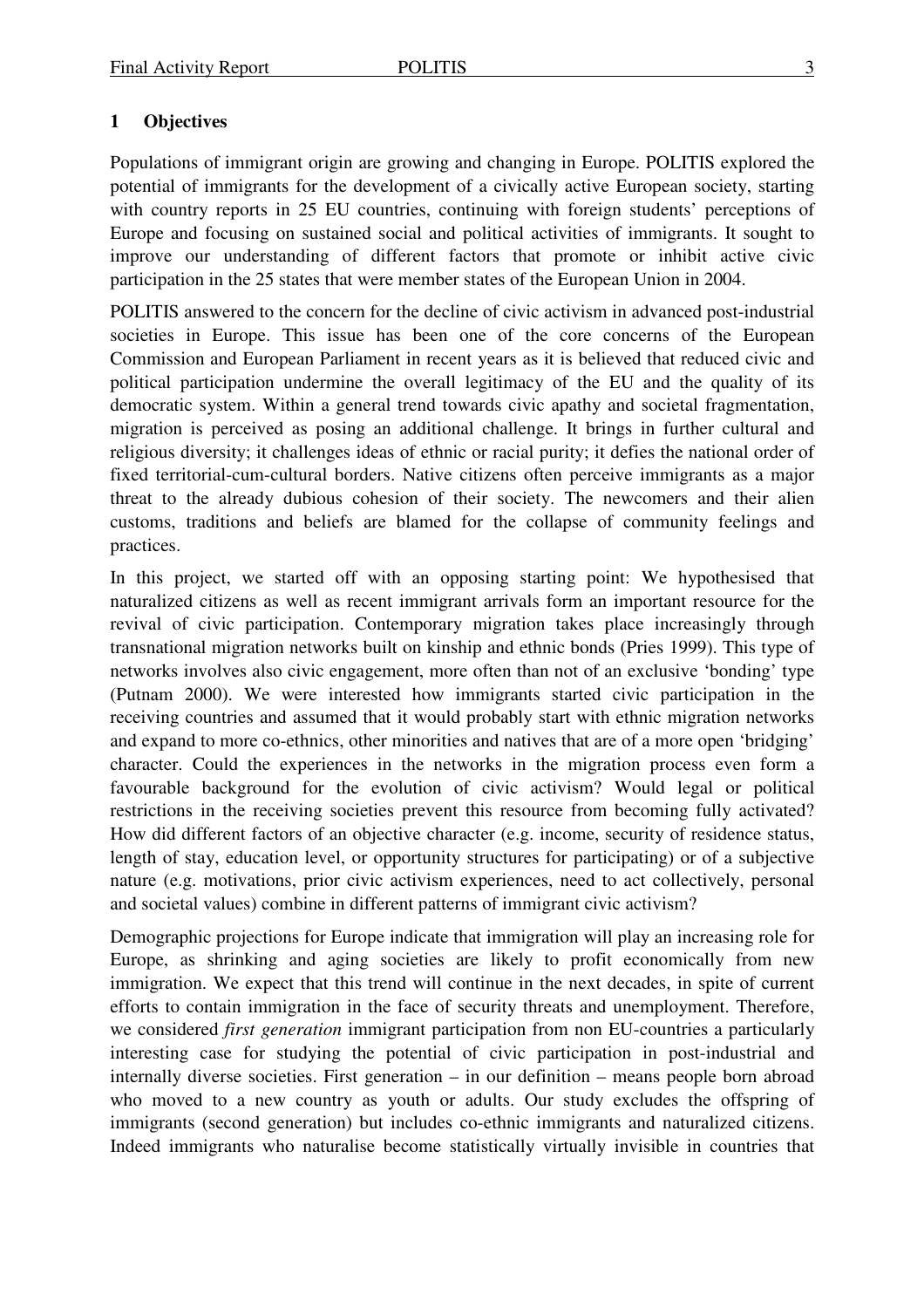# 1 Objectives

Populations of immigrant origin are growing and changing in Europe. POLITIS explored the potential of immigrants for the development of a civically active European society, starting with country reports in 25 EU countries, continuing with foreign students' perceptions of Europe and focusing on sustained social and political activities of immigrants. It sought to improve our understanding of different factors that promote or inhibit active civic participation in the 25 states that were member states of the European Union in 2004.

POLITIS answered to the concern for the decline of civic activism in advanced post-industrial societies in Europe. This issue has been one of the core concerns of the European Commission and European Parliament in recent years as it is believed that reduced civic and political participation undermine the overall legitimacy of the EU and the quality of its democratic system. Within a general trend towards civic apathy and societal fragmentation, migration is perceived as posing an additional challenge. It brings in further cultural and religious diversity; it challenges ideas of ethnic or racial purity; it defies the national order of fixed territorial-cum-cultural borders. Native citizens often perceive immigrants as a major threat to the already dubious cohesion of their society. The newcomers and their alien customs, traditions and beliefs are blamed for the collapse of community feelings and practices.

In this project, we started off with an opposing starting point: We hypothesised that naturalized citizens as well as recent immigrant arrivals form an important resource for the revival of civic participation. Contemporary migration takes place increasingly through transnational migration networks built on kinship and ethnic bonds (Pries 1999). This type of networks involves also civic engagement, more often than not of an exclusive 'bonding' type (Putnam 2000). We were interested how immigrants started civic participation in the receiving countries and assumed that it would probably start with ethnic migration networks and expand to more co-ethnics, other minorities and natives that are of a more open 'bridging' character. Could the experiences in the networks in the migration process even form a favourable background for the evolution of civic activism? Would legal or political restrictions in the receiving societies prevent this resource from becoming fully activated? How did different factors of an objective character (e.g. income, security of residence status, length of stay, education level, or opportunity structures for participating) or of a subjective nature (e.g. motivations, prior civic activism experiences, need to act collectively, personal and societal values) combine in different patterns of immigrant civic activism?

Demographic projections for Europe indicate that immigration will play an increasing role for Europe, as shrinking and aging societies are likely to profit economically from new immigration. We expect that this trend will continue in the next decades, in spite of current efforts to contain immigration in the face of security threats and unemployment. Therefore, we considered *first generation* immigrant participation from non EU-countries a particularly interesting case for studying the potential of civic participation in post-industrial and internally diverse societies. First generation – in our definition – means people born abroad who moved to a new country as youth or adults. Our study excludes the offspring of immigrants (second generation) but includes co-ethnic immigrants and naturalized citizens. Indeed immigrants who naturalise become statistically virtually invisible in countries that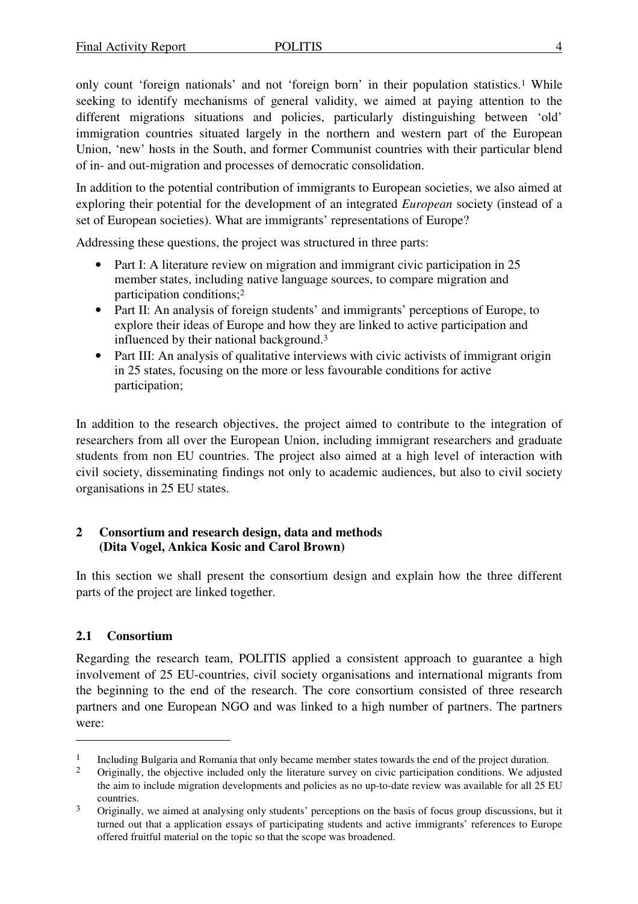only count 'foreign nationals' and not 'foreign born' in their population statistics.[1] While seeking to identify mechanisms of general validity, we aimed at paying attention to the different migrations situations and policies, particularly distinguishing between 'old' immigration countries situated largely in the northern and western part of the European Union, 'new' hosts in the South, and former Communist countries with their particular blend of in- and out-migration and processes of democratic consolidation.

In addition to the potential contribution of immigrants to European societies, we also aimed at exploring their potential for the development of an integrated *European* society (instead of a set of European societies). What are immigrants' representations of Europe?

Addressing these questions, the project was structured in three parts:

- Part I: A literature review on migration and immigrant civic participation in 25 member states, including native language sources, to compare migration and participation conditions;[2]
- Part II: An analysis of foreign students' and immigrants' perceptions of Europe, to explore their ideas of Europe and how they are linked to active participation and influenced by their national background.[3]
- Part III: An analysis of qualitative interviews with civic activists of immigrant origin in 25 states, focusing on the more or less favourable conditions for active participation;

In addition to the research objectives, the project aimed to contribute to the integration of researchers from all over the European Union, including immigrant researchers and graduate students from non EU countries. The project also aimed at a high level of interaction with civil society, disseminating findings not only to academic audiences, but also to civil society organisations in 25 EU states.

## 2 Consortium and research design, data and methods (Dita Vogel, Ankica Kosic and Carol Brown)

In this section we shall present the consortium design and explain how the three different parts of the project are linked together.

### 2.1 Consortium

Regarding the research team, POLITIS applied a consistent approach to guarantee a high involvement of 25 EU-countries, civil society organisations and international migrants from the beginning to the end of the research. The core consortium consisted of three research partners and one European NGO and was linked to a high number of partners. The partners were:

---

[1] Including Bulgaria and Romania that only became member states towards the end of the project duration.

[2] Originally, the objective included only the literature survey on civic participation conditions. We adjusted the aim to include migration developments and policies as no up-to-date review was available for all 25 EU countries.

[3] Originally, we aimed at analysing only students' perceptions on the basis of focus group discussions, but it turned out that a application essays of participating students and active immigrants' references to Europe offered fruitful material on the topic so that the scope was broadened.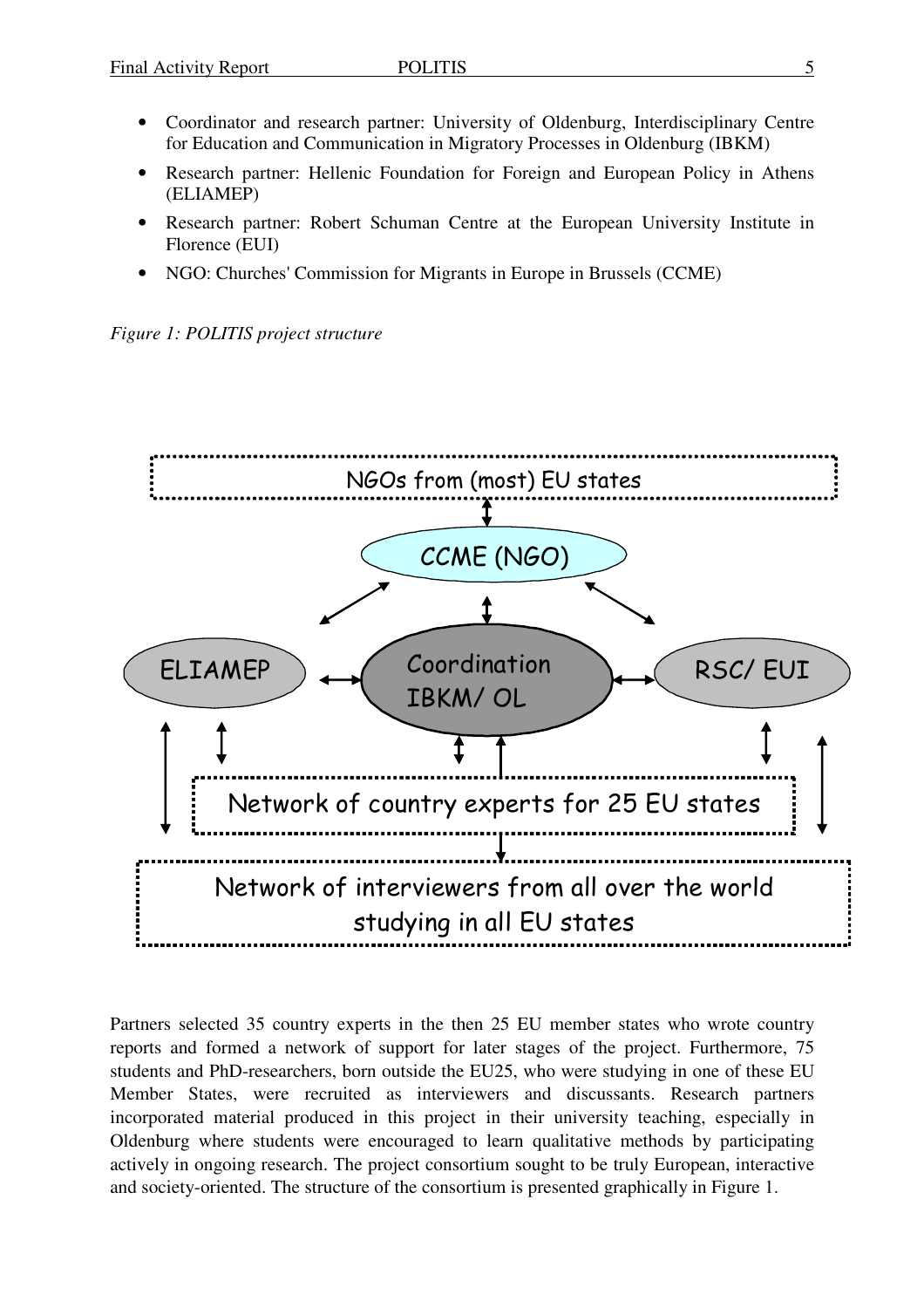- Coordinator and research partner: University of Oldenburg, Interdisciplinary Centre for Education and Communication in Migratory Processes in Oldenburg (IBKM)
- Research partner: Hellenic Foundation for Foreign and European Policy in Athens (ELIAMEP)
- Research partner: Robert Schuman Centre at the European University Institute in Florence (EUI)
- NGO: Churches' Commission for Migrants in Europe in Brussels (CCME)

*Figure 1: POLITIS project structure*

NGOs from (most) EU states

CCME (NGO)

ELIAMEP

Coordination IBKM/ OL

RSC/ EUI

Network of country experts for 25 EU states

Network of interviewers from all over the world studying in all EU states

Partners selected 35 country experts in the then 25 EU member states who wrote country reports and formed a network of support for later stages of the project. Furthermore, 75 students and PhD-researchers, born outside the EU25, who were studying in one of these EU Member States, were recruited as interviewers and discussants. Research partners incorporated material produced in this project in their university teaching, especially in Oldenburg where students were encouraged to learn qualitative methods by participating actively in ongoing research. The project consortium sought to be truly European, interactive and society-oriented. The structure of the consortium is presented graphically in Figure 1.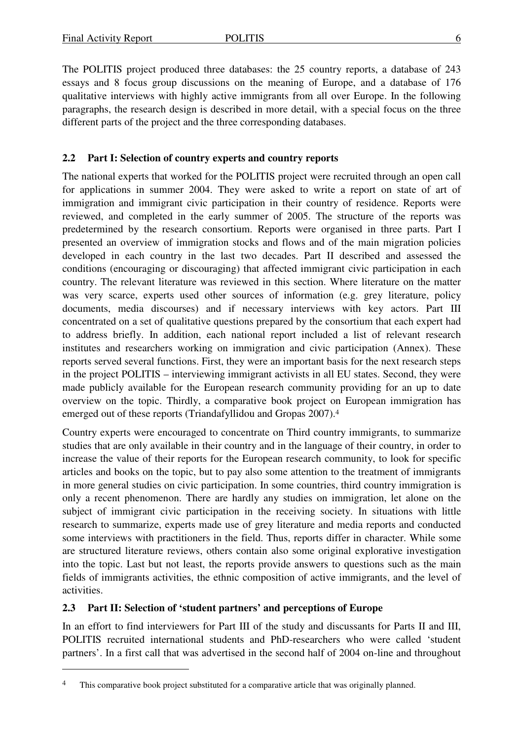The POLITIS project produced three databases: the 25 country reports, a database of 243 essays and 8 focus group discussions on the meaning of Europe, and a database of 176 qualitative interviews with highly active immigrants from all over Europe. In the following paragraphs, the research design is described in more detail, with a special focus on the three different parts of the project and the three corresponding databases.

## 2.2 Part I: Selection of country experts and country reports

The national experts that worked for the POLITIS project were recruited through an open call for applications in summer 2004. They were asked to write a report on state of art of immigration and immigrant civic participation in their country of residence. Reports were reviewed, and completed in the early summer of 2005. The structure of the reports was predetermined by the research consortium. Reports were organised in three parts. Part I presented an overview of immigration stocks and flows and of the main migration policies developed in each country in the last two decades. Part II described and assessed the conditions (encouraging or discouraging) that affected immigrant civic participation in each country. The relevant literature was reviewed in this section. Where literature on the matter was very scarce, experts used other sources of information (e.g. grey literature, policy documents, media discourses) and if necessary interviews with key actors. Part III concentrated on a set of qualitative questions prepared by the consortium that each expert had to address briefly. In addition, each national report included a list of relevant research institutes and researchers working on immigration and civic participation (Annex). These reports served several functions. First, they were an important basis for the next research steps in the project POLITIS – interviewing immigrant activists in all EU states. Second, they were made publicly available for the European research community providing for an up to date overview on the topic. Thirdly, a comparative book project on European immigration has emerged out of these reports (Triandafyllidou and Gropas 2007).[4]

Country experts were encouraged to concentrate on Third country immigrants, to summarize studies that are only available in their country and in the language of their country, in order to increase the value of their reports for the European research community, to look for specific articles and books on the topic, but to pay also some attention to the treatment of immigrants in more general studies on civic participation. In some countries, third country immigration is only a recent phenomenon. There are hardly any studies on immigration, let alone on the subject of immigrant civic participation in the receiving society. In situations with little research to summarize, experts made use of grey literature and media reports and conducted some interviews with practitioners in the field. Thus, reports differ in character. While some are structured literature reviews, others contain also some original explorative investigation into the topic. Last but not least, the reports provide answers to questions such as the main fields of immigrants activities, the ethnic composition of active immigrants, and the level of activities.

## 2.3 Part II: Selection of 'student partners' and perceptions of Europe

In an effort to find interviewers for Part III of the study and discussants for Parts II and III, POLITIS recruited international students and PhD-researchers who were called 'student partners'. In a first call that was advertised in the second half of 2004 on-line and throughout

---

[4] This comparative book project substituted for a comparative article that was originally planned.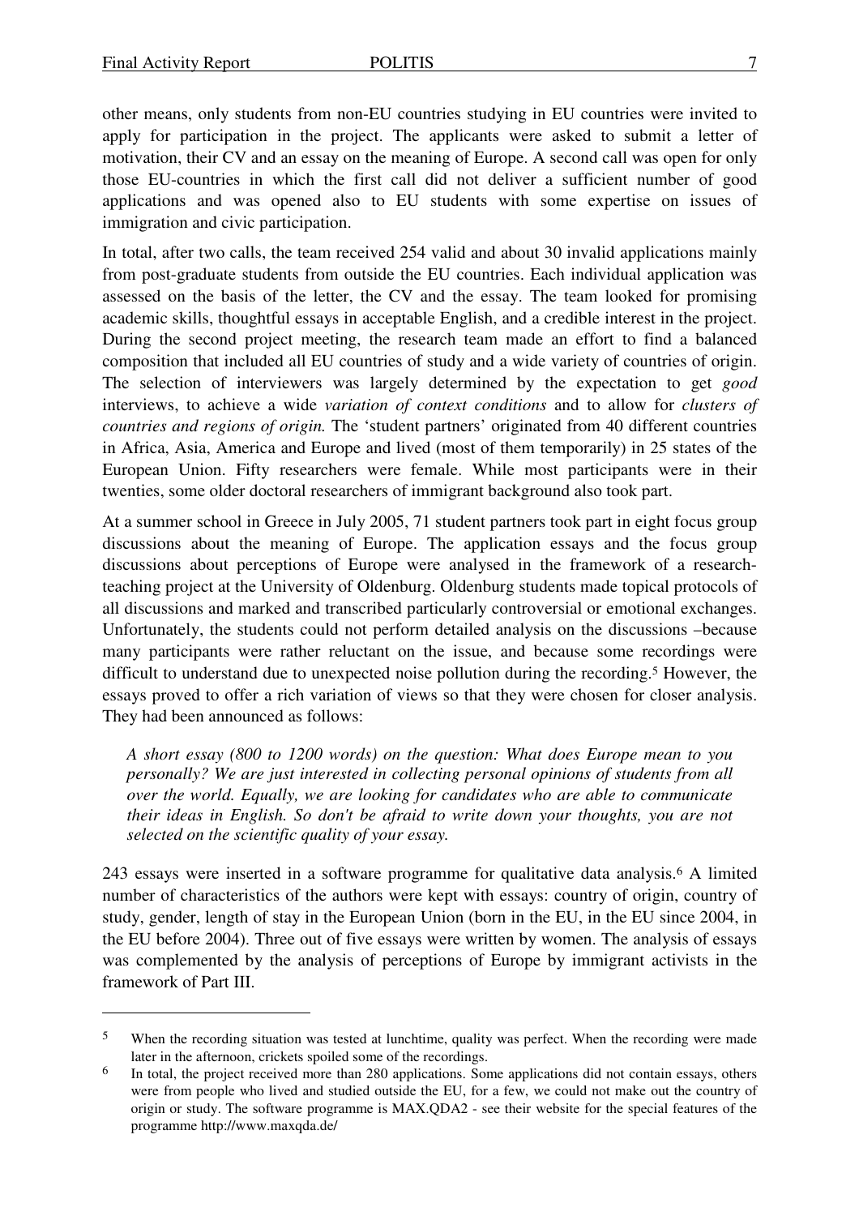other means, only students from non-EU countries studying in EU countries were invited to apply for participation in the project. The applicants were asked to submit a letter of motivation, their CV and an essay on the meaning of Europe. A second call was open for only those EU-countries in which the first call did not deliver a sufficient number of good applications and was opened also to EU students with some expertise on issues of immigration and civic participation.

In total, after two calls, the team received 254 valid and about 30 invalid applications mainly from post-graduate students from outside the EU countries. Each individual application was assessed on the basis of the letter, the CV and the essay. The team looked for promising academic skills, thoughtful essays in acceptable English, and a credible interest in the project. During the second project meeting, the research team made an effort to find a balanced composition that included all EU countries of study and a wide variety of countries of origin. The selection of interviewers was largely determined by the expectation to get *good* interviews, to achieve a wide *variation of context conditions* and to allow for *clusters of countries and regions of origin.* The 'student partners' originated from 40 different countries in Africa, Asia, America and Europe and lived (most of them temporarily) in 25 states of the European Union. Fifty researchers were female. While most participants were in their twenties, some older doctoral researchers of immigrant background also took part.

At a summer school in Greece in July 2005, 71 student partners took part in eight focus group discussions about the meaning of Europe. The application essays and the focus group discussions about perceptions of Europe were analysed in the framework of a research-teaching project at the University of Oldenburg. Oldenburg students made topical protocols of all discussions and marked and transcribed particularly controversial or emotional exchanges. Unfortunately, the students could not perform detailed analysis on the discussions –because many participants were rather reluctant on the issue, and because some recordings were difficult to understand due to unexpected noise pollution during the recording.[5] However, the essays proved to offer a rich variation of views so that they were chosen for closer analysis. They had been announced as follows:

> *A short essay (800 to 1200 words) on the question: What does Europe mean to you personally? We are just interested in collecting personal opinions of students from all over the world. Equally, we are looking for candidates who are able to communicate their ideas in English. So don't be afraid to write down your thoughts, you are not selected on the scientific quality of your essay.*

243 essays were inserted in a software programme for qualitative data analysis.[6] A limited number of characteristics of the authors were kept with essays: country of origin, country of study, gender, length of stay in the European Union (born in the EU, in the EU since 2004, in the EU before 2004). Three out of five essays were written by women. The analysis of essays was complemented by the analysis of perceptions of Europe by immigrant activists in the framework of Part III.

---

[5] When the recording situation was tested at lunchtime, quality was perfect. When the recording were made later in the afternoon, crickets spoiled some of the recordings.

[6] In total, the project received more than 280 applications. Some applications did not contain essays, others were from people who lived and studied outside the EU, for a few, we could not make out the country of origin or study. The software programme is MAX.QDA2 - see their website for the special features of the programme http://www.maxqda.de/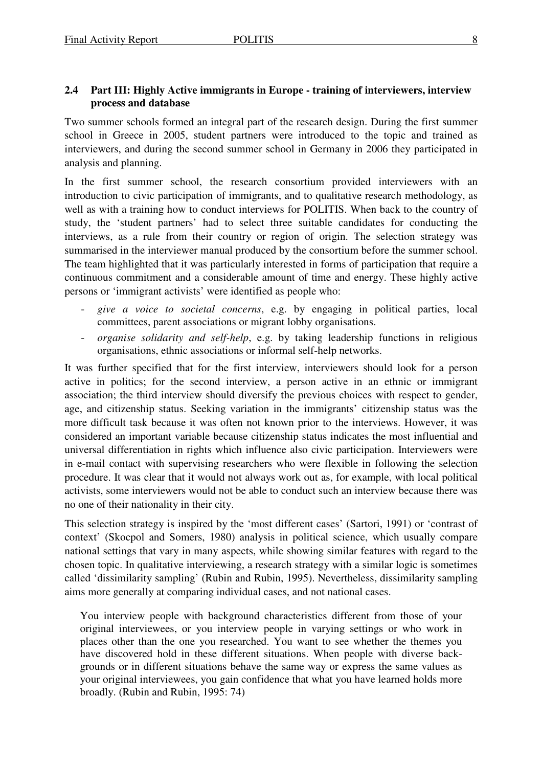## 2.4 Part III: Highly Active immigrants in Europe - training of interviewers, interview process and database

Two summer schools formed an integral part of the research design. During the first summer school in Greece in 2005, student partners were introduced to the topic and trained as interviewers, and during the second summer school in Germany in 2006 they participated in analysis and planning.

In the first summer school, the research consortium provided interviewers with an introduction to civic participation of immigrants, and to qualitative research methodology, as well as with a training how to conduct interviews for POLITIS. When back to the country of study, the 'student partners' had to select three suitable candidates for conducting the interviews, as a rule from their country or region of origin. The selection strategy was summarised in the interviewer manual produced by the consortium before the summer school. The team highlighted that it was particularly interested in forms of participation that require a continuous commitment and a considerable amount of time and energy. These highly active persons or 'immigrant activists' were identified as people who:

- *give a voice to societal concerns*, e.g. by engaging in political parties, local committees, parent associations or migrant lobby organisations.
- *organise solidarity and self-help*, e.g. by taking leadership functions in religious organisations, ethnic associations or informal self-help networks.

It was further specified that for the first interview, interviewers should look for a person active in politics; for the second interview, a person active in an ethnic or immigrant association; the third interview should diversify the previous choices with respect to gender, age, and citizenship status. Seeking variation in the immigrants' citizenship status was the more difficult task because it was often not known prior to the interviews. However, it was considered an important variable because citizenship status indicates the most influential and universal differentiation in rights which influence also civic participation. Interviewers were in e-mail contact with supervising researchers who were flexible in following the selection procedure. It was clear that it would not always work out as, for example, with local political activists, some interviewers would not be able to conduct such an interview because there was no one of their nationality in their city.

This selection strategy is inspired by the 'most different cases' (Sartori, 1991) or 'contrast of context' (Skocpol and Somers, 1980) analysis in political science, which usually compare national settings that vary in many aspects, while showing similar features with regard to the chosen topic. In qualitative interviewing, a research strategy with a similar logic is sometimes called 'dissimilarity sampling' (Rubin and Rubin, 1995). Nevertheless, dissimilarity sampling aims more generally at comparing individual cases, and not national cases.

> You interview people with background characteristics different from those of your original interviewees, or you interview people in varying settings or who work in places other than the one you researched. You want to see whether the themes you have discovered hold in these different situations. When people with diverse backgrounds or in different situations behave the same way or express the same values as your original interviewees, you gain confidence that what you have learned holds more broadly. (Rubin and Rubin, 1995: 74)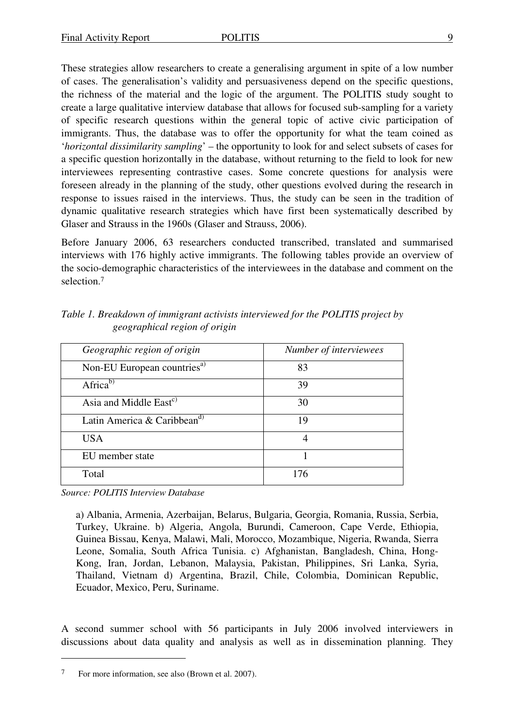These strategies allow researchers to create a generalising argument in spite of a low number of cases. The generalisation's validity and persuasiveness depend on the specific questions, the richness of the material and the logic of the argument. The POLITIS study sought to create a large qualitative interview database that allows for focused sub-sampling for a variety of specific research questions within the general topic of active civic participation of immigrants. Thus, the database was to offer the opportunity for what the team coined as '*horizontal dissimilarity sampling*' – the opportunity to look for and select subsets of cases for a specific question horizontally in the database, without returning to the field to look for new interviewees representing contrastive cases. Some concrete questions for analysis were foreseen already in the planning of the study, other questions evolved during the research in response to issues raised in the interviews. Thus, the study can be seen in the tradition of dynamic qualitative research strategies which have first been systematically described by Glaser and Strauss in the 1960s (Glaser and Strauss, 2006).

Before January 2006, 63 researchers conducted transcribed, translated and summarised interviews with 176 highly active immigrants. The following tables provide an overview of the socio-demographic characteristics of the interviewees in the database and comment on the selection.[7]

*Table 1. Breakdown of immigrant activists interviewed for the POLITIS project by geographical region of origin*

| *Geographic region of origin* | *Number of interviewees* |
|---|---|
| Non-EU European countries[a)] | 83 |
| Africa[b)] | 39 |
| Asia and Middle East[c)] | 30 |
| Latin America & Caribbean[d)] | 19 |
| USA | 4 |
| EU member state | 1 |
| Total | 176 |

*Source: POLITIS Interview Database*

a) Albania, Armenia, Azerbaijan, Belarus, Bulgaria, Georgia, Romania, Russia, Serbia, Turkey, Ukraine. b) Algeria, Angola, Burundi, Cameroon, Cape Verde, Ethiopia, Guinea Bissau, Kenya, Malawi, Mali, Morocco, Mozambique, Nigeria, Rwanda, Sierra Leone, Somalia, South Africa Tunisia. c) Afghanistan, Bangladesh, China, Hong-Kong, Iran, Jordan, Lebanon, Malaysia, Pakistan, Philippines, Sri Lanka, Syria, Thailand, Vietnam d) Argentina, Brazil, Chile, Colombia, Dominican Republic, Ecuador, Mexico, Peru, Suriname.

A second summer school with 56 participants in July 2006 involved interviewers in discussions about data quality and analysis as well as in dissemination planning. They

[7] For more information, see also (Brown et al. 2007).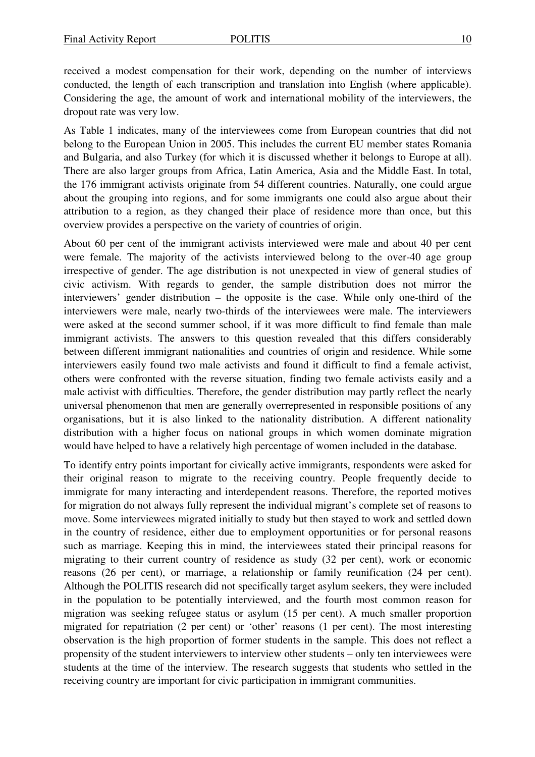received a modest compensation for their work, depending on the number of interviews conducted, the length of each transcription and translation into English (where applicable). Considering the age, the amount of work and international mobility of the interviewers, the dropout rate was very low.

As Table 1 indicates, many of the interviewees come from European countries that did not belong to the European Union in 2005. This includes the current EU member states Romania and Bulgaria, and also Turkey (for which it is discussed whether it belongs to Europe at all). There are also larger groups from Africa, Latin America, Asia and the Middle East. In total, the 176 immigrant activists originate from 54 different countries. Naturally, one could argue about the grouping into regions, and for some immigrants one could also argue about their attribution to a region, as they changed their place of residence more than once, but this overview provides a perspective on the variety of countries of origin.

About 60 per cent of the immigrant activists interviewed were male and about 40 per cent were female. The majority of the activists interviewed belong to the over-40 age group irrespective of gender. The age distribution is not unexpected in view of general studies of civic activism. With regards to gender, the sample distribution does not mirror the interviewers' gender distribution – the opposite is the case. While only one-third of the interviewers were male, nearly two-thirds of the interviewees were male. The interviewers were asked at the second summer school, if it was more difficult to find female than male immigrant activists. The answers to this question revealed that this differs considerably between different immigrant nationalities and countries of origin and residence. While some interviewers easily found two male activists and found it difficult to find a female activist, others were confronted with the reverse situation, finding two female activists easily and a male activist with difficulties. Therefore, the gender distribution may partly reflect the nearly universal phenomenon that men are generally overrepresented in responsible positions of any organisations, but it is also linked to the nationality distribution. A different nationality distribution with a higher focus on national groups in which women dominate migration would have helped to have a relatively high percentage of women included in the database.

To identify entry points important for civically active immigrants, respondents were asked for their original reason to migrate to the receiving country. People frequently decide to immigrate for many interacting and interdependent reasons. Therefore, the reported motives for migration do not always fully represent the individual migrant's complete set of reasons to move. Some interviewees migrated initially to study but then stayed to work and settled down in the country of residence, either due to employment opportunities or for personal reasons such as marriage. Keeping this in mind, the interviewees stated their principal reasons for migrating to their current country of residence as study (32 per cent), work or economic reasons (26 per cent), or marriage, a relationship or family reunification (24 per cent). Although the POLITIS research did not specifically target asylum seekers, they were included in the population to be potentially interviewed, and the fourth most common reason for migration was seeking refugee status or asylum (15 per cent). A much smaller proportion migrated for repatriation (2 per cent) or 'other' reasons (1 per cent). The most interesting observation is the high proportion of former students in the sample. This does not reflect a propensity of the student interviewers to interview other students – only ten interviewees were students at the time of the interview. The research suggests that students who settled in the receiving country are important for civic participation in immigrant communities.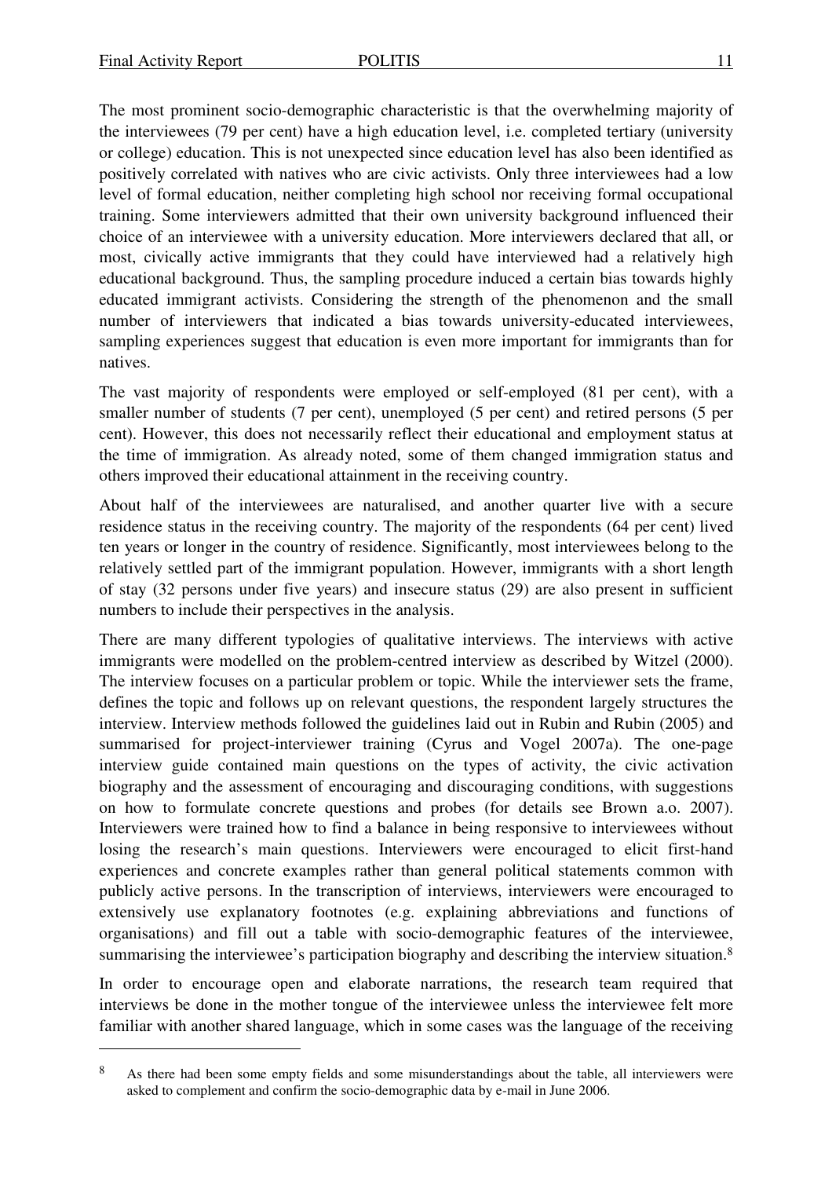The most prominent socio-demographic characteristic is that the overwhelming majority of the interviewees (79 per cent) have a high education level, i.e. completed tertiary (university or college) education. This is not unexpected since education level has also been identified as positively correlated with natives who are civic activists. Only three interviewees had a low level of formal education, neither completing high school nor receiving formal occupational training. Some interviewers admitted that their own university background influenced their choice of an interviewee with a university education. More interviewers declared that all, or most, civically active immigrants that they could have interviewed had a relatively high educational background. Thus, the sampling procedure induced a certain bias towards highly educated immigrant activists. Considering the strength of the phenomenon and the small number of interviewers that indicated a bias towards university-educated interviewees, sampling experiences suggest that education is even more important for immigrants than for natives.

The vast majority of respondents were employed or self-employed (81 per cent), with a smaller number of students (7 per cent), unemployed (5 per cent) and retired persons (5 per cent). However, this does not necessarily reflect their educational and employment status at the time of immigration. As already noted, some of them changed immigration status and others improved their educational attainment in the receiving country.

About half of the interviewees are naturalised, and another quarter live with a secure residence status in the receiving country. The majority of the respondents (64 per cent) lived ten years or longer in the country of residence. Significantly, most interviewees belong to the relatively settled part of the immigrant population. However, immigrants with a short length of stay (32 persons under five years) and insecure status (29) are also present in sufficient numbers to include their perspectives in the analysis.

There are many different typologies of qualitative interviews. The interviews with active immigrants were modelled on the problem-centred interview as described by Witzel (2000). The interview focuses on a particular problem or topic. While the interviewer sets the frame, defines the topic and follows up on relevant questions, the respondent largely structures the interview. Interview methods followed the guidelines laid out in Rubin and Rubin (2005) and summarised for project-interviewer training (Cyrus and Vogel 2007a). The one-page interview guide contained main questions on the types of activity, the civic activation biography and the assessment of encouraging and discouraging conditions, with suggestions on how to formulate concrete questions and probes (for details see Brown a.o. 2007). Interviewers were trained how to find a balance in being responsive to interviewees without losing the research's main questions. Interviewers were encouraged to elicit first-hand experiences and concrete examples rather than general political statements common with publicly active persons. In the transcription of interviews, interviewers were encouraged to extensively use explanatory footnotes (e.g. explaining abbreviations and functions of organisations) and fill out a table with socio-demographic features of the interviewee, summarising the interviewee's participation biography and describing the interview situation.[8]

In order to encourage open and elaborate narrations, the research team required that interviews be done in the mother tongue of the interviewee unless the interviewee felt more familiar with another shared language, which in some cases was the language of the receiving

---

[8] As there had been some empty fields and some misunderstandings about the table, all interviewers were asked to complement and confirm the socio-demographic data by e-mail in June 2006.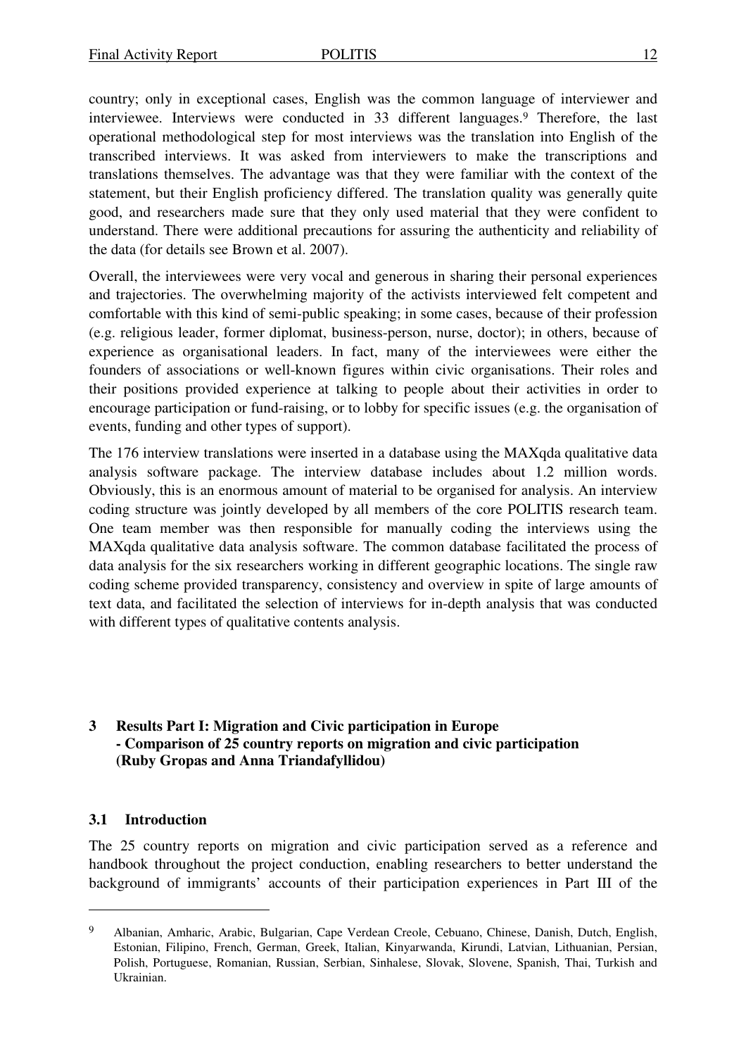country; only in exceptional cases, English was the common language of interviewer and interviewee. Interviews were conducted in 33 different languages.[9] Therefore, the last operational methodological step for most interviews was the translation into English of the transcribed interviews. It was asked from interviewers to make the transcriptions and translations themselves. The advantage was that they were familiar with the context of the statement, but their English proficiency differed. The translation quality was generally quite good, and researchers made sure that they only used material that they were confident to understand. There were additional precautions for assuring the authenticity and reliability of the data (for details see Brown et al. 2007).

Overall, the interviewees were very vocal and generous in sharing their personal experiences and trajectories. The overwhelming majority of the activists interviewed felt competent and comfortable with this kind of semi-public speaking; in some cases, because of their profession (e.g. religious leader, former diplomat, business-person, nurse, doctor); in others, because of experience as organisational leaders. In fact, many of the interviewees were either the founders of associations or well-known figures within civic organisations. Their roles and their positions provided experience at talking to people about their activities in order to encourage participation or fund-raising, or to lobby for specific issues (e.g. the organisation of events, funding and other types of support).

The 176 interview translations were inserted in a database using the MAXqda qualitative data analysis software package. The interview database includes about 1.2 million words. Obviously, this is an enormous amount of material to be organised for analysis. An interview coding structure was jointly developed by all members of the core POLITIS research team. One team member was then responsible for manually coding the interviews using the MAXqda qualitative data analysis software. The common database facilitated the process of data analysis for the six researchers working in different geographic locations. The single raw coding scheme provided transparency, consistency and overview in spite of large amounts of text data, and facilitated the selection of interviews for in-depth analysis that was conducted with different types of qualitative contents analysis.

## 3 Results Part I: Migration and Civic participation in Europe - Comparison of 25 country reports on migration and civic participation (Ruby Gropas and Anna Triandafyllidou)

### 3.1 Introduction

The 25 country reports on migration and civic participation served as a reference and handbook throughout the project conduction, enabling researchers to better understand the background of immigrants' accounts of their participation experiences in Part III of the

---

[9] Albanian, Amharic, Arabic, Bulgarian, Cape Verdean Creole, Cebuano, Chinese, Danish, Dutch, English, Estonian, Filipino, French, German, Greek, Italian, Kinyarwanda, Kirundi, Latvian, Lithuanian, Persian, Polish, Portuguese, Romanian, Russian, Serbian, Sinhalese, Slovak, Slovene, Spanish, Thai, Turkish and Ukrainian.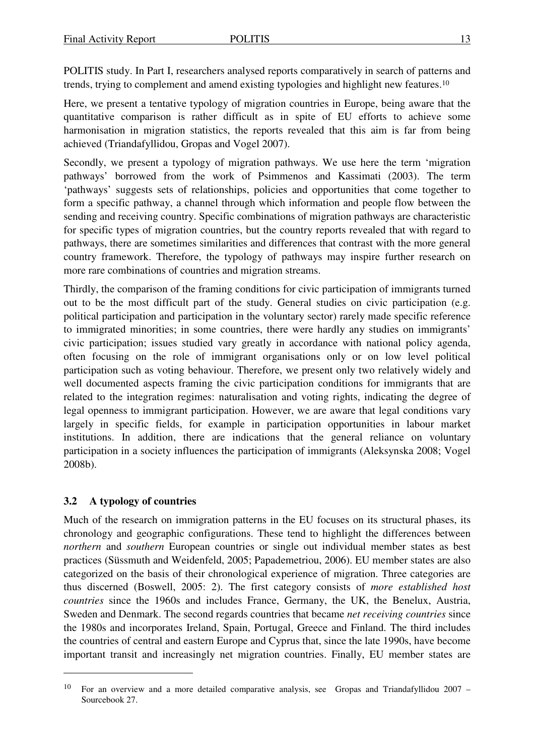POLITIS study. In Part I, researchers analysed reports comparatively in search of patterns and trends, trying to complement and amend existing typologies and highlight new features.[10]

Here, we present a tentative typology of migration countries in Europe, being aware that the quantitative comparison is rather difficult as in spite of EU efforts to achieve some harmonisation in migration statistics, the reports revealed that this aim is far from being achieved (Triandafyllidou, Gropas and Vogel 2007).

Secondly, we present a typology of migration pathways. We use here the term 'migration pathways' borrowed from the work of Psimmenos and Kassimati (2003). The term 'pathways' suggests sets of relationships, policies and opportunities that come together to form a specific pathway, a channel through which information and people flow between the sending and receiving country. Specific combinations of migration pathways are characteristic for specific types of migration countries, but the country reports revealed that with regard to pathways, there are sometimes similarities and differences that contrast with the more general country framework. Therefore, the typology of pathways may inspire further research on more rare combinations of countries and migration streams.

Thirdly, the comparison of the framing conditions for civic participation of immigrants turned out to be the most difficult part of the study. General studies on civic participation (e.g. political participation and participation in the voluntary sector) rarely made specific reference to immigrated minorities; in some countries, there were hardly any studies on immigrants' civic participation; issues studied vary greatly in accordance with national policy agenda, often focusing on the role of immigrant organisations only or on low level political participation such as voting behaviour. Therefore, we present only two relatively widely and well documented aspects framing the civic participation conditions for immigrants that are related to the integration regimes: naturalisation and voting rights, indicating the degree of legal openness to immigrant participation. However, we are aware that legal conditions vary largely in specific fields, for example in participation opportunities in labour market institutions. In addition, there are indications that the general reliance on voluntary participation in a society influences the participation of immigrants (Aleksynska 2008; Vogel 2008b).

### 3.2 A typology of countries

Much of the research on immigration patterns in the EU focuses on its structural phases, its chronology and geographic configurations. These tend to highlight the differences between *northern* and *southern* European countries or single out individual member states as best practices (Süssmuth and Weidenfeld, 2005; Papademetriou, 2006). EU member states are also categorized on the basis of their chronological experience of migration. Three categories are thus discerned (Boswell, 2005: 2). The first category consists of *more established host countries* since the 1960s and includes France, Germany, the UK, the Benelux, Austria, Sweden and Denmark. The second regards countries that became *net receiving countries* since the 1980s and incorporates Ireland, Spain, Portugal, Greece and Finland. The third includes the countries of central and eastern Europe and Cyprus that, since the late 1990s, have become important transit and increasingly net migration countries. Finally, EU member states are

---

[10] For an overview and a more detailed comparative analysis, see Gropas and Triandafyllidou 2007 – Sourcebook 27.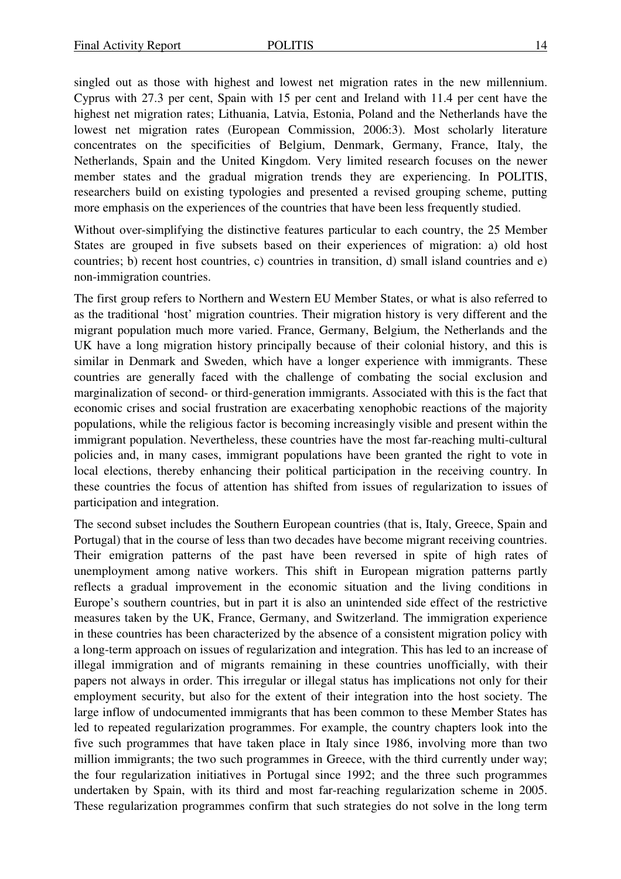singled out as those with highest and lowest net migration rates in the new millennium. Cyprus with 27.3 per cent, Spain with 15 per cent and Ireland with 11.4 per cent have the highest net migration rates; Lithuania, Latvia, Estonia, Poland and the Netherlands have the lowest net migration rates (European Commission, 2006:3). Most scholarly literature concentrates on the specificities of Belgium, Denmark, Germany, France, Italy, the Netherlands, Spain and the United Kingdom. Very limited research focuses on the newer member states and the gradual migration trends they are experiencing. In POLITIS, researchers build on existing typologies and presented a revised grouping scheme, putting more emphasis on the experiences of the countries that have been less frequently studied.

Without over-simplifying the distinctive features particular to each country, the 25 Member States are grouped in five subsets based on their experiences of migration: a) old host countries; b) recent host countries, c) countries in transition, d) small island countries and e) non-immigration countries.

The first group refers to Northern and Western EU Member States, or what is also referred to as the traditional 'host' migration countries. Their migration history is very different and the migrant population much more varied. France, Germany, Belgium, the Netherlands and the UK have a long migration history principally because of their colonial history, and this is similar in Denmark and Sweden, which have a longer experience with immigrants. These countries are generally faced with the challenge of combating the social exclusion and marginalization of second- or third-generation immigrants. Associated with this is the fact that economic crises and social frustration are exacerbating xenophobic reactions of the majority populations, while the religious factor is becoming increasingly visible and present within the immigrant population. Nevertheless, these countries have the most far-reaching multi-cultural policies and, in many cases, immigrant populations have been granted the right to vote in local elections, thereby enhancing their political participation in the receiving country. In these countries the focus of attention has shifted from issues of regularization to issues of participation and integration.

The second subset includes the Southern European countries (that is, Italy, Greece, Spain and Portugal) that in the course of less than two decades have become migrant receiving countries. Their emigration patterns of the past have been reversed in spite of high rates of unemployment among native workers. This shift in European migration patterns partly reflects a gradual improvement in the economic situation and the living conditions in Europe's southern countries, but in part it is also an unintended side effect of the restrictive measures taken by the UK, France, Germany, and Switzerland. The immigration experience in these countries has been characterized by the absence of a consistent migration policy with a long-term approach on issues of regularization and integration. This has led to an increase of illegal immigration and of migrants remaining in these countries unofficially, with their papers not always in order. This irregular or illegal status has implications not only for their employment security, but also for the extent of their integration into the host society. The large inflow of undocumented immigrants that has been common to these Member States has led to repeated regularization programmes. For example, the country chapters look into the five such programmes that have taken place in Italy since 1986, involving more than two million immigrants; the two such programmes in Greece, with the third currently under way; the four regularization initiatives in Portugal since 1992; and the three such programmes undertaken by Spain, with its third and most far-reaching regularization scheme in 2005. These regularization programmes confirm that such strategies do not solve in the long term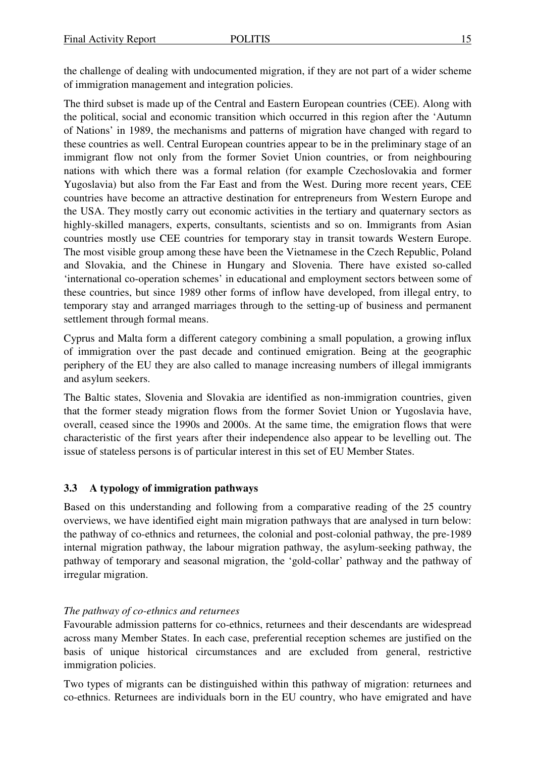the challenge of dealing with undocumented migration, if they are not part of a wider scheme of immigration management and integration policies.

The third subset is made up of the Central and Eastern European countries (CEE). Along with the political, social and economic transition which occurred in this region after the 'Autumn of Nations' in 1989, the mechanisms and patterns of migration have changed with regard to these countries as well. Central European countries appear to be in the preliminary stage of an immigrant flow not only from the former Soviet Union countries, or from neighbouring nations with which there was a formal relation (for example Czechoslovakia and former Yugoslavia) but also from the Far East and from the West. During more recent years, CEE countries have become an attractive destination for entrepreneurs from Western Europe and the USA. They mostly carry out economic activities in the tertiary and quaternary sectors as highly-skilled managers, experts, consultants, scientists and so on. Immigrants from Asian countries mostly use CEE countries for temporary stay in transit towards Western Europe. The most visible group among these have been the Vietnamese in the Czech Republic, Poland and Slovakia, and the Chinese in Hungary and Slovenia. There have existed so-called 'international co-operation schemes' in educational and employment sectors between some of these countries, but since 1989 other forms of inflow have developed, from illegal entry, to temporary stay and arranged marriages through to the setting-up of business and permanent settlement through formal means.

Cyprus and Malta form a different category combining a small population, a growing influx of immigration over the past decade and continued emigration. Being at the geographic periphery of the EU they are also called to manage increasing numbers of illegal immigrants and asylum seekers.

The Baltic states, Slovenia and Slovakia are identified as non-immigration countries, given that the former steady migration flows from the former Soviet Union or Yugoslavia have, overall, ceased since the 1990s and 2000s. At the same time, the emigration flows that were characteristic of the first years after their independence also appear to be levelling out. The issue of stateless persons is of particular interest in this set of EU Member States.

### 3.3 A typology of immigration pathways

Based on this understanding and following from a comparative reading of the 25 country overviews, we have identified eight main migration pathways that are analysed in turn below: the pathway of co-ethnics and returnees, the colonial and post-colonial pathway, the pre-1989 internal migration pathway, the labour migration pathway, the asylum-seeking pathway, the pathway of temporary and seasonal migration, the 'gold-collar' pathway and the pathway of irregular migration.

*The pathway of co-ethnics and returnees*

Favourable admission patterns for co-ethnics, returnees and their descendants are widespread across many Member States. In each case, preferential reception schemes are justified on the basis of unique historical circumstances and are excluded from general, restrictive immigration policies.

Two types of migrants can be distinguished within this pathway of migration: returnees and co-ethnics. Returnees are individuals born in the EU country, who have emigrated and have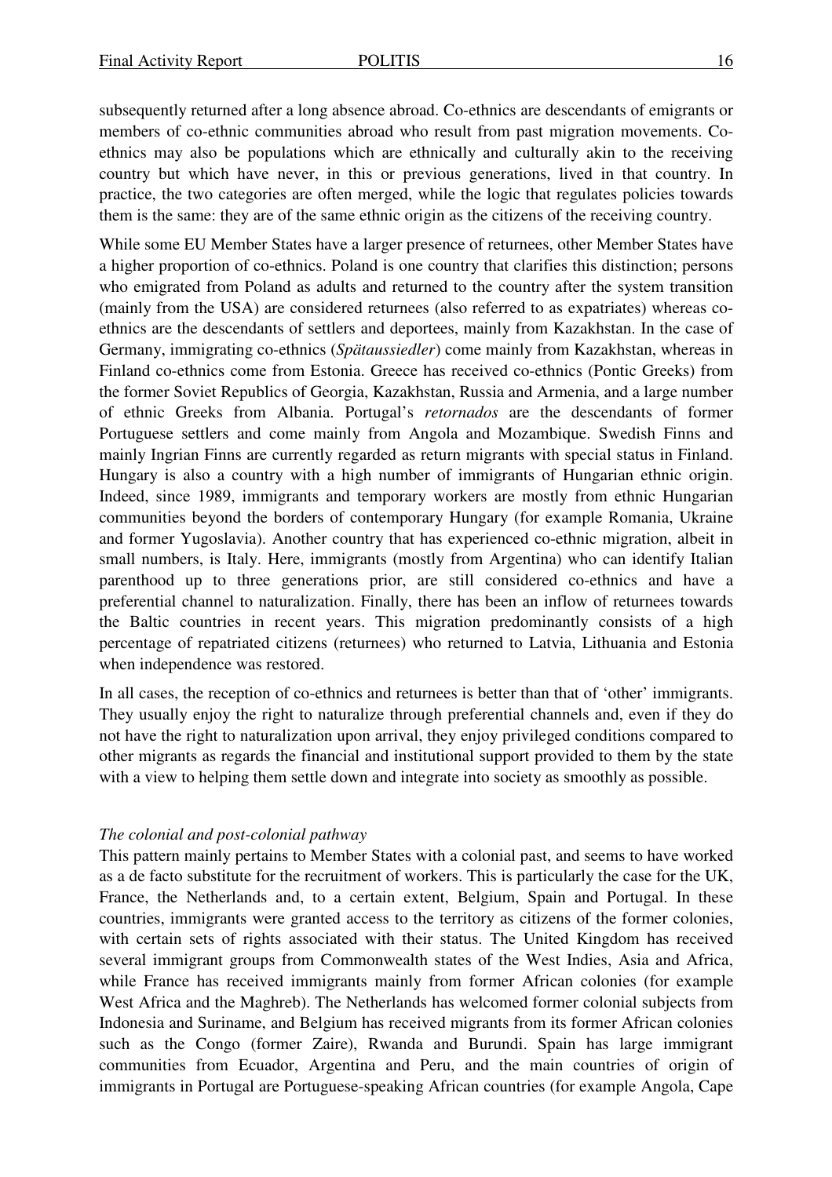subsequently returned after a long absence abroad. Co-ethnics are descendants of emigrants or members of co-ethnic communities abroad who result from past migration movements. Co-ethnics may also be populations which are ethnically and culturally akin to the receiving country but which have never, in this or previous generations, lived in that country. In practice, the two categories are often merged, while the logic that regulates policies towards them is the same: they are of the same ethnic origin as the citizens of the receiving country.

While some EU Member States have a larger presence of returnees, other Member States have a higher proportion of co-ethnics. Poland is one country that clarifies this distinction; persons who emigrated from Poland as adults and returned to the country after the system transition (mainly from the USA) are considered returnees (also referred to as expatriates) whereas co-ethnics are the descendants of settlers and deportees, mainly from Kazakhstan. In the case of Germany, immigrating co-ethnics (*Spätaussiedler*) come mainly from Kazakhstan, whereas in Finland co-ethnics come from Estonia. Greece has received co-ethnics (Pontic Greeks) from the former Soviet Republics of Georgia, Kazakhstan, Russia and Armenia, and a large number of ethnic Greeks from Albania. Portugal's *retornados* are the descendants of former Portuguese settlers and come mainly from Angola and Mozambique. Swedish Finns and mainly Ingrian Finns are currently regarded as return migrants with special status in Finland. Hungary is also a country with a high number of immigrants of Hungarian ethnic origin. Indeed, since 1989, immigrants and temporary workers are mostly from ethnic Hungarian communities beyond the borders of contemporary Hungary (for example Romania, Ukraine and former Yugoslavia). Another country that has experienced co-ethnic migration, albeit in small numbers, is Italy. Here, immigrants (mostly from Argentina) who can identify Italian parenthood up to three generations prior, are still considered co-ethnics and have a preferential channel to naturalization. Finally, there has been an inflow of returnees towards the Baltic countries in recent years. This migration predominantly consists of a high percentage of repatriated citizens (returnees) who returned to Latvia, Lithuania and Estonia when independence was restored.

In all cases, the reception of co-ethnics and returnees is better than that of 'other' immigrants. They usually enjoy the right to naturalize through preferential channels and, even if they do not have the right to naturalization upon arrival, they enjoy privileged conditions compared to other migrants as regards the financial and institutional support provided to them by the state with a view to helping them settle down and integrate into society as smoothly as possible.

*The colonial and post-colonial pathway*

This pattern mainly pertains to Member States with a colonial past, and seems to have worked as a de facto substitute for the recruitment of workers. This is particularly the case for the UK, France, the Netherlands and, to a certain extent, Belgium, Spain and Portugal. In these countries, immigrants were granted access to the territory as citizens of the former colonies, with certain sets of rights associated with their status. The United Kingdom has received several immigrant groups from Commonwealth states of the West Indies, Asia and Africa, while France has received immigrants mainly from former African colonies (for example West Africa and the Maghreb). The Netherlands has welcomed former colonial subjects from Indonesia and Suriname, and Belgium has received migrants from its former African colonies such as the Congo (former Zaire), Rwanda and Burundi. Spain has large immigrant communities from Ecuador, Argentina and Peru, and the main countries of origin of immigrants in Portugal are Portuguese-speaking African countries (for example Angola, Cape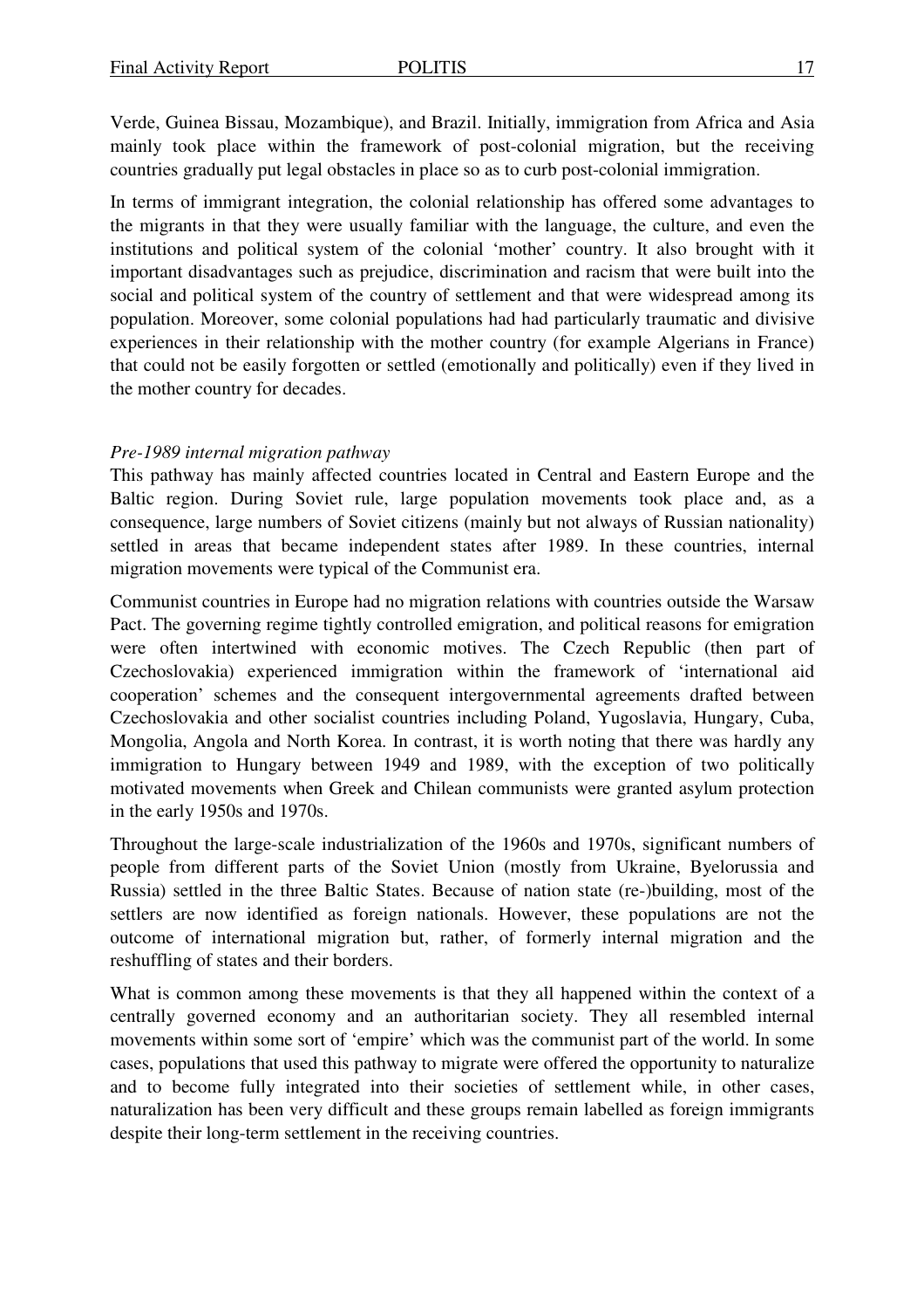Verde, Guinea Bissau, Mozambique), and Brazil. Initially, immigration from Africa and Asia mainly took place within the framework of post-colonial migration, but the receiving countries gradually put legal obstacles in place so as to curb post-colonial immigration.

In terms of immigrant integration, the colonial relationship has offered some advantages to the migrants in that they were usually familiar with the language, the culture, and even the institutions and political system of the colonial 'mother' country. It also brought with it important disadvantages such as prejudice, discrimination and racism that were built into the social and political system of the country of settlement and that were widespread among its population. Moreover, some colonial populations had had particularly traumatic and divisive experiences in their relationship with the mother country (for example Algerians in France) that could not be easily forgotten or settled (emotionally and politically) even if they lived in the mother country for decades.

*Pre-1989 internal migration pathway*

This pathway has mainly affected countries located in Central and Eastern Europe and the Baltic region. During Soviet rule, large population movements took place and, as a consequence, large numbers of Soviet citizens (mainly but not always of Russian nationality) settled in areas that became independent states after 1989. In these countries, internal migration movements were typical of the Communist era.

Communist countries in Europe had no migration relations with countries outside the Warsaw Pact. The governing regime tightly controlled emigration, and political reasons for emigration were often intertwined with economic motives. The Czech Republic (then part of Czechoslovakia) experienced immigration within the framework of 'international aid cooperation' schemes and the consequent intergovernmental agreements drafted between Czechoslovakia and other socialist countries including Poland, Yugoslavia, Hungary, Cuba, Mongolia, Angola and North Korea. In contrast, it is worth noting that there was hardly any immigration to Hungary between 1949 and 1989, with the exception of two politically motivated movements when Greek and Chilean communists were granted asylum protection in the early 1950s and 1970s.

Throughout the large-scale industrialization of the 1960s and 1970s, significant numbers of people from different parts of the Soviet Union (mostly from Ukraine, Byelorussia and Russia) settled in the three Baltic States. Because of nation state (re-)building, most of the settlers are now identified as foreign nationals. However, these populations are not the outcome of international migration but, rather, of formerly internal migration and the reshuffling of states and their borders.

What is common among these movements is that they all happened within the context of a centrally governed economy and an authoritarian society. They all resembled internal movements within some sort of 'empire' which was the communist part of the world. In some cases, populations that used this pathway to migrate were offered the opportunity to naturalize and to become fully integrated into their societies of settlement while, in other cases, naturalization has been very difficult and these groups remain labelled as foreign immigrants despite their long-term settlement in the receiving countries.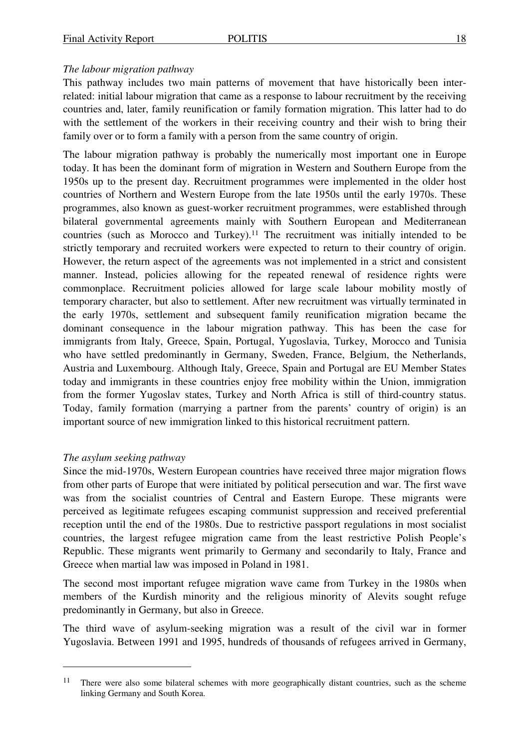*The labour migration pathway*

This pathway includes two main patterns of movement that have historically been inter-related: initial labour migration that came as a response to labour recruitment by the receiving countries and, later, family reunification or family formation migration. This latter had to do with the settlement of the workers in their receiving country and their wish to bring their family over or to form a family with a person from the same country of origin.

The labour migration pathway is probably the numerically most important one in Europe today. It has been the dominant form of migration in Western and Southern Europe from the 1950s up to the present day. Recruitment programmes were implemented in the older host countries of Northern and Western Europe from the late 1950s until the early 1970s. These programmes, also known as guest-worker recruitment programmes, were established through bilateral governmental agreements mainly with Southern European and Mediterranean countries (such as Morocco and Turkey).[11] The recruitment was initially intended to be strictly temporary and recruited workers were expected to return to their country of origin. However, the return aspect of the agreements was not implemented in a strict and consistent manner. Instead, policies allowing for the repeated renewal of residence rights were commonplace. Recruitment policies allowed for large scale labour mobility mostly of temporary character, but also to settlement. After new recruitment was virtually terminated in the early 1970s, settlement and subsequent family reunification migration became the dominant consequence in the labour migration pathway. This has been the case for immigrants from Italy, Greece, Spain, Portugal, Yugoslavia, Turkey, Morocco and Tunisia who have settled predominantly in Germany, Sweden, France, Belgium, the Netherlands, Austria and Luxembourg. Although Italy, Greece, Spain and Portugal are EU Member States today and immigrants in these countries enjoy free mobility within the Union, immigration from the former Yugoslav states, Turkey and North Africa is still of third-country status. Today, family formation (marrying a partner from the parents' country of origin) is an important source of new immigration linked to this historical recruitment pattern.

*The asylum seeking pathway*

Since the mid-1970s, Western European countries have received three major migration flows from other parts of Europe that were initiated by political persecution and war. The first wave was from the socialist countries of Central and Eastern Europe. These migrants were perceived as legitimate refugees escaping communist suppression and received preferential reception until the end of the 1980s. Due to restrictive passport regulations in most socialist countries, the largest refugee migration came from the least restrictive Polish People's Republic. These migrants went primarily to Germany and secondarily to Italy, France and Greece when martial law was imposed in Poland in 1981.

The second most important refugee migration wave came from Turkey in the 1980s when members of the Kurdish minority and the religious minority of Alevits sought refuge predominantly in Germany, but also in Greece.

The third wave of asylum-seeking migration was a result of the civil war in former Yugoslavia. Between 1991 and 1995, hundreds of thousands of refugees arrived in Germany,

[11] There were also some bilateral schemes with more geographically distant countries, such as the scheme linking Germany and South Korea.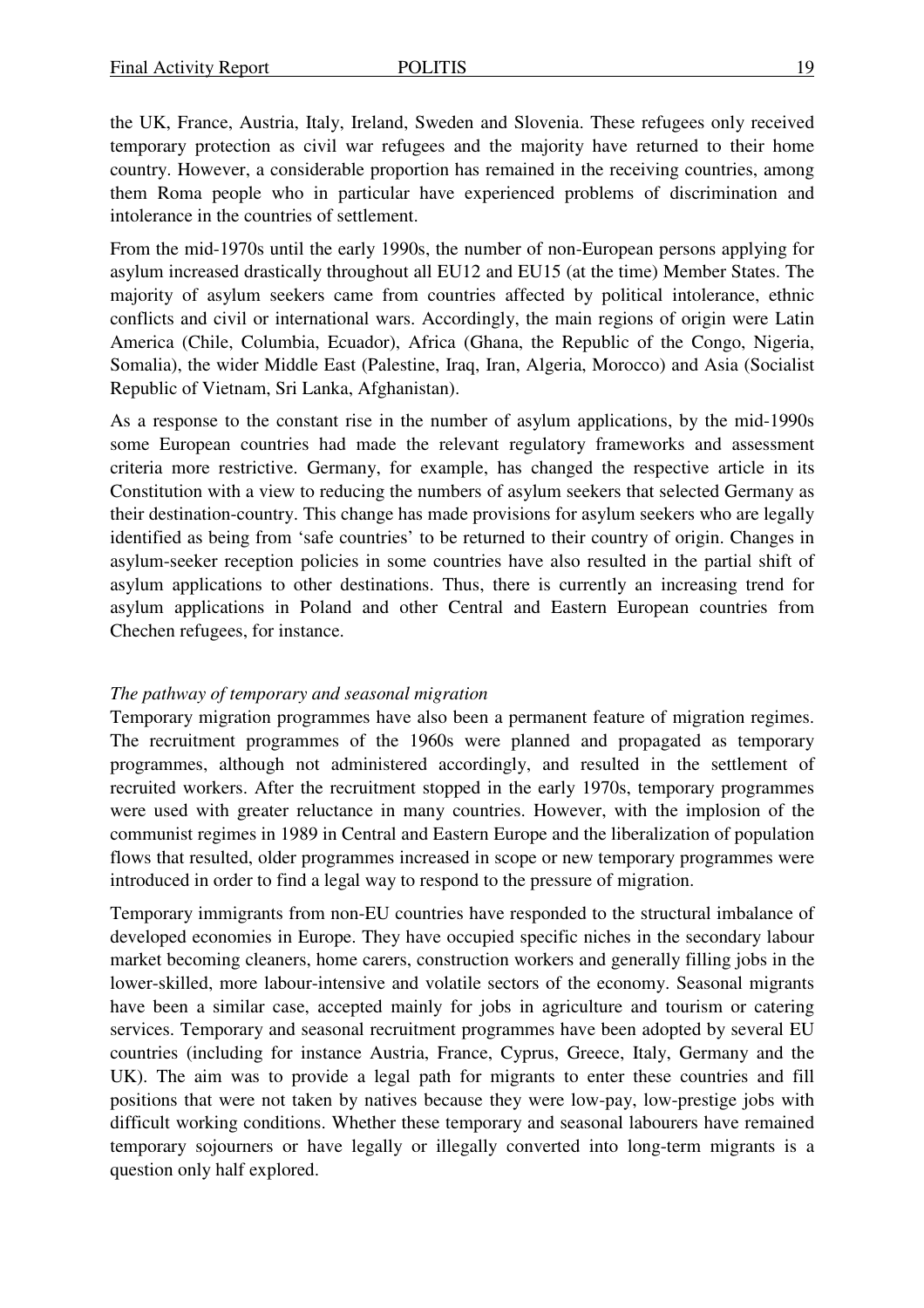the UK, France, Austria, Italy, Ireland, Sweden and Slovenia. These refugees only received temporary protection as civil war refugees and the majority have returned to their home country. However, a considerable proportion has remained in the receiving countries, among them Roma people who in particular have experienced problems of discrimination and intolerance in the countries of settlement.

From the mid-1970s until the early 1990s, the number of non-European persons applying for asylum increased drastically throughout all EU12 and EU15 (at the time) Member States. The majority of asylum seekers came from countries affected by political intolerance, ethnic conflicts and civil or international wars. Accordingly, the main regions of origin were Latin America (Chile, Columbia, Ecuador), Africa (Ghana, the Republic of the Congo, Nigeria, Somalia), the wider Middle East (Palestine, Iraq, Iran, Algeria, Morocco) and Asia (Socialist Republic of Vietnam, Sri Lanka, Afghanistan).

As a response to the constant rise in the number of asylum applications, by the mid-1990s some European countries had made the relevant regulatory frameworks and assessment criteria more restrictive. Germany, for example, has changed the respective article in its Constitution with a view to reducing the numbers of asylum seekers that selected Germany as their destination-country. This change has made provisions for asylum seekers who are legally identified as being from 'safe countries' to be returned to their country of origin. Changes in asylum-seeker reception policies in some countries have also resulted in the partial shift of asylum applications to other destinations. Thus, there is currently an increasing trend for asylum applications in Poland and other Central and Eastern European countries from Chechen refugees, for instance.

*The pathway of temporary and seasonal migration*

Temporary migration programmes have also been a permanent feature of migration regimes. The recruitment programmes of the 1960s were planned and propagated as temporary programmes, although not administered accordingly, and resulted in the settlement of recruited workers. After the recruitment stopped in the early 1970s, temporary programmes were used with greater reluctance in many countries. However, with the implosion of the communist regimes in 1989 in Central and Eastern Europe and the liberalization of population flows that resulted, older programmes increased in scope or new temporary programmes were introduced in order to find a legal way to respond to the pressure of migration.

Temporary immigrants from non-EU countries have responded to the structural imbalance of developed economies in Europe. They have occupied specific niches in the secondary labour market becoming cleaners, home carers, construction workers and generally filling jobs in the lower-skilled, more labour-intensive and volatile sectors of the economy. Seasonal migrants have been a similar case, accepted mainly for jobs in agriculture and tourism or catering services. Temporary and seasonal recruitment programmes have been adopted by several EU countries (including for instance Austria, France, Cyprus, Greece, Italy, Germany and the UK). The aim was to provide a legal path for migrants to enter these countries and fill positions that were not taken by natives because they were low-pay, low-prestige jobs with difficult working conditions. Whether these temporary and seasonal labourers have remained temporary sojourners or have legally or illegally converted into long-term migrants is a question only half explored.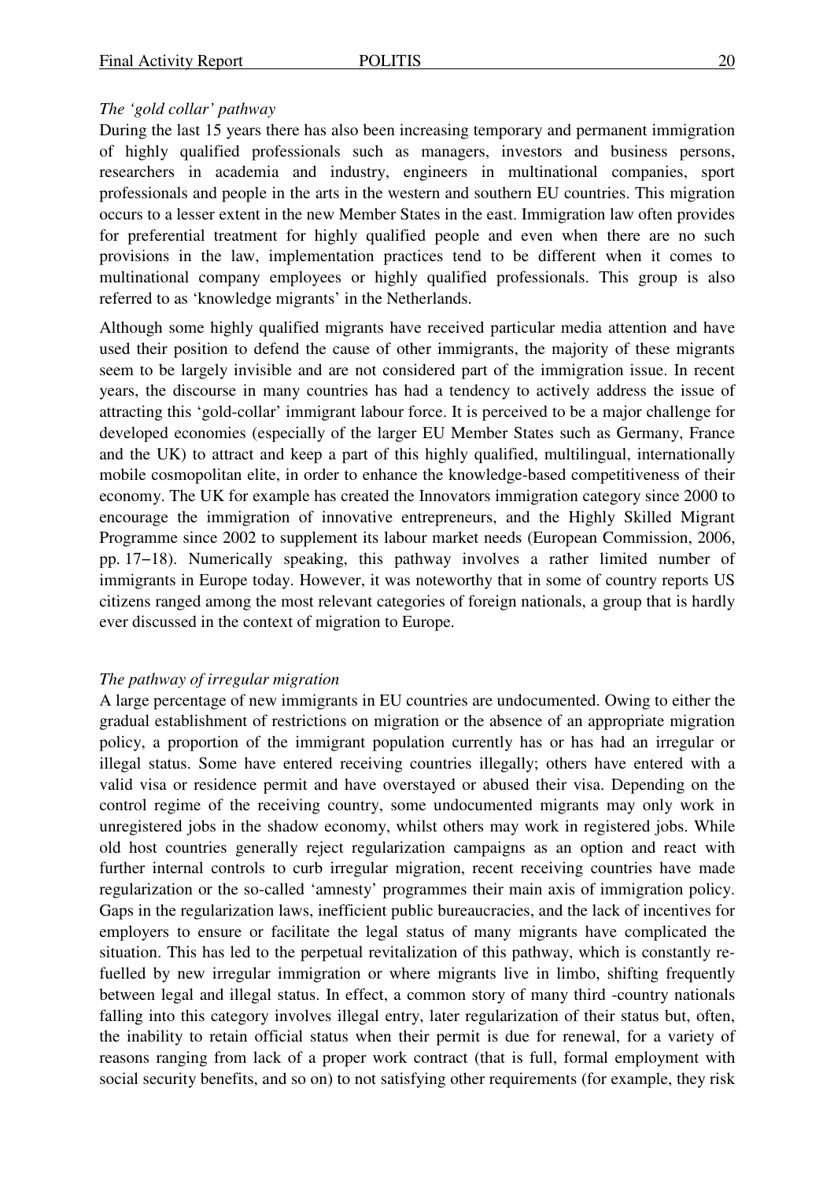*The 'gold collar' pathway*

During the last 15 years there has also been increasing temporary and permanent immigration of highly qualified professionals such as managers, investors and business persons, researchers in academia and industry, engineers in multinational companies, sport professionals and people in the arts in the western and southern EU countries. This migration occurs to a lesser extent in the new Member States in the east. Immigration law often provides for preferential treatment for highly qualified people and even when there are no such provisions in the law, implementation practices tend to be different when it comes to multinational company employees or highly qualified professionals. This group is also referred to as 'knowledge migrants' in the Netherlands.

Although some highly qualified migrants have received particular media attention and have used their position to defend the cause of other immigrants, the majority of these migrants seem to be largely invisible and are not considered part of the immigration issue. In recent years, the discourse in many countries has had a tendency to actively address the issue of attracting this 'gold-collar' immigrant labour force. It is perceived to be a major challenge for developed economies (especially of the larger EU Member States such as Germany, France and the UK) to attract and keep a part of this highly qualified, multilingual, internationally mobile cosmopolitan elite, in order to enhance the knowledge-based competitiveness of their economy. The UK for example has created the Innovators immigration category since 2000 to encourage the immigration of innovative entrepreneurs, and the Highly Skilled Migrant Programme since 2002 to supplement its labour market needs (European Commission, 2006, pp. 17–18). Numerically speaking, this pathway involves a rather limited number of immigrants in Europe today. However, it was noteworthy that in some of country reports US citizens ranged among the most relevant categories of foreign nationals, a group that is hardly ever discussed in the context of migration to Europe.

*The pathway of irregular migration*

A large percentage of new immigrants in EU countries are undocumented. Owing to either the gradual establishment of restrictions on migration or the absence of an appropriate migration policy, a proportion of the immigrant population currently has or has had an irregular or illegal status. Some have entered receiving countries illegally; others have entered with a valid visa or residence permit and have overstayed or abused their visa. Depending on the control regime of the receiving country, some undocumented migrants may only work in unregistered jobs in the shadow economy, whilst others may work in registered jobs. While old host countries generally reject regularization campaigns as an option and react with further internal controls to curb irregular migration, recent receiving countries have made regularization or the so-called 'amnesty' programmes their main axis of immigration policy. Gaps in the regularization laws, inefficient public bureaucracies, and the lack of incentives for employers to ensure or facilitate the legal status of many migrants have complicated the situation. This has led to the perpetual revitalization of this pathway, which is constantly re-fuelled by new irregular immigration or where migrants live in limbo, shifting frequently between legal and illegal status. In effect, a common story of many third -country nationals falling into this category involves illegal entry, later regularization of their status but, often, the inability to retain official status when their permit is due for renewal, for a variety of reasons ranging from lack of a proper work contract (that is full, formal employment with social security benefits, and so on) to not satisfying other requirements (for example, they risk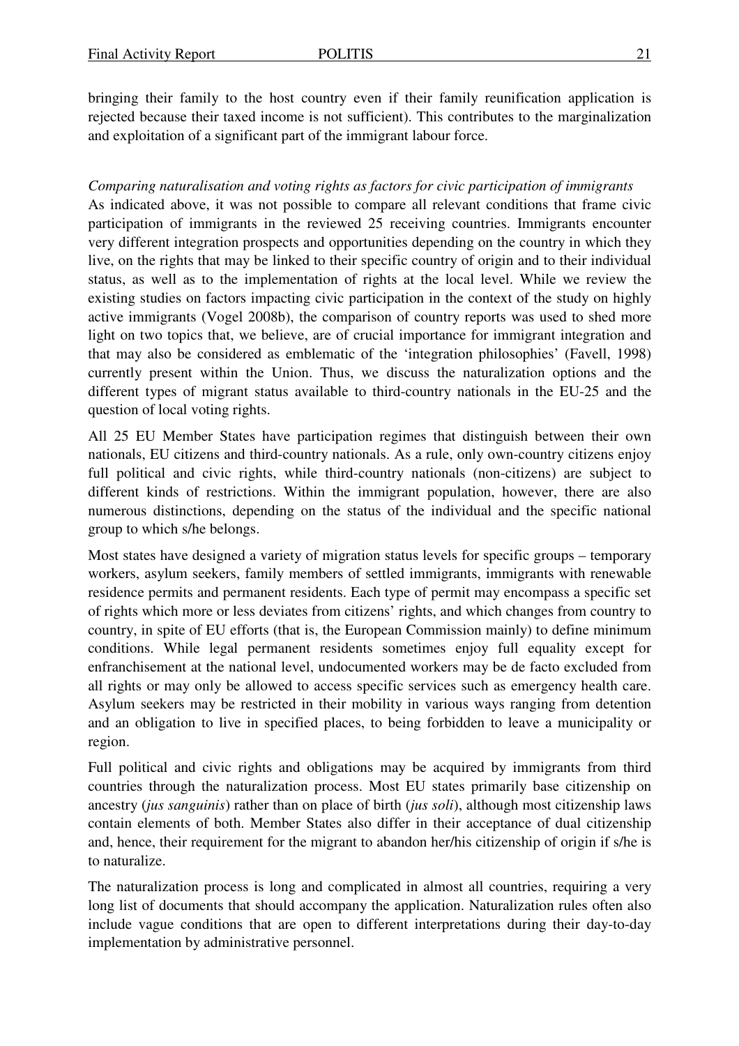bringing their family to the host country even if their family reunification application is rejected because their taxed income is not sufficient). This contributes to the marginalization and exploitation of a significant part of the immigrant labour force.

*Comparing naturalisation and voting rights as factors for civic participation of immigrants*

As indicated above, it was not possible to compare all relevant conditions that frame civic participation of immigrants in the reviewed 25 receiving countries. Immigrants encounter very different integration prospects and opportunities depending on the country in which they live, on the rights that may be linked to their specific country of origin and to their individual status, as well as to the implementation of rights at the local level. While we review the existing studies on factors impacting civic participation in the context of the study on highly active immigrants (Vogel 2008b), the comparison of country reports was used to shed more light on two topics that, we believe, are of crucial importance for immigrant integration and that may also be considered as emblematic of the 'integration philosophies' (Favell, 1998) currently present within the Union. Thus, we discuss the naturalization options and the different types of migrant status available to third-country nationals in the EU-25 and the question of local voting rights.

All 25 EU Member States have participation regimes that distinguish between their own nationals, EU citizens and third-country nationals. As a rule, only own-country citizens enjoy full political and civic rights, while third-country nationals (non-citizens) are subject to different kinds of restrictions. Within the immigrant population, however, there are also numerous distinctions, depending on the status of the individual and the specific national group to which s/he belongs.

Most states have designed a variety of migration status levels for specific groups – temporary workers, asylum seekers, family members of settled immigrants, immigrants with renewable residence permits and permanent residents. Each type of permit may encompass a specific set of rights which more or less deviates from citizens' rights, and which changes from country to country, in spite of EU efforts (that is, the European Commission mainly) to define minimum conditions. While legal permanent residents sometimes enjoy full equality except for enfranchisement at the national level, undocumented workers may be de facto excluded from all rights or may only be allowed to access specific services such as emergency health care. Asylum seekers may be restricted in their mobility in various ways ranging from detention and an obligation to live in specified places, to being forbidden to leave a municipality or region.

Full political and civic rights and obligations may be acquired by immigrants from third countries through the naturalization process. Most EU states primarily base citizenship on ancestry (*jus sanguinis*) rather than on place of birth (*jus soli*), although most citizenship laws contain elements of both. Member States also differ in their acceptance of dual citizenship and, hence, their requirement for the migrant to abandon her/his citizenship of origin if s/he is to naturalize.

The naturalization process is long and complicated in almost all countries, requiring a very long list of documents that should accompany the application. Naturalization rules often also include vague conditions that are open to different interpretations during their day-to-day implementation by administrative personnel.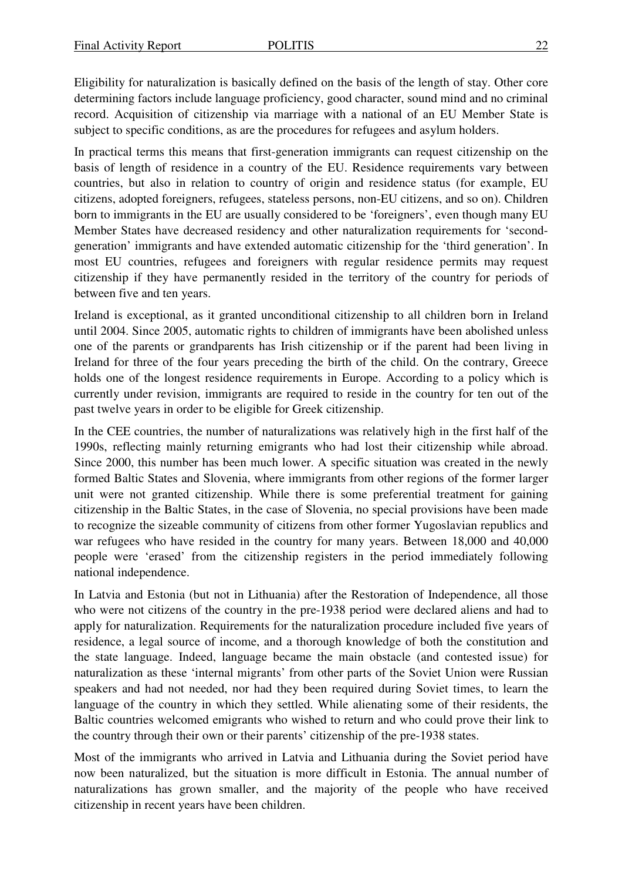Eligibility for naturalization is basically defined on the basis of the length of stay. Other core determining factors include language proficiency, good character, sound mind and no criminal record. Acquisition of citizenship via marriage with a national of an EU Member State is subject to specific conditions, as are the procedures for refugees and asylum holders.

In practical terms this means that first-generation immigrants can request citizenship on the basis of length of residence in a country of the EU. Residence requirements vary between countries, but also in relation to country of origin and residence status (for example, EU citizens, adopted foreigners, refugees, stateless persons, non-EU citizens, and so on). Children born to immigrants in the EU are usually considered to be 'foreigners', even though many EU Member States have decreased residency and other naturalization requirements for 'second-generation' immigrants and have extended automatic citizenship for the 'third generation'. In most EU countries, refugees and foreigners with regular residence permits may request citizenship if they have permanently resided in the territory of the country for periods of between five and ten years.

Ireland is exceptional, as it granted unconditional citizenship to all children born in Ireland until 2004. Since 2005, automatic rights to children of immigrants have been abolished unless one of the parents or grandparents has Irish citizenship or if the parent had been living in Ireland for three of the four years preceding the birth of the child. On the contrary, Greece holds one of the longest residence requirements in Europe. According to a policy which is currently under revision, immigrants are required to reside in the country for ten out of the past twelve years in order to be eligible for Greek citizenship.

In the CEE countries, the number of naturalizations was relatively high in the first half of the 1990s, reflecting mainly returning emigrants who had lost their citizenship while abroad. Since 2000, this number has been much lower. A specific situation was created in the newly formed Baltic States and Slovenia, where immigrants from other regions of the former larger unit were not granted citizenship. While there is some preferential treatment for gaining citizenship in the Baltic States, in the case of Slovenia, no special provisions have been made to recognize the sizeable community of citizens from other former Yugoslavian republics and war refugees who have resided in the country for many years. Between 18,000 and 40,000 people were 'erased' from the citizenship registers in the period immediately following national independence.

In Latvia and Estonia (but not in Lithuania) after the Restoration of Independence, all those who were not citizens of the country in the pre-1938 period were declared aliens and had to apply for naturalization. Requirements for the naturalization procedure included five years of residence, a legal source of income, and a thorough knowledge of both the constitution and the state language. Indeed, language became the main obstacle (and contested issue) for naturalization as these 'internal migrants' from other parts of the Soviet Union were Russian speakers and had not needed, nor had they been required during Soviet times, to learn the language of the country in which they settled. While alienating some of their residents, the Baltic countries welcomed emigrants who wished to return and who could prove their link to the country through their own or their parents' citizenship of the pre-1938 states.

Most of the immigrants who arrived in Latvia and Lithuania during the Soviet period have now been naturalized, but the situation is more difficult in Estonia. The annual number of naturalizations has grown smaller, and the majority of the people who have received citizenship in recent years have been children.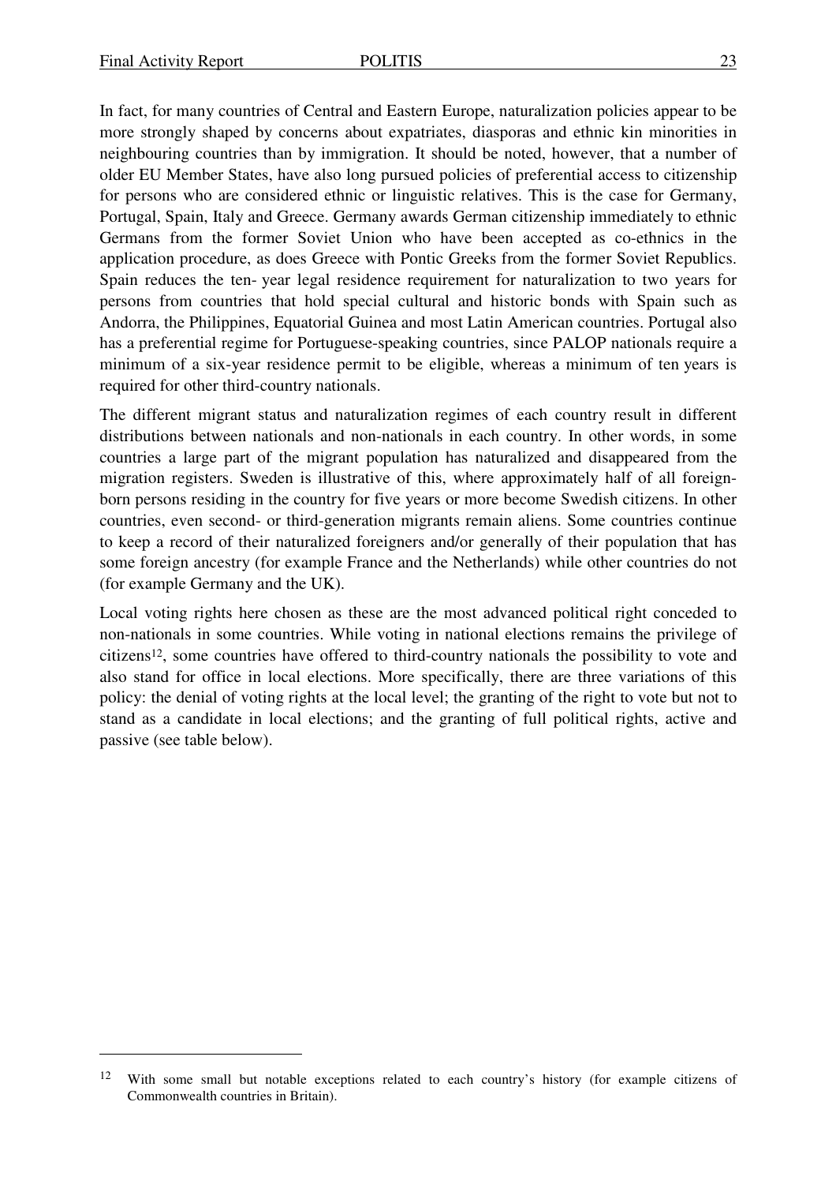In fact, for many countries of Central and Eastern Europe, naturalization policies appear to be more strongly shaped by concerns about expatriates, diasporas and ethnic kin minorities in neighbouring countries than by immigration. It should be noted, however, that a number of older EU Member States, have also long pursued policies of preferential access to citizenship for persons who are considered ethnic or linguistic relatives. This is the case for Germany, Portugal, Spain, Italy and Greece. Germany awards German citizenship immediately to ethnic Germans from the former Soviet Union who have been accepted as co-ethnics in the application procedure, as does Greece with Pontic Greeks from the former Soviet Republics. Spain reduces the ten- year legal residence requirement for naturalization to two years for persons from countries that hold special cultural and historic bonds with Spain such as Andorra, the Philippines, Equatorial Guinea and most Latin American countries. Portugal also has a preferential regime for Portuguese-speaking countries, since PALOP nationals require a minimum of a six-year residence permit to be eligible, whereas a minimum of ten years is required for other third-country nationals.

The different migrant status and naturalization regimes of each country result in different distributions between nationals and non-nationals in each country. In other words, in some countries a large part of the migrant population has naturalized and disappeared from the migration registers. Sweden is illustrative of this, where approximately half of all foreign-born persons residing in the country for five years or more become Swedish citizens. In other countries, even second- or third-generation migrants remain aliens. Some countries continue to keep a record of their naturalized foreigners and/or generally of their population that has some foreign ancestry (for example France and the Netherlands) while other countries do not (for example Germany and the UK).

Local voting rights here chosen as these are the most advanced political right conceded to non-nationals in some countries. While voting in national elections remains the privilege of citizens[12], some countries have offered to third-country nationals the possibility to vote and also stand for office in local elections. More specifically, there are three variations of this policy: the denial of voting rights at the local level; the granting of the right to vote but not to stand as a candidate in local elections; and the granting of full political rights, active and passive (see table below).

[12] With some small but notable exceptions related to each country's history (for example citizens of Commonwealth countries in Britain).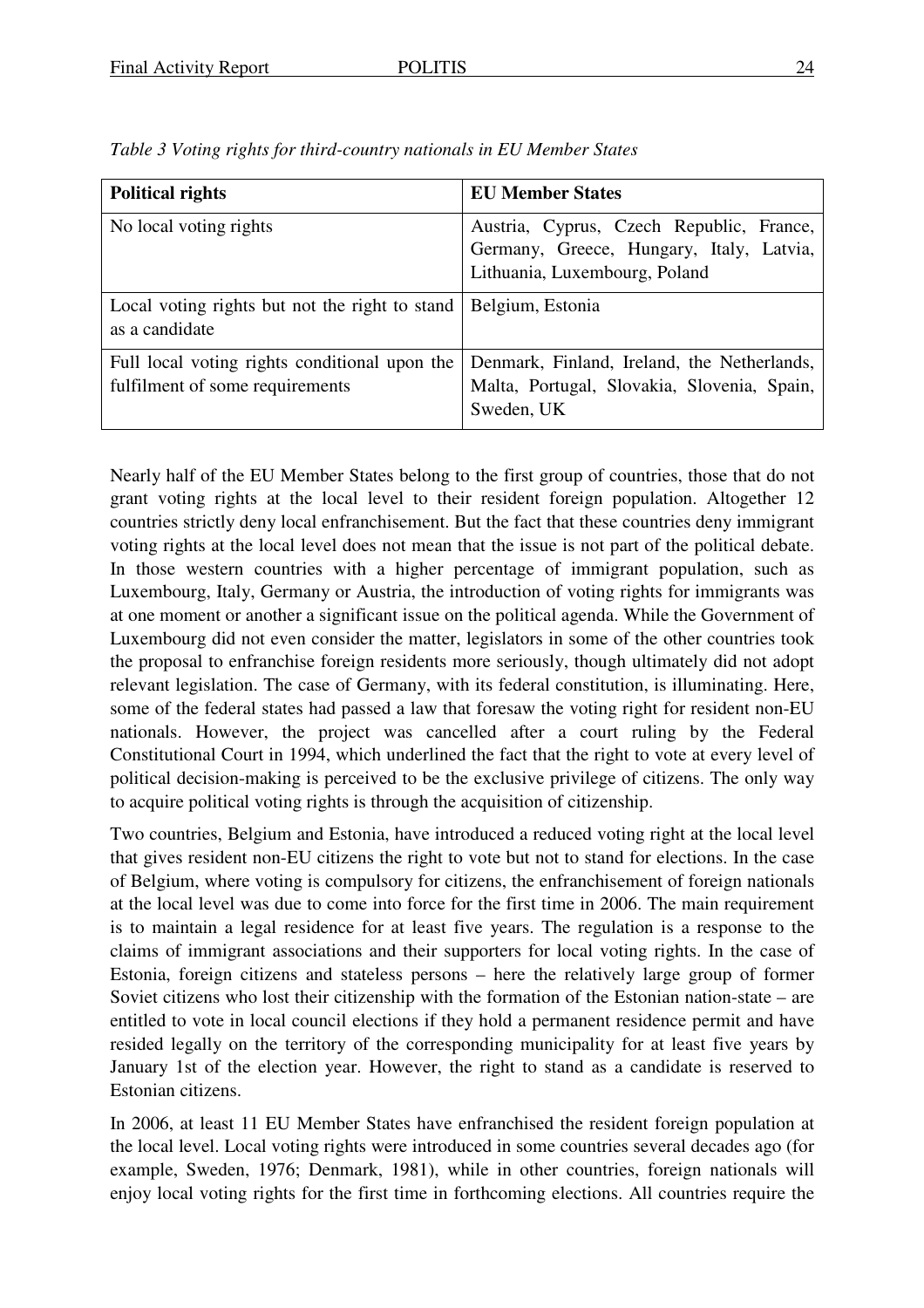*Table 3 Voting rights for third-country nationals in EU Member States*

| Political rights | EU Member States |
|---|---|
| No local voting rights | Austria, Cyprus, Czech Republic, France, Germany, Greece, Hungary, Italy, Latvia, Lithuania, Luxembourg, Poland |
| Local voting rights but not the right to stand as a candidate | Belgium, Estonia |
| Full local voting rights conditional upon the fulfilment of some requirements | Denmark, Finland, Ireland, the Netherlands, Malta, Portugal, Slovakia, Slovenia, Spain, Sweden, UK |

Nearly half of the EU Member States belong to the first group of countries, those that do not grant voting rights at the local level to their resident foreign population. Altogether 12 countries strictly deny local enfranchisement. But the fact that these countries deny immigrant voting rights at the local level does not mean that the issue is not part of the political debate. In those western countries with a higher percentage of immigrant population, such as Luxembourg, Italy, Germany or Austria, the introduction of voting rights for immigrants was at one moment or another a significant issue on the political agenda. While the Government of Luxembourg did not even consider the matter, legislators in some of the other countries took the proposal to enfranchise foreign residents more seriously, though ultimately did not adopt relevant legislation. The case of Germany, with its federal constitution, is illuminating. Here, some of the federal states had passed a law that foresaw the voting right for resident non-EU nationals. However, the project was cancelled after a court ruling by the Federal Constitutional Court in 1994, which underlined the fact that the right to vote at every level of political decision-making is perceived to be the exclusive privilege of citizens. The only way to acquire political voting rights is through the acquisition of citizenship.

Two countries, Belgium and Estonia, have introduced a reduced voting right at the local level that gives resident non-EU citizens the right to vote but not to stand for elections. In the case of Belgium, where voting is compulsory for citizens, the enfranchisement of foreign nationals at the local level was due to come into force for the first time in 2006. The main requirement is to maintain a legal residence for at least five years. The regulation is a response to the claims of immigrant associations and their supporters for local voting rights. In the case of Estonia, foreign citizens and stateless persons – here the relatively large group of former Soviet citizens who lost their citizenship with the formation of the Estonian nation-state – are entitled to vote in local council elections if they hold a permanent residence permit and have resided legally on the territory of the corresponding municipality for at least five years by January 1st of the election year. However, the right to stand as a candidate is reserved to Estonian citizens.

In 2006, at least 11 EU Member States have enfranchised the resident foreign population at the local level. Local voting rights were introduced in some countries several decades ago (for example, Sweden, 1976; Denmark, 1981), while in other countries, foreign nationals will enjoy local voting rights for the first time in forthcoming elections. All countries require the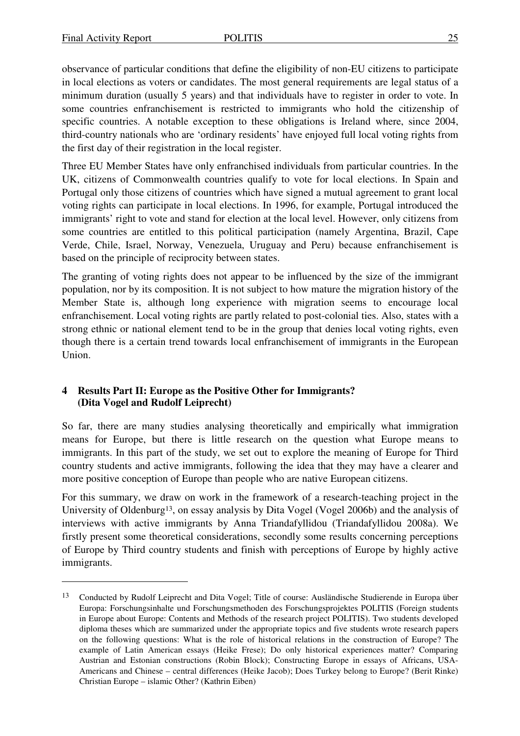observance of particular conditions that define the eligibility of non-EU citizens to participate in local elections as voters or candidates. The most general requirements are legal status of a minimum duration (usually 5 years) and that individuals have to register in order to vote. In some countries enfranchisement is restricted to immigrants who hold the citizenship of specific countries. A notable exception to these obligations is Ireland where, since 2004, third-country nationals who are 'ordinary residents' have enjoyed full local voting rights from the first day of their registration in the local register.

Three EU Member States have only enfranchised individuals from particular countries. In the UK, citizens of Commonwealth countries qualify to vote for local elections. In Spain and Portugal only those citizens of countries which have signed a mutual agreement to grant local voting rights can participate in local elections. In 1996, for example, Portugal introduced the immigrants' right to vote and stand for election at the local level. However, only citizens from some countries are entitled to this political participation (namely Argentina, Brazil, Cape Verde, Chile, Israel, Norway, Venezuela, Uruguay and Peru) because enfranchisement is based on the principle of reciprocity between states.

The granting of voting rights does not appear to be influenced by the size of the immigrant population, nor by its composition. It is not subject to how mature the migration history of the Member State is, although long experience with migration seems to encourage local enfranchisement. Local voting rights are partly related to post-colonial ties. Also, states with a strong ethnic or national element tend to be in the group that denies local voting rights, even though there is a certain trend towards local enfranchisement of immigrants in the European Union.

## 4 Results Part II: Europe as the Positive Other for Immigrants? (Dita Vogel and Rudolf Leiprecht)

So far, there are many studies analysing theoretically and empirically what immigration means for Europe, but there is little research on the question what Europe means to immigrants. In this part of the study, we set out to explore the meaning of Europe for Third country students and active immigrants, following the idea that they may have a clearer and more positive conception of Europe than people who are native European citizens.

For this summary, we draw on work in the framework of a research-teaching project in the University of Oldenburg[13], on essay analysis by Dita Vogel (Vogel 2006b) and the analysis of interviews with active immigrants by Anna Triandafyllidou (Triandafyllidou 2008a). We firstly present some theoretical considerations, secondly some results concerning perceptions of Europe by Third country students and finish with perceptions of Europe by highly active immigrants.

---

[13] Conducted by Rudolf Leiprecht and Dita Vogel; Title of course: Ausländische Studierende in Europa über Europa: Forschungsinhalte und Forschungsmethoden des Forschungsprojektes POLITIS (Foreign students in Europe about Europe: Contents and Methods of the research project POLITIS). Two students developed diploma theses which are summarized under the appropriate topics and five students wrote research papers on the following questions: What is the role of historical relations in the construction of Europe? The example of Latin American essays (Heike Frese); Do only historical experiences matter? Comparing Austrian and Estonian constructions (Robin Block); Constructing Europe in essays of Africans, USA-Americans and Chinese – central differences (Heike Jacob); Does Turkey belong to Europe? (Berit Rinke) Christian Europe – islamic Other? (Kathrin Eiben)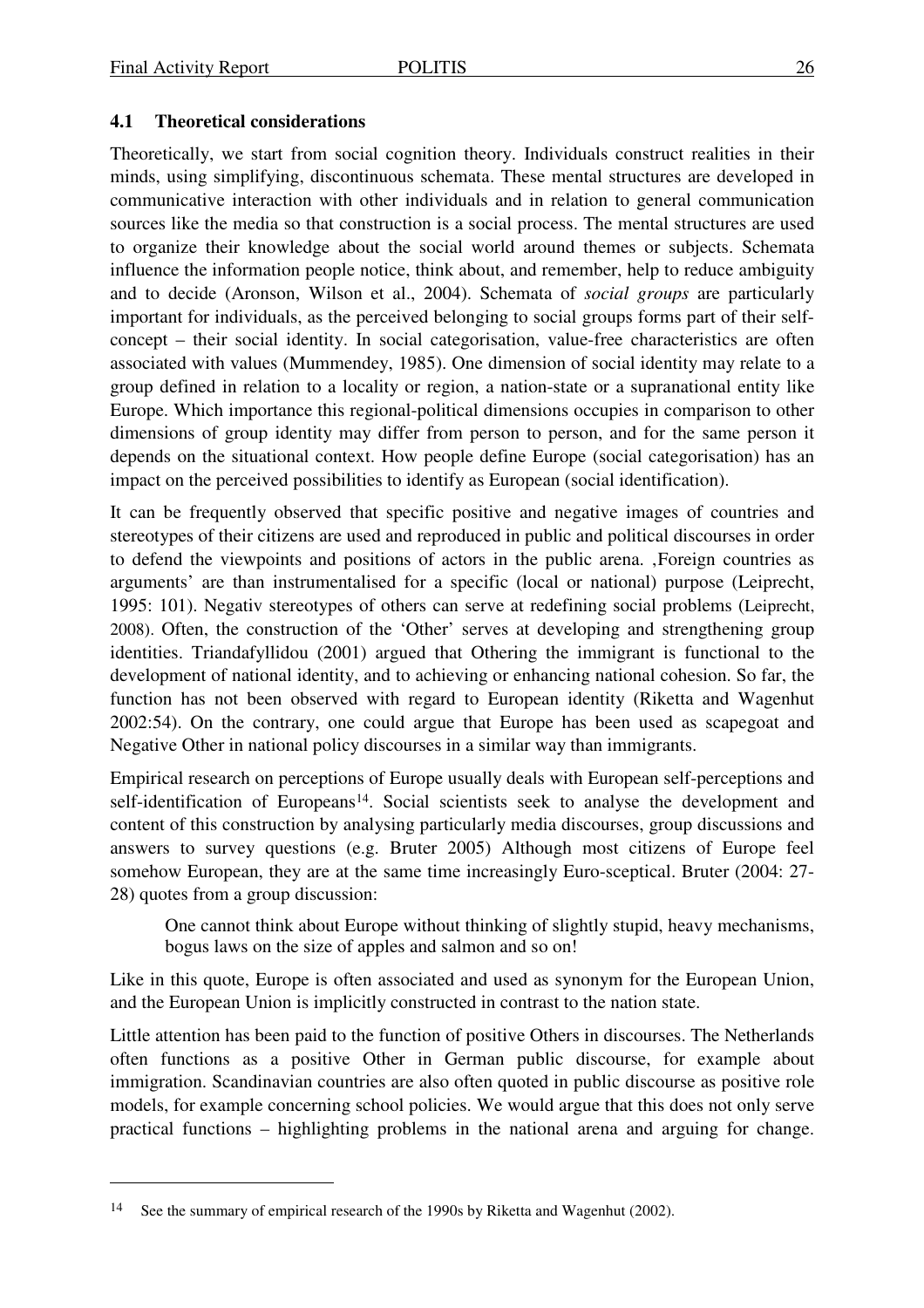## 4.1 Theoretical considerations

Theoretically, we start from social cognition theory. Individuals construct realities in their minds, using simplifying, discontinuous schemata. These mental structures are developed in communicative interaction with other individuals and in relation to general communication sources like the media so that construction is a social process. The mental structures are used to organize their knowledge about the social world around themes or subjects. Schemata influence the information people notice, think about, and remember, help to reduce ambiguity and to decide (Aronson, Wilson et al., 2004). Schemata of *social groups* are particularly important for individuals, as the perceived belonging to social groups forms part of their self-concept – their social identity. In social categorisation, value-free characteristics are often associated with values (Mummendey, 1985). One dimension of social identity may relate to a group defined in relation to a locality or region, a nation-state or a supranational entity like Europe. Which importance this regional-political dimensions occupies in comparison to other dimensions of group identity may differ from person to person, and for the same person it depends on the situational context. How people define Europe (social categorisation) has an impact on the perceived possibilities to identify as European (social identification).

It can be frequently observed that specific positive and negative images of countries and stereotypes of their citizens are used and reproduced in public and political discourses in order to defend the viewpoints and positions of actors in the public arena. ‚Foreign countries as arguments' are than instrumentalised for a specific (local or national) purpose (Leiprecht, 1995: 101). Negativ stereotypes of others can serve at redefining social problems (Leiprecht, 2008). Often, the construction of the 'Other' serves at developing and strengthening group identities. Triandafyllidou (2001) argued that Othering the immigrant is functional to the development of national identity, and to achieving or enhancing national cohesion. So far, the function has not been observed with regard to European identity (Riketta and Wagenhut 2002:54). On the contrary, one could argue that Europe has been used as scapegoat and Negative Other in national policy discourses in a similar way than immigrants.

Empirical research on perceptions of Europe usually deals with European self-perceptions and self-identification of Europeans[14]. Social scientists seek to analyse the development and content of this construction by analysing particularly media discourses, group discussions and answers to survey questions (e.g. Bruter 2005) Although most citizens of Europe feel somehow European, they are at the same time increasingly Euro-sceptical. Bruter (2004: 27-28) quotes from a group discussion:

> One cannot think about Europe without thinking of slightly stupid, heavy mechanisms, bogus laws on the size of apples and salmon and so on!

Like in this quote, Europe is often associated and used as synonym for the European Union, and the European Union is implicitly constructed in contrast to the nation state.

Little attention has been paid to the function of positive Others in discourses. The Netherlands often functions as a positive Other in German public discourse, for example about immigration. Scandinavian countries are also often quoted in public discourse as positive role models, for example concerning school policies. We would argue that this does not only serve practical functions – highlighting problems in the national arena and arguing for change.

[14] See the summary of empirical research of the 1990s by Riketta and Wagenhut (2002).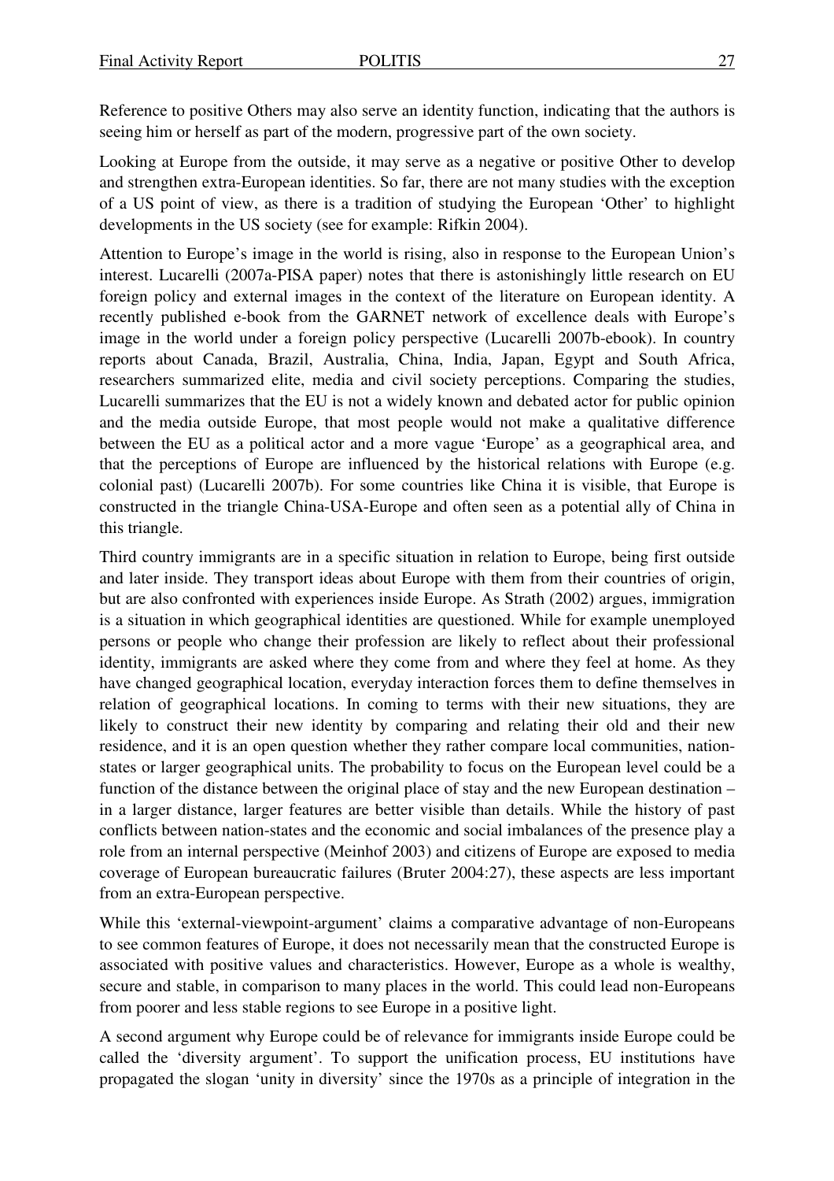Reference to positive Others may also serve an identity function, indicating that the authors is seeing him or herself as part of the modern, progressive part of the own society.

Looking at Europe from the outside, it may serve as a negative or positive Other to develop and strengthen extra-European identities. So far, there are not many studies with the exception of a US point of view, as there is a tradition of studying the European 'Other' to highlight developments in the US society (see for example: Rifkin 2004).

Attention to Europe's image in the world is rising, also in response to the European Union's interest. Lucarelli (2007a-PISA paper) notes that there is astonishingly little research on EU foreign policy and external images in the context of the literature on European identity. A recently published e-book from the GARNET network of excellence deals with Europe's image in the world under a foreign policy perspective (Lucarelli 2007b-ebook). In country reports about Canada, Brazil, Australia, China, India, Japan, Egypt and South Africa, researchers summarized elite, media and civil society perceptions. Comparing the studies, Lucarelli summarizes that the EU is not a widely known and debated actor for public opinion and the media outside Europe, that most people would not make a qualitative difference between the EU as a political actor and a more vague 'Europe' as a geographical area, and that the perceptions of Europe are influenced by the historical relations with Europe (e.g. colonial past) (Lucarelli 2007b). For some countries like China it is visible, that Europe is constructed in the triangle China-USA-Europe and often seen as a potential ally of China in this triangle.

Third country immigrants are in a specific situation in relation to Europe, being first outside and later inside. They transport ideas about Europe with them from their countries of origin, but are also confronted with experiences inside Europe. As Strath (2002) argues, immigration is a situation in which geographical identities are questioned. While for example unemployed persons or people who change their profession are likely to reflect about their professional identity, immigrants are asked where they come from and where they feel at home. As they have changed geographical location, everyday interaction forces them to define themselves in relation of geographical locations. In coming to terms with their new situations, they are likely to construct their new identity by comparing and relating their old and their new residence, and it is an open question whether they rather compare local communities, nation-states or larger geographical units. The probability to focus on the European level could be a function of the distance between the original place of stay and the new European destination – in a larger distance, larger features are better visible than details. While the history of past conflicts between nation-states and the economic and social imbalances of the presence play a role from an internal perspective (Meinhof 2003) and citizens of Europe are exposed to media coverage of European bureaucratic failures (Bruter 2004:27), these aspects are less important from an extra-European perspective.

While this 'external-viewpoint-argument' claims a comparative advantage of non-Europeans to see common features of Europe, it does not necessarily mean that the constructed Europe is associated with positive values and characteristics. However, Europe as a whole is wealthy, secure and stable, in comparison to many places in the world. This could lead non-Europeans from poorer and less stable regions to see Europe in a positive light.

A second argument why Europe could be of relevance for immigrants inside Europe could be called the 'diversity argument'. To support the unification process, EU institutions have propagated the slogan 'unity in diversity' since the 1970s as a principle of integration in the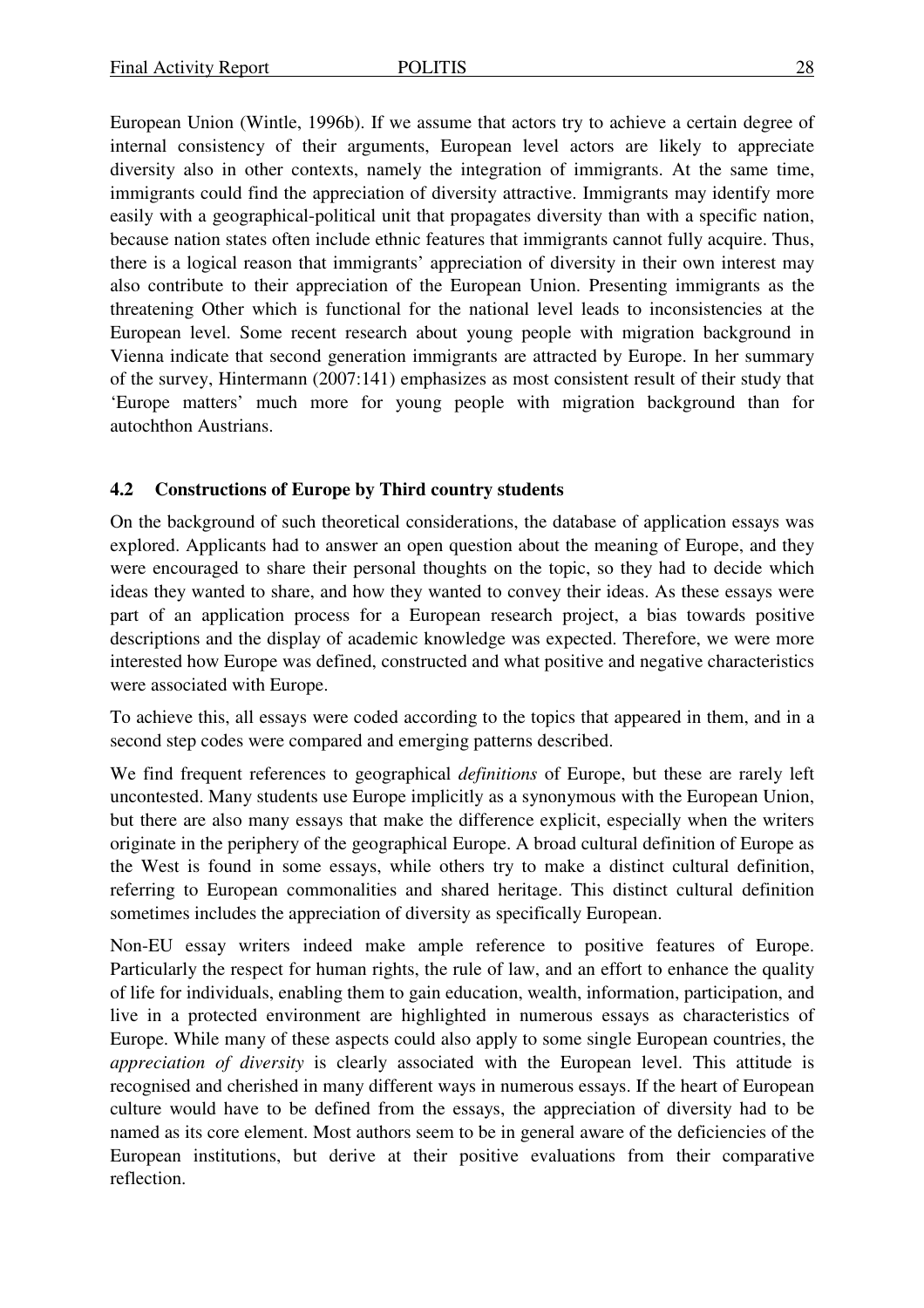European Union (Wintle, 1996b). If we assume that actors try to achieve a certain degree of internal consistency of their arguments, European level actors are likely to appreciate diversity also in other contexts, namely the integration of immigrants. At the same time, immigrants could find the appreciation of diversity attractive. Immigrants may identify more easily with a geographical-political unit that propagates diversity than with a specific nation, because nation states often include ethnic features that immigrants cannot fully acquire. Thus, there is a logical reason that immigrants' appreciation of diversity in their own interest may also contribute to their appreciation of the European Union. Presenting immigrants as the threatening Other which is functional for the national level leads to inconsistencies at the European level. Some recent research about young people with migration background in Vienna indicate that second generation immigrants are attracted by Europe. In her summary of the survey, Hintermann (2007:141) emphasizes as most consistent result of their study that 'Europe matters' much more for young people with migration background than for autochthon Austrians.

### 4.2 Constructions of Europe by Third country students

On the background of such theoretical considerations, the database of application essays was explored. Applicants had to answer an open question about the meaning of Europe, and they were encouraged to share their personal thoughts on the topic, so they had to decide which ideas they wanted to share, and how they wanted to convey their ideas. As these essays were part of an application process for a European research project, a bias towards positive descriptions and the display of academic knowledge was expected. Therefore, we were more interested how Europe was defined, constructed and what positive and negative characteristics were associated with Europe.

To achieve this, all essays were coded according to the topics that appeared in them, and in a second step codes were compared and emerging patterns described.

We find frequent references to geographical *definitions* of Europe, but these are rarely left uncontested. Many students use Europe implicitly as a synonymous with the European Union, but there are also many essays that make the difference explicit, especially when the writers originate in the periphery of the geographical Europe. A broad cultural definition of Europe as the West is found in some essays, while others try to make a distinct cultural definition, referring to European commonalities and shared heritage. This distinct cultural definition sometimes includes the appreciation of diversity as specifically European.

Non-EU essay writers indeed make ample reference to positive features of Europe. Particularly the respect for human rights, the rule of law, and an effort to enhance the quality of life for individuals, enabling them to gain education, wealth, information, participation, and live in a protected environment are highlighted in numerous essays as characteristics of Europe. While many of these aspects could also apply to some single European countries, the *appreciation of diversity* is clearly associated with the European level. This attitude is recognised and cherished in many different ways in numerous essays. If the heart of European culture would have to be defined from the essays, the appreciation of diversity had to be named as its core element. Most authors seem to be in general aware of the deficiencies of the European institutions, but derive at their positive evaluations from their comparative reflection.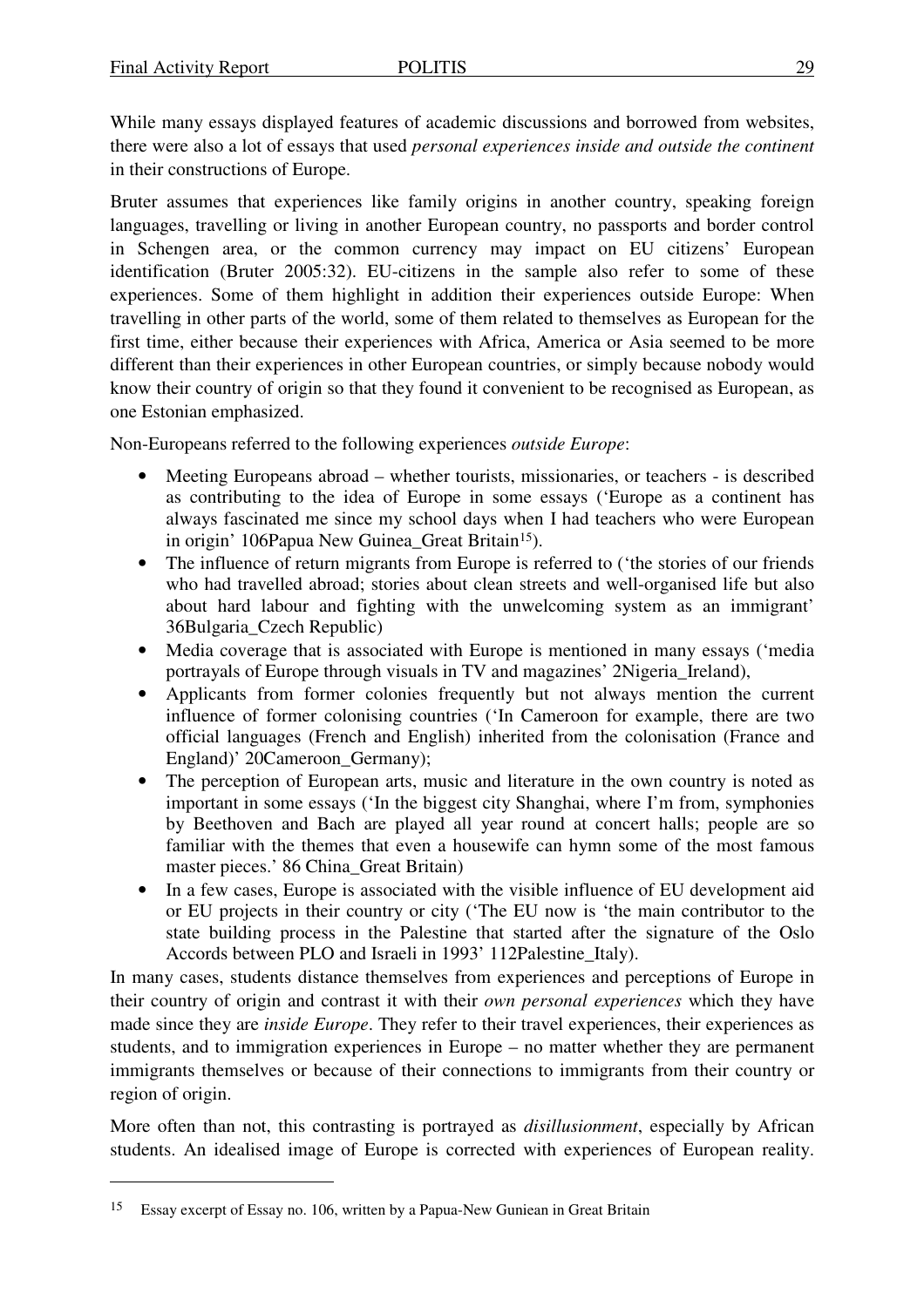While many essays displayed features of academic discussions and borrowed from websites, there were also a lot of essays that used *personal experiences inside and outside the continent* in their constructions of Europe.

Bruter assumes that experiences like family origins in another country, speaking foreign languages, travelling or living in another European country, no passports and border control in Schengen area, or the common currency may impact on EU citizens' European identification (Bruter 2005:32). EU-citizens in the sample also refer to some of these experiences. Some of them highlight in addition their experiences outside Europe: When travelling in other parts of the world, some of them related to themselves as European for the first time, either because their experiences with Africa, America or Asia seemed to be more different than their experiences in other European countries, or simply because nobody would know their country of origin so that they found it convenient to be recognised as European, as one Estonian emphasized.

Non-Europeans referred to the following experiences *outside Europe*:

- Meeting Europeans abroad – whether tourists, missionaries, or teachers - is described as contributing to the idea of Europe in some essays ('Europe as a continent has always fascinated me since my school days when I had teachers who were European in origin' 106Papua New Guinea_Great Britain[15]).
- The influence of return migrants from Europe is referred to ('the stories of our friends who had travelled abroad; stories about clean streets and well-organised life but also about hard labour and fighting with the unwelcoming system as an immigrant' 36Bulgaria_Czech Republic)
- Media coverage that is associated with Europe is mentioned in many essays ('media portrayals of Europe through visuals in TV and magazines' 2Nigeria_Ireland),
- Applicants from former colonies frequently but not always mention the current influence of former colonising countries ('In Cameroon for example, there are two official languages (French and English) inherited from the colonisation (France and England)' 20Cameroon_Germany);
- The perception of European arts, music and literature in the own country is noted as important in some essays ('In the biggest city Shanghai, where I'm from, symphonies by Beethoven and Bach are played all year round at concert halls; people are so familiar with the themes that even a housewife can hymn some of the most famous master pieces.' 86 China_Great Britain)
- In a few cases, Europe is associated with the visible influence of EU development aid or EU projects in their country or city ('The EU now is 'the main contributor to the state building process in the Palestine that started after the signature of the Oslo Accords between PLO and Israeli in 1993' 112Palestine_Italy).

In many cases, students distance themselves from experiences and perceptions of Europe in their country of origin and contrast it with their *own personal experiences* which they have made since they are *inside Europe*. They refer to their travel experiences, their experiences as students, and to immigration experiences in Europe – no matter whether they are permanent immigrants themselves or because of their connections to immigrants from their country or region of origin.

More often than not, this contrasting is portrayed as *disillusionment*, especially by African students. An idealised image of Europe is corrected with experiences of European reality.

[15] Essay excerpt of Essay no. 106, written by a Papua-New Guniean in Great Britain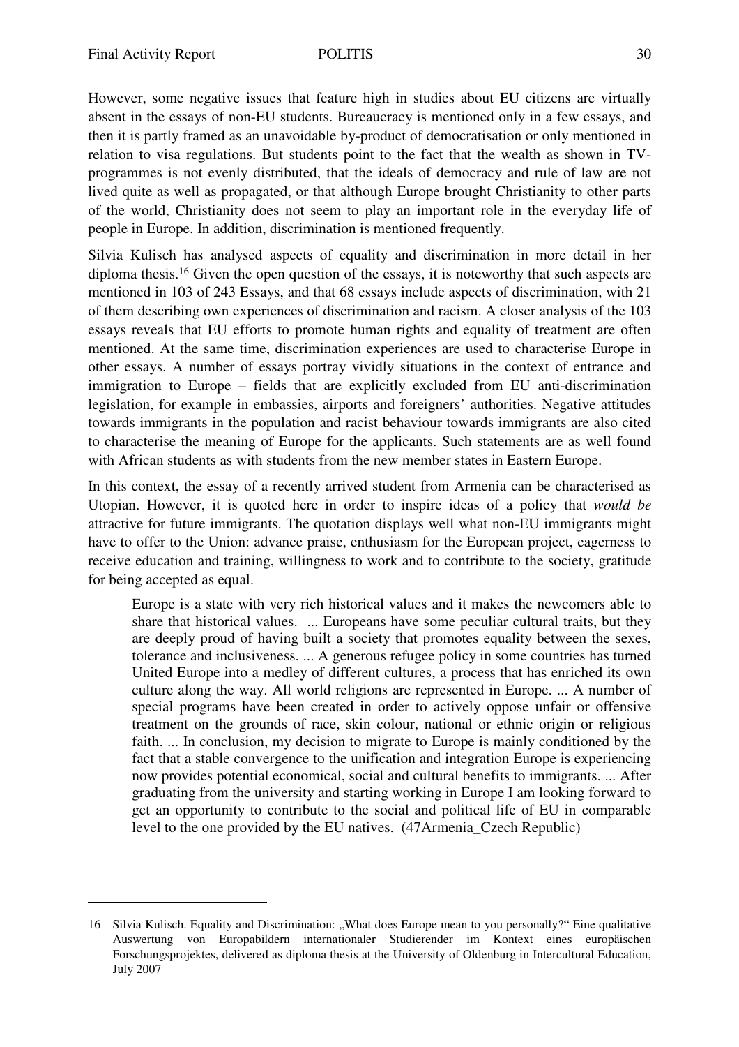However, some negative issues that feature high in studies about EU citizens are virtually absent in the essays of non-EU students. Bureaucracy is mentioned only in a few essays, and then it is partly framed as an unavoidable by-product of democratisation or only mentioned in relation to visa regulations. But students point to the fact that the wealth as shown in TV-programmes is not evenly distributed, that the ideals of democracy and rule of law are not lived quite as well as propagated, or that although Europe brought Christianity to other parts of the world, Christianity does not seem to play an important role in the everyday life of people in Europe. In addition, discrimination is mentioned frequently.

Silvia Kulisch has analysed aspects of equality and discrimination in more detail in her diploma thesis.[16] Given the open question of the essays, it is noteworthy that such aspects are mentioned in 103 of 243 Essays, and that 68 essays include aspects of discrimination, with 21 of them describing own experiences of discrimination and racism. A closer analysis of the 103 essays reveals that EU efforts to promote human rights and equality of treatment are often mentioned. At the same time, discrimination experiences are used to characterise Europe in other essays. A number of essays portray vividly situations in the context of entrance and immigration to Europe – fields that are explicitly excluded from EU anti-discrimination legislation, for example in embassies, airports and foreigners' authorities. Negative attitudes towards immigrants in the population and racist behaviour towards immigrants are also cited to characterise the meaning of Europe for the applicants. Such statements are as well found with African students as with students from the new member states in Eastern Europe.

In this context, the essay of a recently arrived student from Armenia can be characterised as Utopian. However, it is quoted here in order to inspire ideas of a policy that *would be* attractive for future immigrants. The quotation displays well what non-EU immigrants might have to offer to the Union: advance praise, enthusiasm for the European project, eagerness to receive education and training, willingness to work and to contribute to the society, gratitude for being accepted as equal.

> Europe is a state with very rich historical values and it makes the newcomers able to share that historical values. ... Europeans have some peculiar cultural traits, but they are deeply proud of having built a society that promotes equality between the sexes, tolerance and inclusiveness. ... A generous refugee policy in some countries has turned United Europe into a medley of different cultures, a process that has enriched its own culture along the way. All world religions are represented in Europe. ... A number of special programs have been created in order to actively oppose unfair or offensive treatment on the grounds of race, skin colour, national or ethnic origin or religious faith. ... In conclusion, my decision to migrate to Europe is mainly conditioned by the fact that a stable convergence to the unification and integration Europe is experiencing now provides potential economical, social and cultural benefits to immigrants. ... After graduating from the university and starting working in Europe I am looking forward to get an opportunity to contribute to the social and political life of EU in comparable level to the one provided by the EU natives. (47Armenia_Czech Republic)

---

[16] Silvia Kulisch. Equality and Discrimination: „What does Europe mean to you personally?" Eine qualitative Auswertung von Europabildern internationaler Studierender im Kontext eines europäischen Forschungsprojektes, delivered as diploma thesis at the University of Oldenburg in Intercultural Education, July 2007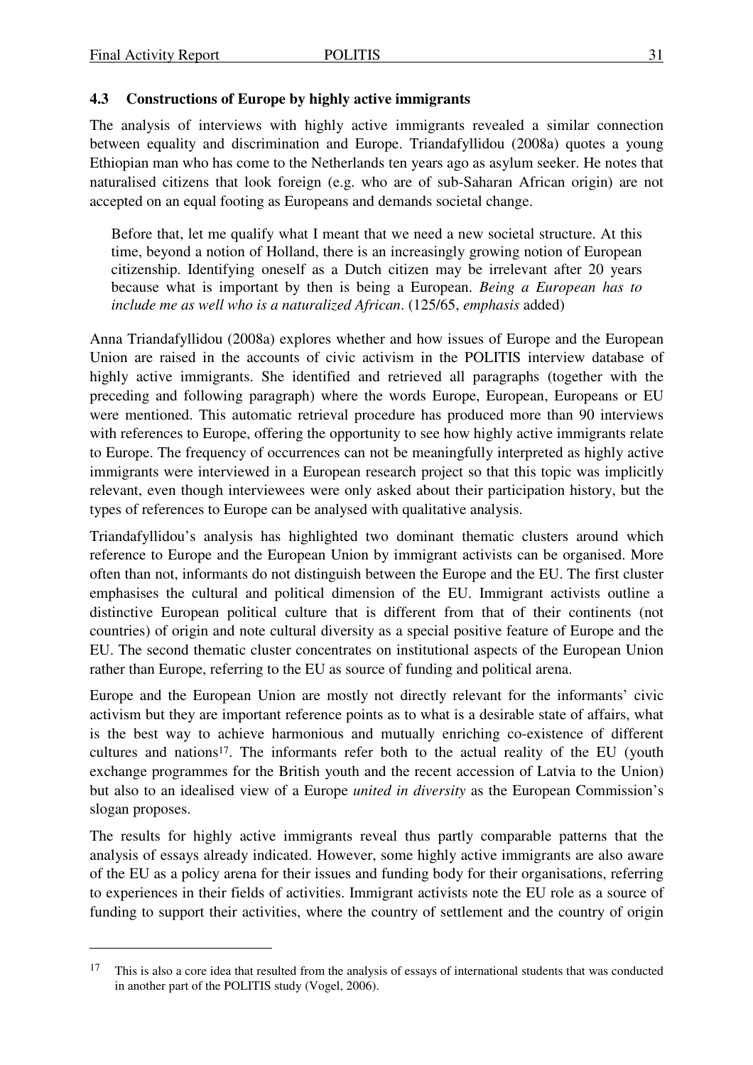### 4.3 Constructions of Europe by highly active immigrants

The analysis of interviews with highly active immigrants revealed a similar connection between equality and discrimination and Europe. Triandafyllidou (2008a) quotes a young Ethiopian man who has come to the Netherlands ten years ago as asylum seeker. He notes that naturalised citizens that look foreign (e.g. who are of sub-Saharan African origin) are not accepted on an equal footing as Europeans and demands societal change.

> Before that, let me qualify what I meant that we need a new societal structure. At this time, beyond a notion of Holland, there is an increasingly growing notion of European citizenship. Identifying oneself as a Dutch citizen may be irrelevant after 20 years because what is important by then is being a European. *Being a European has to include me as well who is a naturalized African*. (125/65, *emphasis* added)

Anna Triandafyllidou (2008a) explores whether and how issues of Europe and the European Union are raised in the accounts of civic activism in the POLITIS interview database of highly active immigrants. She identified and retrieved all paragraphs (together with the preceding and following paragraph) where the words Europe, European, Europeans or EU were mentioned. This automatic retrieval procedure has produced more than 90 interviews with references to Europe, offering the opportunity to see how highly active immigrants relate to Europe. The frequency of occurrences can not be meaningfully interpreted as highly active immigrants were interviewed in a European research project so that this topic was implicitly relevant, even though interviewees were only asked about their participation history, but the types of references to Europe can be analysed with qualitative analysis.

Triandafyllidou's analysis has highlighted two dominant thematic clusters around which reference to Europe and the European Union by immigrant activists can be organised. More often than not, informants do not distinguish between the Europe and the EU. The first cluster emphasises the cultural and political dimension of the EU. Immigrant activists outline a distinctive European political culture that is different from that of their continents (not countries) of origin and note cultural diversity as a special positive feature of Europe and the EU. The second thematic cluster concentrates on institutional aspects of the European Union rather than Europe, referring to the EU as source of funding and political arena.

Europe and the European Union are mostly not directly relevant for the informants' civic activism but they are important reference points as to what is a desirable state of affairs, what is the best way to achieve harmonious and mutually enriching co-existence of different cultures and nations[17]. The informants refer both to the actual reality of the EU (youth exchange programmes for the British youth and the recent accession of Latvia to the Union) but also to an idealised view of a Europe *united in diversity* as the European Commission's slogan proposes.

The results for highly active immigrants reveal thus partly comparable patterns that the analysis of essays already indicated. However, some highly active immigrants are also aware of the EU as a policy arena for their issues and funding body for their organisations, referring to experiences in their fields of activities. Immigrant activists note the EU role as a source of funding to support their activities, where the country of settlement and the country of origin

---

[17] This is also a core idea that resulted from the analysis of essays of international students that was conducted in another part of the POLITIS study (Vogel, 2006).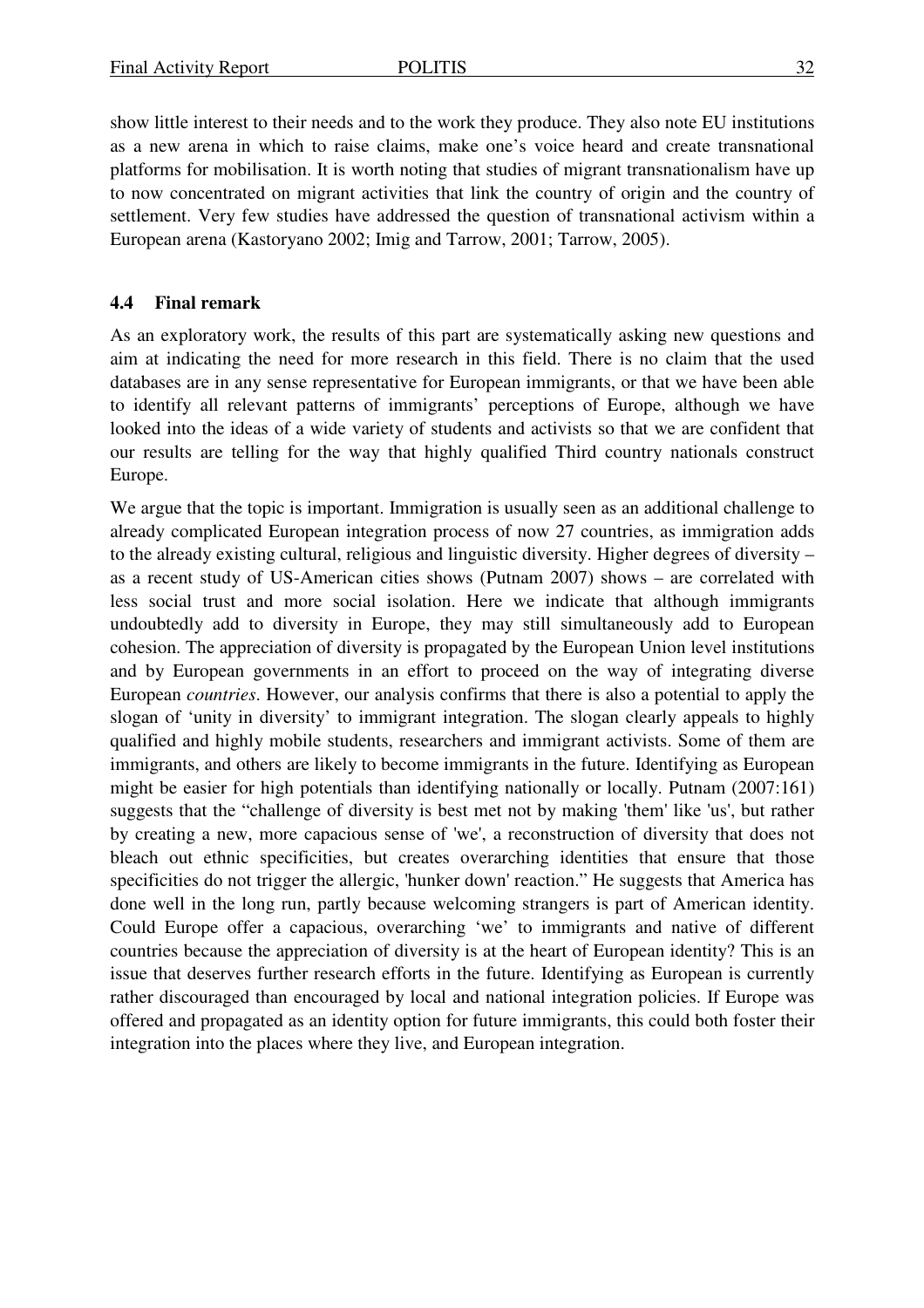show little interest to their needs and to the work they produce. They also note EU institutions as a new arena in which to raise claims, make one's voice heard and create transnational platforms for mobilisation. It is worth noting that studies of migrant transnationalism have up to now concentrated on migrant activities that link the country of origin and the country of settlement. Very few studies have addressed the question of transnational activism within a European arena (Kastoryano 2002; Imig and Tarrow, 2001; Tarrow, 2005).

### 4.4 Final remark

As an exploratory work, the results of this part are systematically asking new questions and aim at indicating the need for more research in this field. There is no claim that the used databases are in any sense representative for European immigrants, or that we have been able to identify all relevant patterns of immigrants' perceptions of Europe, although we have looked into the ideas of a wide variety of students and activists so that we are confident that our results are telling for the way that highly qualified Third country nationals construct Europe.

We argue that the topic is important. Immigration is usually seen as an additional challenge to already complicated European integration process of now 27 countries, as immigration adds to the already existing cultural, religious and linguistic diversity. Higher degrees of diversity – as a recent study of US-American cities shows (Putnam 2007) shows – are correlated with less social trust and more social isolation. Here we indicate that although immigrants undoubtedly add to diversity in Europe, they may still simultaneously add to European cohesion. The appreciation of diversity is propagated by the European Union level institutions and by European governments in an effort to proceed on the way of integrating diverse European *countries*. However, our analysis confirms that there is also a potential to apply the slogan of 'unity in diversity' to immigrant integration. The slogan clearly appeals to highly qualified and highly mobile students, researchers and immigrant activists. Some of them are immigrants, and others are likely to become immigrants in the future. Identifying as European might be easier for high potentials than identifying nationally or locally. Putnam (2007:161) suggests that the "challenge of diversity is best met not by making 'them' like 'us', but rather by creating a new, more capacious sense of 'we', a reconstruction of diversity that does not bleach out ethnic specificities, but creates overarching identities that ensure that those specificities do not trigger the allergic, 'hunker down' reaction." He suggests that America has done well in the long run, partly because welcoming strangers is part of American identity. Could Europe offer a capacious, overarching 'we' to immigrants and native of different countries because the appreciation of diversity is at the heart of European identity? This is an issue that deserves further research efforts in the future. Identifying as European is currently rather discouraged than encouraged by local and national integration policies. If Europe was offered and propagated as an identity option for future immigrants, this could both foster their integration into the places where they live, and European integration.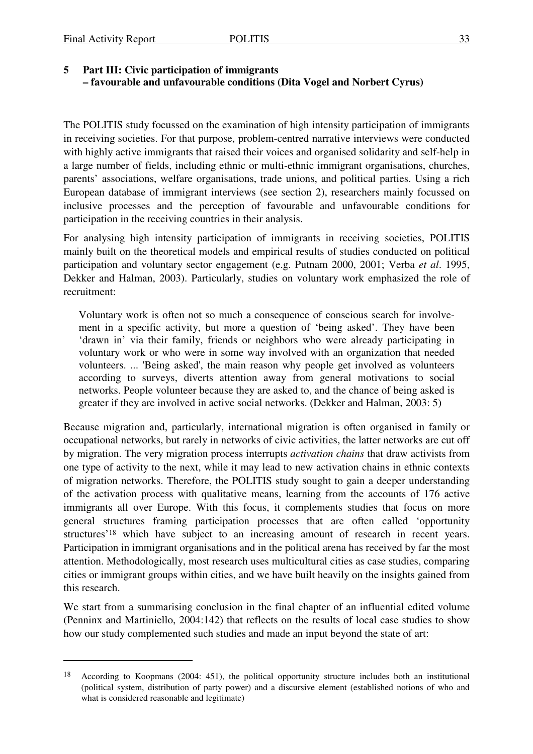# 5 Part III: Civic participation of immigrants – favourable and unfavourable conditions (Dita Vogel and Norbert Cyrus)

The POLITIS study focussed on the examination of high intensity participation of immigrants in receiving societies. For that purpose, problem-centred narrative interviews were conducted with highly active immigrants that raised their voices and organised solidarity and self-help in a large number of fields, including ethnic or multi-ethnic immigrant organisations, churches, parents' associations, welfare organisations, trade unions, and political parties. Using a rich European database of immigrant interviews (see section 2), researchers mainly focussed on inclusive processes and the perception of favourable and unfavourable conditions for participation in the receiving countries in their analysis.

For analysing high intensity participation of immigrants in receiving societies, POLITIS mainly built on the theoretical models and empirical results of studies conducted on political participation and voluntary sector engagement (e.g. Putnam 2000, 2001; Verba *et al*. 1995, Dekker and Halman, 2003). Particularly, studies on voluntary work emphasized the role of recruitment:

> Voluntary work is often not so much a consequence of conscious search for involvement in a specific activity, but more a question of 'being asked'. They have been 'drawn in' via their family, friends or neighbors who were already participating in voluntary work or who were in some way involved with an organization that needed volunteers. ... 'Being asked', the main reason why people get involved as volunteers according to surveys, diverts attention away from general motivations to social networks. People volunteer because they are asked to, and the chance of being asked is greater if they are involved in active social networks. (Dekker and Halman, 2003: 5)

Because migration and, particularly, international migration is often organised in family or occupational networks, but rarely in networks of civic activities, the latter networks are cut off by migration. The very migration process interrupts *activation chains* that draw activists from one type of activity to the next, while it may lead to new activation chains in ethnic contexts of migration networks. Therefore, the POLITIS study sought to gain a deeper understanding of the activation process with qualitative means, learning from the accounts of 176 active immigrants all over Europe. With this focus, it complements studies that focus on more general structures framing participation processes that are often called 'opportunity structures'[18] which have subject to an increasing amount of research in recent years. Participation in immigrant organisations and in the political arena has received by far the most attention. Methodologically, most research uses multicultural cities as case studies, comparing cities or immigrant groups within cities, and we have built heavily on the insights gained from this research.

We start from a summarising conclusion in the final chapter of an influential edited volume (Penninx and Martiniello, 2004:142) that reflects on the results of local case studies to show how our study complemented such studies and made an input beyond the state of art:

---

[18] According to Koopmans (2004: 451), the political opportunity structure includes both an institutional (political system, distribution of party power) and a discursive element (established notions of who and what is considered reasonable and legitimate)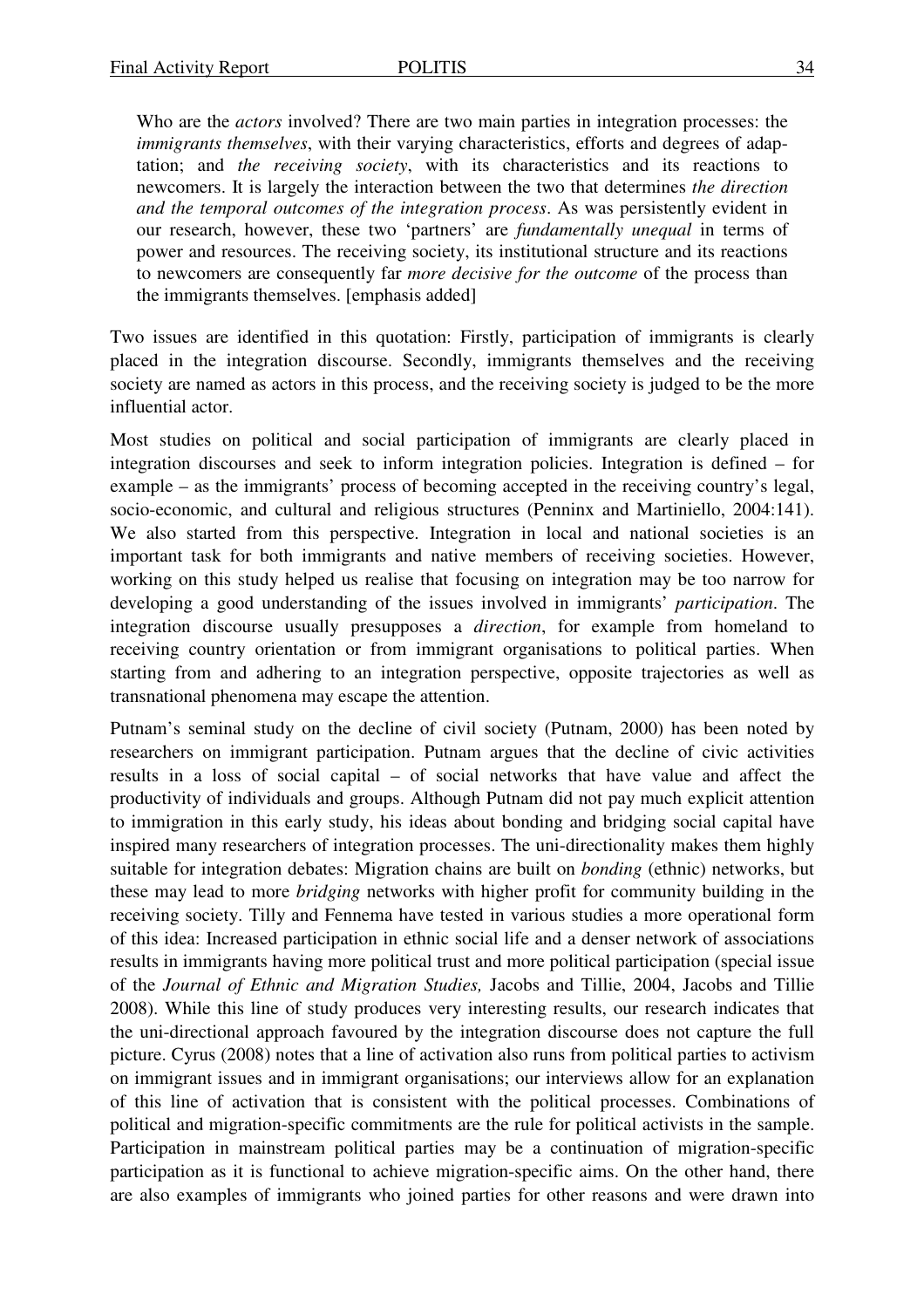> Who are the *actors* involved? There are two main parties in integration processes: the *immigrants themselves*, with their varying characteristics, efforts and degrees of adaptation; and *the receiving society*, with its characteristics and its reactions to newcomers. It is largely the interaction between the two that determines *the direction and the temporal outcomes of the integration process*. As was persistently evident in our research, however, these two 'partners' are *fundamentally unequal* in terms of power and resources. The receiving society, its institutional structure and its reactions to newcomers are consequently far *more decisive for the outcome* of the process than the immigrants themselves. [emphasis added]

Two issues are identified in this quotation: Firstly, participation of immigrants is clearly placed in the integration discourse. Secondly, immigrants themselves and the receiving society are named as actors in this process, and the receiving society is judged to be the more influential actor.

Most studies on political and social participation of immigrants are clearly placed in integration discourses and seek to inform integration policies. Integration is defined – for example – as the immigrants' process of becoming accepted in the receiving country's legal, socio-economic, and cultural and religious structures (Penninx and Martiniello, 2004:141). We also started from this perspective. Integration in local and national societies is an important task for both immigrants and native members of receiving societies. However, working on this study helped us realise that focusing on integration may be too narrow for developing a good understanding of the issues involved in immigrants' *participation*. The integration discourse usually presupposes a *direction*, for example from homeland to receiving country orientation or from immigrant organisations to political parties. When starting from and adhering to an integration perspective, opposite trajectories as well as transnational phenomena may escape the attention.

Putnam's seminal study on the decline of civil society (Putnam, 2000) has been noted by researchers on immigrant participation. Putnam argues that the decline of civic activities results in a loss of social capital – of social networks that have value and affect the productivity of individuals and groups. Although Putnam did not pay much explicit attention to immigration in this early study, his ideas about bonding and bridging social capital have inspired many researchers of integration processes. The uni-directionality makes them highly suitable for integration debates: Migration chains are built on *bonding* (ethnic) networks, but these may lead to more *bridging* networks with higher profit for community building in the receiving society. Tilly and Fennema have tested in various studies a more operational form of this idea: Increased participation in ethnic social life and a denser network of associations results in immigrants having more political trust and more political participation (special issue of the *Journal of Ethnic and Migration Studies,* Jacobs and Tillie, 2004, Jacobs and Tillie 2008). While this line of study produces very interesting results, our research indicates that the uni-directional approach favoured by the integration discourse does not capture the full picture. Cyrus (2008) notes that a line of activation also runs from political parties to activism on immigrant issues and in immigrant organisations; our interviews allow for an explanation of this line of activation that is consistent with the political processes. Combinations of political and migration-specific commitments are the rule for political activists in the sample. Participation in mainstream political parties may be a continuation of migration-specific participation as it is functional to achieve migration-specific aims. On the other hand, there are also examples of immigrants who joined parties for other reasons and were drawn into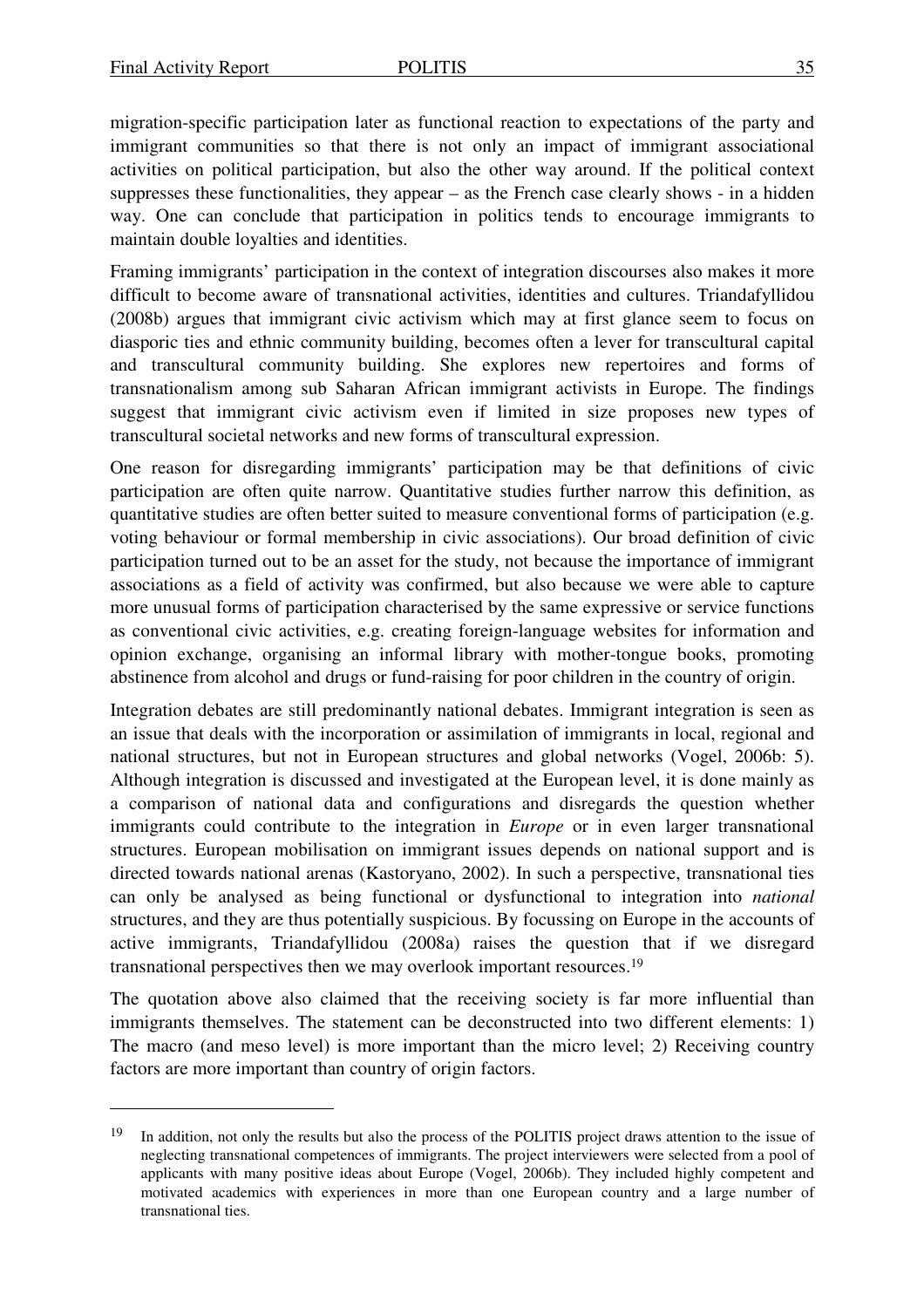migration-specific participation later as functional reaction to expectations of the party and immigrant communities so that there is not only an impact of immigrant associational activities on political participation, but also the other way around. If the political context suppresses these functionalities, they appear – as the French case clearly shows - in a hidden way. One can conclude that participation in politics tends to encourage immigrants to maintain double loyalties and identities.

Framing immigrants' participation in the context of integration discourses also makes it more difficult to become aware of transnational activities, identities and cultures. Triandafyllidou (2008b) argues that immigrant civic activism which may at first glance seem to focus on diasporic ties and ethnic community building, becomes often a lever for transcultural capital and transcultural community building. She explores new repertoires and forms of transnationalism among sub Saharan African immigrant activists in Europe. The findings suggest that immigrant civic activism even if limited in size proposes new types of transcultural societal networks and new forms of transcultural expression.

One reason for disregarding immigrants' participation may be that definitions of civic participation are often quite narrow. Quantitative studies further narrow this definition, as quantitative studies are often better suited to measure conventional forms of participation (e.g. voting behaviour or formal membership in civic associations). Our broad definition of civic participation turned out to be an asset for the study, not because the importance of immigrant associations as a field of activity was confirmed, but also because we were able to capture more unusual forms of participation characterised by the same expressive or service functions as conventional civic activities, e.g. creating foreign-language websites for information and opinion exchange, organising an informal library with mother-tongue books, promoting abstinence from alcohol and drugs or fund-raising for poor children in the country of origin.

Integration debates are still predominantly national debates. Immigrant integration is seen as an issue that deals with the incorporation or assimilation of immigrants in local, regional and national structures, but not in European structures and global networks (Vogel, 2006b: 5). Although integration is discussed and investigated at the European level, it is done mainly as a comparison of national data and configurations and disregards the question whether immigrants could contribute to the integration in *Europe* or in even larger transnational structures. European mobilisation on immigrant issues depends on national support and is directed towards national arenas (Kastoryano, 2002). In such a perspective, transnational ties can only be analysed as being functional or dysfunctional to integration into *national* structures, and they are thus potentially suspicious. By focussing on Europe in the accounts of active immigrants, Triandafyllidou (2008a) raises the question that if we disregard transnational perspectives then we may overlook important resources.[19]

The quotation above also claimed that the receiving society is far more influential than immigrants themselves. The statement can be deconstructed into two different elements: 1) The macro (and meso level) is more important than the micro level; 2) Receiving country factors are more important than country of origin factors.

---

[19] In addition, not only the results but also the process of the POLITIS project draws attention to the issue of neglecting transnational competences of immigrants. The project interviewers were selected from a pool of applicants with many positive ideas about Europe (Vogel, 2006b). They included highly competent and motivated academics with experiences in more than one European country and a large number of transnational ties.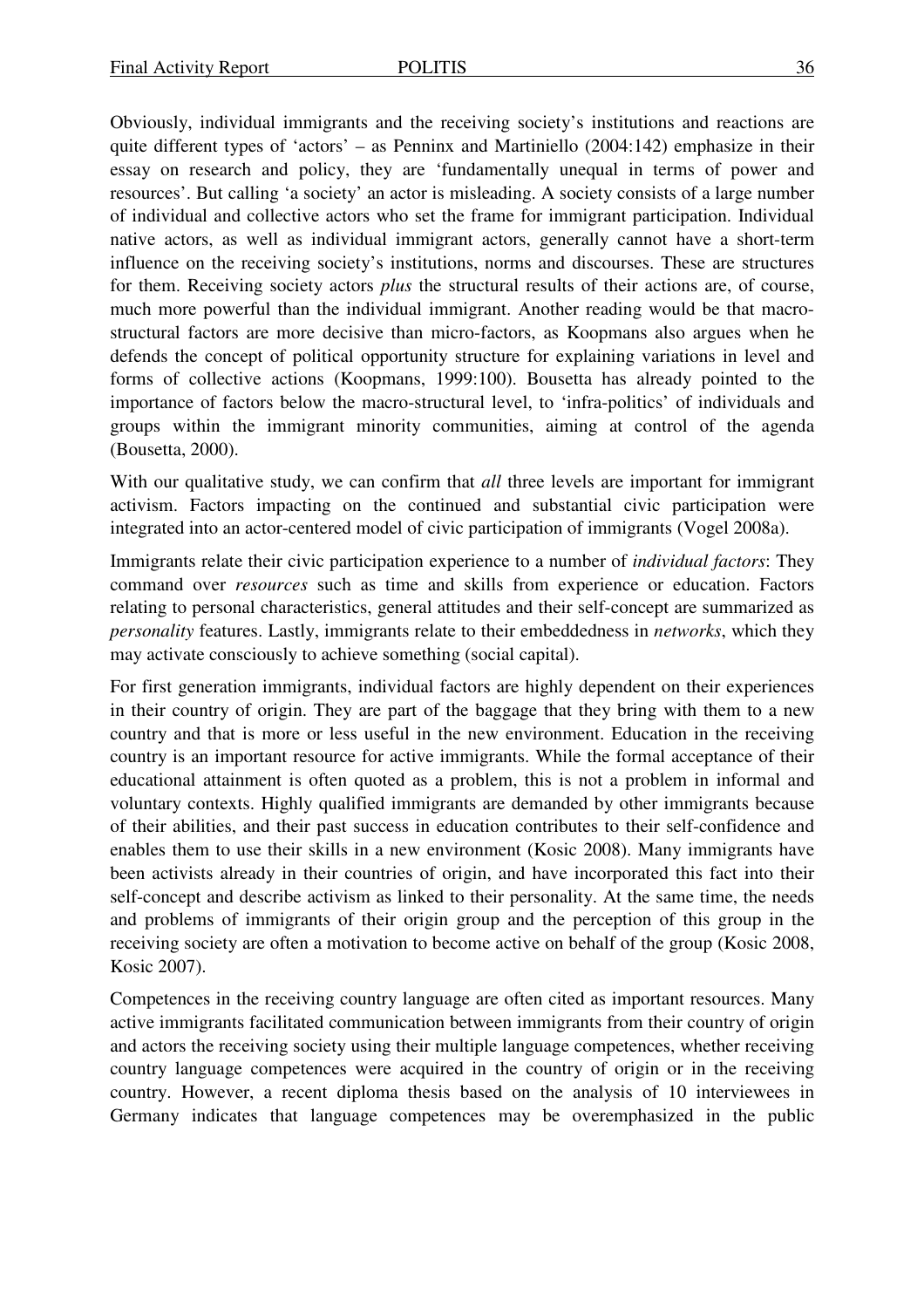Obviously, individual immigrants and the receiving society's institutions and reactions are quite different types of 'actors' – as Penninx and Martiniello (2004:142) emphasize in their essay on research and policy, they are 'fundamentally unequal in terms of power and resources'. But calling 'a society' an actor is misleading. A society consists of a large number of individual and collective actors who set the frame for immigrant participation. Individual native actors, as well as individual immigrant actors, generally cannot have a short-term influence on the receiving society's institutions, norms and discourses. These are structures for them. Receiving society actors *plus* the structural results of their actions are, of course, much more powerful than the individual immigrant. Another reading would be that macro-structural factors are more decisive than micro-factors, as Koopmans also argues when he defends the concept of political opportunity structure for explaining variations in level and forms of collective actions (Koopmans, 1999:100). Bousetta has already pointed to the importance of factors below the macro-structural level, to 'infra-politics' of individuals and groups within the immigrant minority communities, aiming at control of the agenda (Bousetta, 2000).

With our qualitative study, we can confirm that *all* three levels are important for immigrant activism. Factors impacting on the continued and substantial civic participation were integrated into an actor-centered model of civic participation of immigrants (Vogel 2008a).

Immigrants relate their civic participation experience to a number of *individual factors*: They command over *resources* such as time and skills from experience or education. Factors relating to personal characteristics, general attitudes and their self-concept are summarized as *personality* features. Lastly, immigrants relate to their embeddedness in *networks*, which they may activate consciously to achieve something (social capital).

For first generation immigrants, individual factors are highly dependent on their experiences in their country of origin. They are part of the baggage that they bring with them to a new country and that is more or less useful in the new environment. Education in the receiving country is an important resource for active immigrants. While the formal acceptance of their educational attainment is often quoted as a problem, this is not a problem in informal and voluntary contexts. Highly qualified immigrants are demanded by other immigrants because of their abilities, and their past success in education contributes to their self-confidence and enables them to use their skills in a new environment (Kosic 2008). Many immigrants have been activists already in their countries of origin, and have incorporated this fact into their self-concept and describe activism as linked to their personality. At the same time, the needs and problems of immigrants of their origin group and the perception of this group in the receiving society are often a motivation to become active on behalf of the group (Kosic 2008, Kosic 2007).

Competences in the receiving country language are often cited as important resources. Many active immigrants facilitated communication between immigrants from their country of origin and actors the receiving society using their multiple language competences, whether receiving country language competences were acquired in the country of origin or in the receiving country. However, a recent diploma thesis based on the analysis of 10 interviewees in Germany indicates that language competences may be overemphasized in the public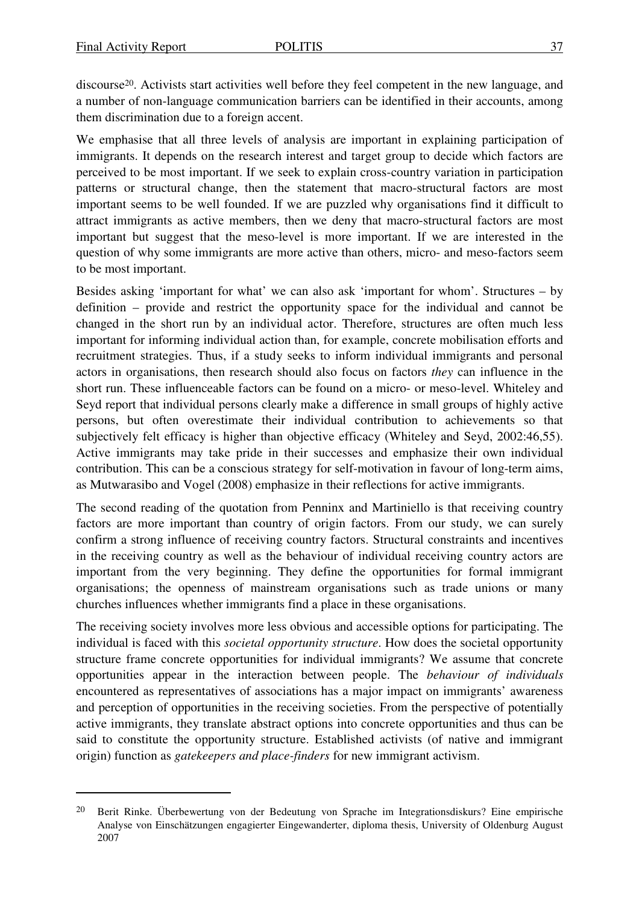discourse[20]. Activists start activities well before they feel competent in the new language, and a number of non-language communication barriers can be identified in their accounts, among them discrimination due to a foreign accent.

We emphasise that all three levels of analysis are important in explaining participation of immigrants. It depends on the research interest and target group to decide which factors are perceived to be most important. If we seek to explain cross-country variation in participation patterns or structural change, then the statement that macro-structural factors are most important seems to be well founded. If we are puzzled why organisations find it difficult to attract immigrants as active members, then we deny that macro-structural factors are most important but suggest that the meso-level is more important. If we are interested in the question of why some immigrants are more active than others, micro- and meso-factors seem to be most important.

Besides asking 'important for what' we can also ask 'important for whom'. Structures – by definition – provide and restrict the opportunity space for the individual and cannot be changed in the short run by an individual actor. Therefore, structures are often much less important for informing individual action than, for example, concrete mobilisation efforts and recruitment strategies. Thus, if a study seeks to inform individual immigrants and personal actors in organisations, then research should also focus on factors *they* can influence in the short run. These influenceable factors can be found on a micro- or meso-level. Whiteley and Seyd report that individual persons clearly make a difference in small groups of highly active persons, but often overestimate their individual contribution to achievements so that subjectively felt efficacy is higher than objective efficacy (Whiteley and Seyd, 2002:46,55). Active immigrants may take pride in their successes and emphasize their own individual contribution. This can be a conscious strategy for self-motivation in favour of long-term aims, as Mutwarasibo and Vogel (2008) emphasize in their reflections for active immigrants.

The second reading of the quotation from Penninx and Martiniello is that receiving country factors are more important than country of origin factors. From our study, we can surely confirm a strong influence of receiving country factors. Structural constraints and incentives in the receiving country as well as the behaviour of individual receiving country actors are important from the very beginning. They define the opportunities for formal immigrant organisations; the openness of mainstream organisations such as trade unions or many churches influences whether immigrants find a place in these organisations.

The receiving society involves more less obvious and accessible options for participating. The individual is faced with this *societal opportunity structure*. How does the societal opportunity structure frame concrete opportunities for individual immigrants? We assume that concrete opportunities appear in the interaction between people. The *behaviour of individuals* encountered as representatives of associations has a major impact on immigrants' awareness and perception of opportunities in the receiving societies. From the perspective of potentially active immigrants, they translate abstract options into concrete opportunities and thus can be said to constitute the opportunity structure. Established activists (of native and immigrant origin) function as *gatekeepers and place-finders* for new immigrant activism.

---

[20] Berit Rinke. Überbewertung von der Bedeutung von Sprache im Integrationsdiskurs? Eine empirische Analyse von Einschätzungen engagierter Eingewanderter, diploma thesis, University of Oldenburg August 2007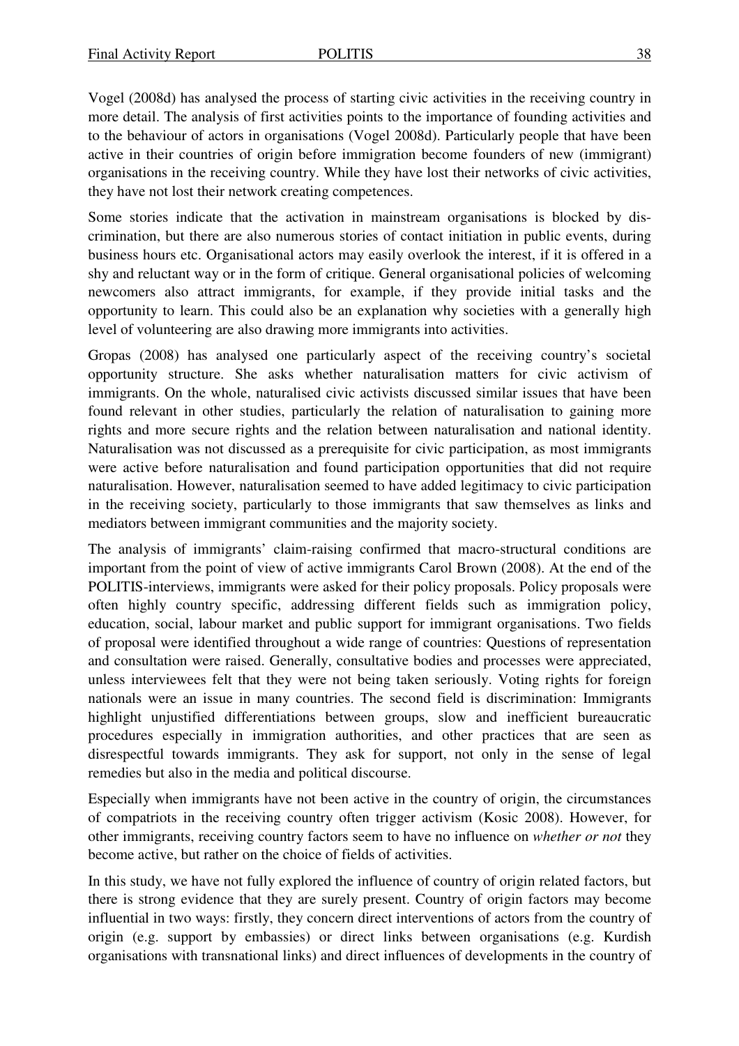Vogel (2008d) has analysed the process of starting civic activities in the receiving country in more detail. The analysis of first activities points to the importance of founding activities and to the behaviour of actors in organisations (Vogel 2008d). Particularly people that have been active in their countries of origin before immigration become founders of new (immigrant) organisations in the receiving country. While they have lost their networks of civic activities, they have not lost their network creating competences.

Some stories indicate that the activation in mainstream organisations is blocked by discrimination, but there are also numerous stories of contact initiation in public events, during business hours etc. Organisational actors may easily overlook the interest, if it is offered in a shy and reluctant way or in the form of critique. General organisational policies of welcoming newcomers also attract immigrants, for example, if they provide initial tasks and the opportunity to learn. This could also be an explanation why societies with a generally high level of volunteering are also drawing more immigrants into activities.

Gropas (2008) has analysed one particularly aspect of the receiving country's societal opportunity structure. She asks whether naturalisation matters for civic activism of immigrants. On the whole, naturalised civic activists discussed similar issues that have been found relevant in other studies, particularly the relation of naturalisation to gaining more rights and more secure rights and the relation between naturalisation and national identity. Naturalisation was not discussed as a prerequisite for civic participation, as most immigrants were active before naturalisation and found participation opportunities that did not require naturalisation. However, naturalisation seemed to have added legitimacy to civic participation in the receiving society, particularly to those immigrants that saw themselves as links and mediators between immigrant communities and the majority society.

The analysis of immigrants' claim-raising confirmed that macro-structural conditions are important from the point of view of active immigrants Carol Brown (2008). At the end of the POLITIS-interviews, immigrants were asked for their policy proposals. Policy proposals were often highly country specific, addressing different fields such as immigration policy, education, social, labour market and public support for immigrant organisations. Two fields of proposal were identified throughout a wide range of countries: Questions of representation and consultation were raised. Generally, consultative bodies and processes were appreciated, unless interviewees felt that they were not being taken seriously. Voting rights for foreign nationals were an issue in many countries. The second field is discrimination: Immigrants highlight unjustified differentiations between groups, slow and inefficient bureaucratic procedures especially in immigration authorities, and other practices that are seen as disrespectful towards immigrants. They ask for support, not only in the sense of legal remedies but also in the media and political discourse.

Especially when immigrants have not been active in the country of origin, the circumstances of compatriots in the receiving country often trigger activism (Kosic 2008). However, for other immigrants, receiving country factors seem to have no influence on *whether or not* they become active, but rather on the choice of fields of activities.

In this study, we have not fully explored the influence of country of origin related factors, but there is strong evidence that they are surely present. Country of origin factors may become influential in two ways: firstly, they concern direct interventions of actors from the country of origin (e.g. support by embassies) or direct links between organisations (e.g. Kurdish organisations with transnational links) and direct influences of developments in the country of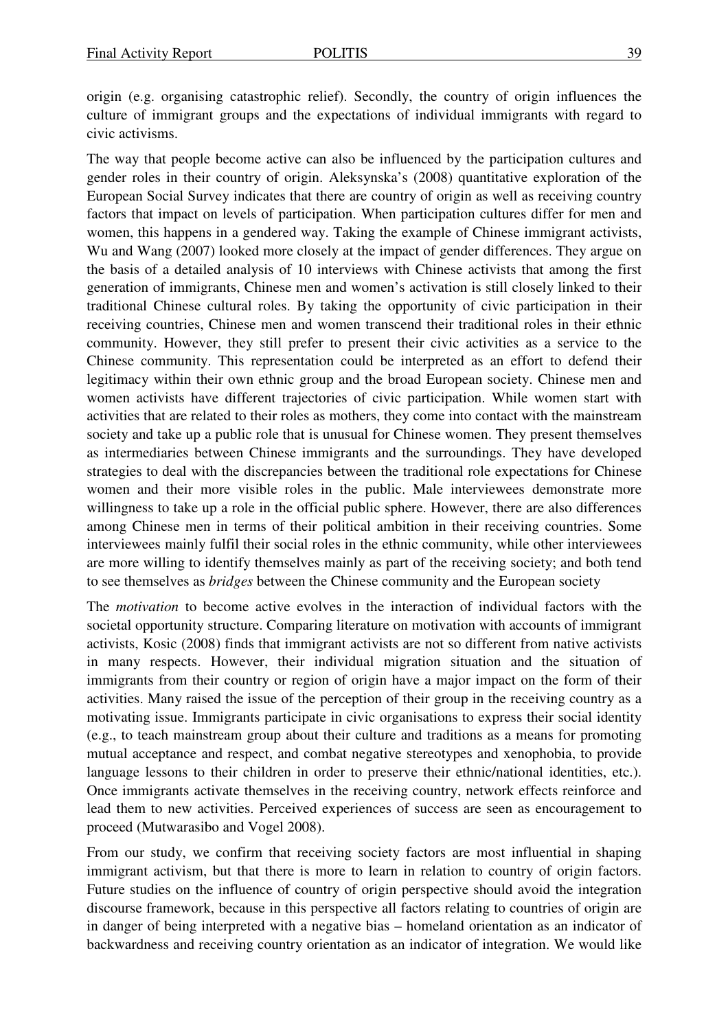origin (e.g. organising catastrophic relief). Secondly, the country of origin influences the culture of immigrant groups and the expectations of individual immigrants with regard to civic activisms.

The way that people become active can also be influenced by the participation cultures and gender roles in their country of origin. Aleksynska's (2008) quantitative exploration of the European Social Survey indicates that there are country of origin as well as receiving country factors that impact on levels of participation. When participation cultures differ for men and women, this happens in a gendered way. Taking the example of Chinese immigrant activists, Wu and Wang (2007) looked more closely at the impact of gender differences. They argue on the basis of a detailed analysis of 10 interviews with Chinese activists that among the first generation of immigrants, Chinese men and women's activation is still closely linked to their traditional Chinese cultural roles. By taking the opportunity of civic participation in their receiving countries, Chinese men and women transcend their traditional roles in their ethnic community. However, they still prefer to present their civic activities as a service to the Chinese community. This representation could be interpreted as an effort to defend their legitimacy within their own ethnic group and the broad European society. Chinese men and women activists have different trajectories of civic participation. While women start with activities that are related to their roles as mothers, they come into contact with the mainstream society and take up a public role that is unusual for Chinese women. They present themselves as intermediaries between Chinese immigrants and the surroundings. They have developed strategies to deal with the discrepancies between the traditional role expectations for Chinese women and their more visible roles in the public. Male interviewees demonstrate more willingness to take up a role in the official public sphere. However, there are also differences among Chinese men in terms of their political ambition in their receiving countries. Some interviewees mainly fulfil their social roles in the ethnic community, while other interviewees are more willing to identify themselves mainly as part of the receiving society; and both tend to see themselves as *bridges* between the Chinese community and the European society

The *motivation* to become active evolves in the interaction of individual factors with the societal opportunity structure. Comparing literature on motivation with accounts of immigrant activists, Kosic (2008) finds that immigrant activists are not so different from native activists in many respects. However, their individual migration situation and the situation of immigrants from their country or region of origin have a major impact on the form of their activities. Many raised the issue of the perception of their group in the receiving country as a motivating issue. Immigrants participate in civic organisations to express their social identity (e.g., to teach mainstream group about their culture and traditions as a means for promoting mutual acceptance and respect, and combat negative stereotypes and xenophobia, to provide language lessons to their children in order to preserve their ethnic/national identities, etc.). Once immigrants activate themselves in the receiving country, network effects reinforce and lead them to new activities. Perceived experiences of success are seen as encouragement to proceed (Mutwarasibo and Vogel 2008).

From our study, we confirm that receiving society factors are most influential in shaping immigrant activism, but that there is more to learn in relation to country of origin factors. Future studies on the influence of country of origin perspective should avoid the integration discourse framework, because in this perspective all factors relating to countries of origin are in danger of being interpreted with a negative bias – homeland orientation as an indicator of backwardness and receiving country orientation as an indicator of integration. We would like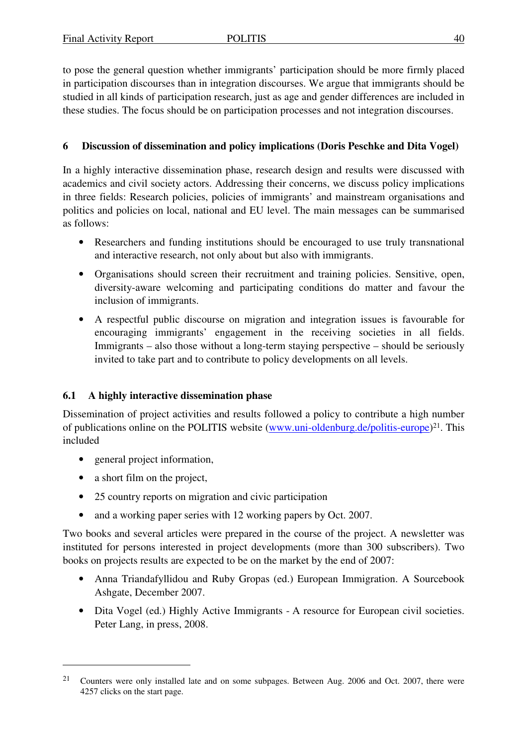to pose the general question whether immigrants' participation should be more firmly placed in participation discourses than in integration discourses. We argue that immigrants should be studied in all kinds of participation research, just as age and gender differences are included in these studies. The focus should be on participation processes and not integration discourses.

## 6 Discussion of dissemination and policy implications (Doris Peschke and Dita Vogel)

In a highly interactive dissemination phase, research design and results were discussed with academics and civil society actors. Addressing their concerns, we discuss policy implications in three fields: Research policies, policies of immigrants' and mainstream organisations and politics and policies on local, national and EU level. The main messages can be summarised as follows:

- Researchers and funding institutions should be encouraged to use truly transnational and interactive research, not only about but also with immigrants.
- Organisations should screen their recruitment and training policies. Sensitive, open, diversity-aware welcoming and participating conditions do matter and favour the inclusion of immigrants.
- A respectful public discourse on migration and integration issues is favourable for encouraging immigrants' engagement in the receiving societies in all fields. Immigrants – also those without a long-term staying perspective – should be seriously invited to take part and to contribute to policy developments on all levels.

### 6.1 A highly interactive dissemination phase

Dissemination of project activities and results followed a policy to contribute a high number of publications online on the POLITIS website (www.uni-oldenburg.de/politis-europe)[21]. This included

- general project information,
- a short film on the project,
- 25 country reports on migration and civic participation
- and a working paper series with 12 working papers by Oct. 2007.

Two books and several articles were prepared in the course of the project. A newsletter was instituted for persons interested in project developments (more than 300 subscribers). Two books on projects results are expected to be on the market by the end of 2007:

- Anna Triandafyllidou and Ruby Gropas (ed.) European Immigration. A Sourcebook Ashgate, December 2007.
- Dita Vogel (ed.) Highly Active Immigrants - A resource for European civil societies. Peter Lang, in press, 2008.

---

[21] Counters were only installed late and on some subpages. Between Aug. 2006 and Oct. 2007, there were 4257 clicks on the start page.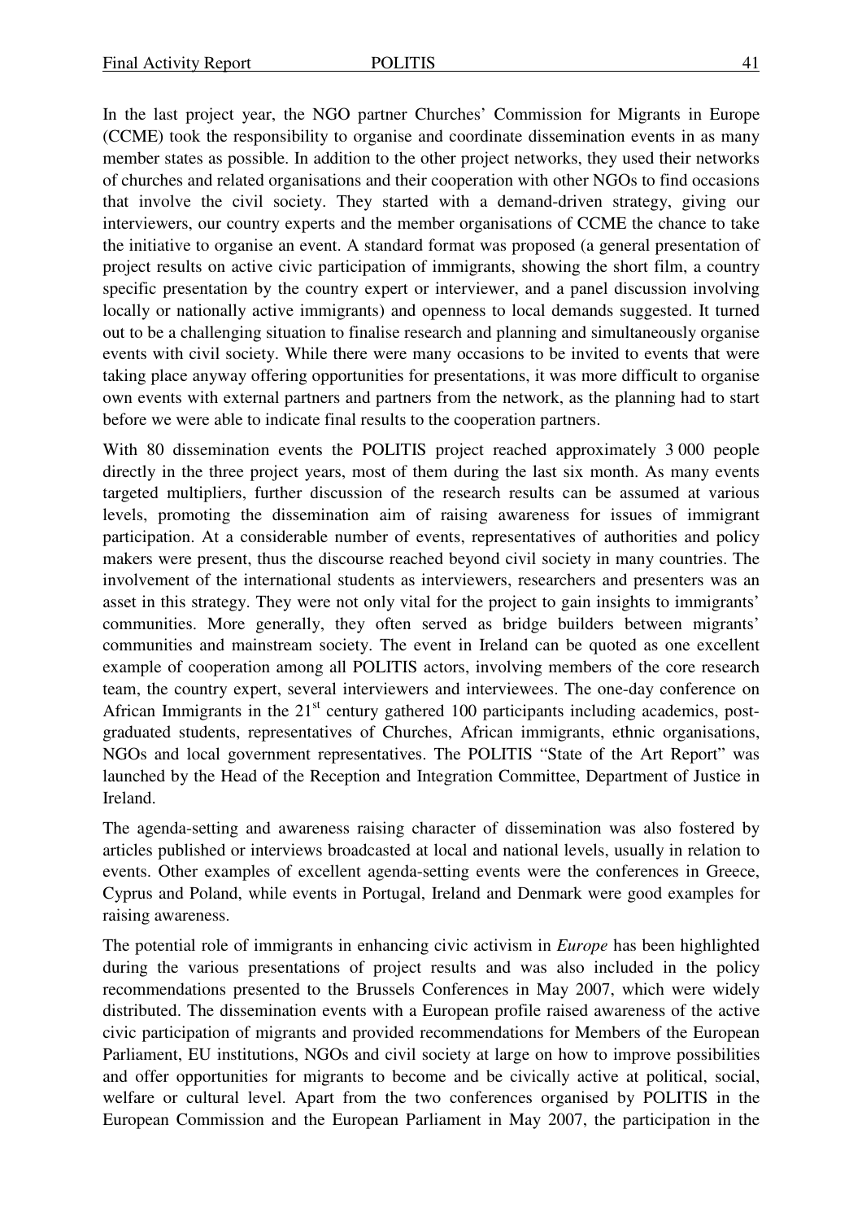In the last project year, the NGO partner Churches' Commission for Migrants in Europe (CCME) took the responsibility to organise and coordinate dissemination events in as many member states as possible. In addition to the other project networks, they used their networks of churches and related organisations and their cooperation with other NGOs to find occasions that involve the civil society. They started with a demand-driven strategy, giving our interviewers, our country experts and the member organisations of CCME the chance to take the initiative to organise an event. A standard format was proposed (a general presentation of project results on active civic participation of immigrants, showing the short film, a country specific presentation by the country expert or interviewer, and a panel discussion involving locally or nationally active immigrants) and openness to local demands suggested. It turned out to be a challenging situation to finalise research and planning and simultaneously organise events with civil society. While there were many occasions to be invited to events that were taking place anyway offering opportunities for presentations, it was more difficult to organise own events with external partners and partners from the network, as the planning had to start before we were able to indicate final results to the cooperation partners.

With 80 dissemination events the POLITIS project reached approximately 3 000 people directly in the three project years, most of them during the last six month. As many events targeted multipliers, further discussion of the research results can be assumed at various levels, promoting the dissemination aim of raising awareness for issues of immigrant participation. At a considerable number of events, representatives of authorities and policy makers were present, thus the discourse reached beyond civil society in many countries. The involvement of the international students as interviewers, researchers and presenters was an asset in this strategy. They were not only vital for the project to gain insights to immigrants' communities. More generally, they often served as bridge builders between migrants' communities and mainstream society. The event in Ireland can be quoted as one excellent example of cooperation among all POLITIS actors, involving members of the core research team, the country expert, several interviewers and interviewees. The one-day conference on African Immigrants in the 21st century gathered 100 participants including academics, post-graduated students, representatives of Churches, African immigrants, ethnic organisations, NGOs and local government representatives. The POLITIS "State of the Art Report" was launched by the Head of the Reception and Integration Committee, Department of Justice in Ireland.

The agenda-setting and awareness raising character of dissemination was also fostered by articles published or interviews broadcasted at local and national levels, usually in relation to events. Other examples of excellent agenda-setting events were the conferences in Greece, Cyprus and Poland, while events in Portugal, Ireland and Denmark were good examples for raising awareness.

The potential role of immigrants in enhancing civic activism in *Europe* has been highlighted during the various presentations of project results and was also included in the policy recommendations presented to the Brussels Conferences in May 2007, which were widely distributed. The dissemination events with a European profile raised awareness of the active civic participation of migrants and provided recommendations for Members of the European Parliament, EU institutions, NGOs and civil society at large on how to improve possibilities and offer opportunities for migrants to become and be civically active at political, social, welfare or cultural level. Apart from the two conferences organised by POLITIS in the European Commission and the European Parliament in May 2007, the participation in the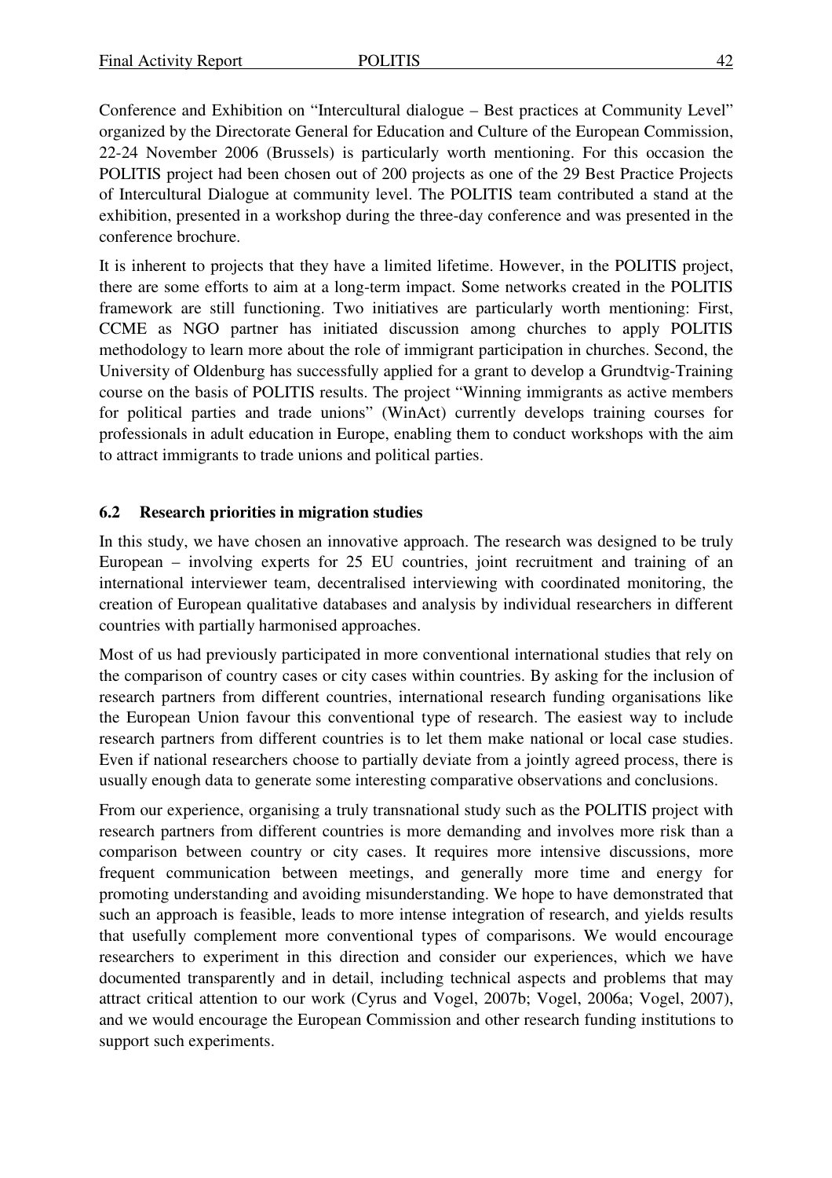Conference and Exhibition on "Intercultural dialogue – Best practices at Community Level" organized by the Directorate General for Education and Culture of the European Commission, 22-24 November 2006 (Brussels) is particularly worth mentioning. For this occasion the POLITIS project had been chosen out of 200 projects as one of the 29 Best Practice Projects of Intercultural Dialogue at community level. The POLITIS team contributed a stand at the exhibition, presented in a workshop during the three-day conference and was presented in the conference brochure.

It is inherent to projects that they have a limited lifetime. However, in the POLITIS project, there are some efforts to aim at a long-term impact. Some networks created in the POLITIS framework are still functioning. Two initiatives are particularly worth mentioning: First, CCME as NGO partner has initiated discussion among churches to apply POLITIS methodology to learn more about the role of immigrant participation in churches. Second, the University of Oldenburg has successfully applied for a grant to develop a Grundtvig-Training course on the basis of POLITIS results. The project "Winning immigrants as active members for political parties and trade unions" (WinAct) currently develops training courses for professionals in adult education in Europe, enabling them to conduct workshops with the aim to attract immigrants to trade unions and political parties.

### 6.2 Research priorities in migration studies

In this study, we have chosen an innovative approach. The research was designed to be truly European – involving experts for 25 EU countries, joint recruitment and training of an international interviewer team, decentralised interviewing with coordinated monitoring, the creation of European qualitative databases and analysis by individual researchers in different countries with partially harmonised approaches.

Most of us had previously participated in more conventional international studies that rely on the comparison of country cases or city cases within countries. By asking for the inclusion of research partners from different countries, international research funding organisations like the European Union favour this conventional type of research. The easiest way to include research partners from different countries is to let them make national or local case studies. Even if national researchers choose to partially deviate from a jointly agreed process, there is usually enough data to generate some interesting comparative observations and conclusions.

From our experience, organising a truly transnational study such as the POLITIS project with research partners from different countries is more demanding and involves more risk than a comparison between country or city cases. It requires more intensive discussions, more frequent communication between meetings, and generally more time and energy for promoting understanding and avoiding misunderstanding. We hope to have demonstrated that such an approach is feasible, leads to more intense integration of research, and yields results that usefully complement more conventional types of comparisons. We would encourage researchers to experiment in this direction and consider our experiences, which we have documented transparently and in detail, including technical aspects and problems that may attract critical attention to our work (Cyrus and Vogel, 2007b; Vogel, 2006a; Vogel, 2007), and we would encourage the European Commission and other research funding institutions to support such experiments.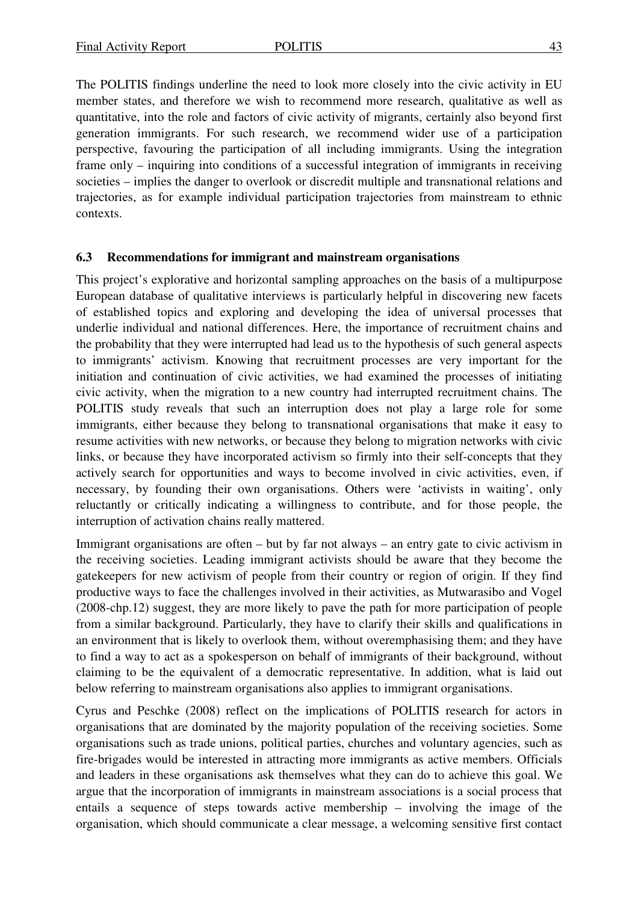The POLITIS findings underline the need to look more closely into the civic activity in EU member states, and therefore we wish to recommend more research, qualitative as well as quantitative, into the role and factors of civic activity of migrants, certainly also beyond first generation immigrants. For such research, we recommend wider use of a participation perspective, favouring the participation of all including immigrants. Using the integration frame only – inquiring into conditions of a successful integration of immigrants in receiving societies – implies the danger to overlook or discredit multiple and transnational relations and trajectories, as for example individual participation trajectories from mainstream to ethnic contexts.

### 6.3 Recommendations for immigrant and mainstream organisations

This project's explorative and horizontal sampling approaches on the basis of a multipurpose European database of qualitative interviews is particularly helpful in discovering new facets of established topics and exploring and developing the idea of universal processes that underlie individual and national differences. Here, the importance of recruitment chains and the probability that they were interrupted had lead us to the hypothesis of such general aspects to immigrants' activism. Knowing that recruitment processes are very important for the initiation and continuation of civic activities, we had examined the processes of initiating civic activity, when the migration to a new country had interrupted recruitment chains. The POLITIS study reveals that such an interruption does not play a large role for some immigrants, either because they belong to transnational organisations that make it easy to resume activities with new networks, or because they belong to migration networks with civic links, or because they have incorporated activism so firmly into their self-concepts that they actively search for opportunities and ways to become involved in civic activities, even, if necessary, by founding their own organisations. Others were 'activists in waiting', only reluctantly or critically indicating a willingness to contribute, and for those people, the interruption of activation chains really mattered.

Immigrant organisations are often – but by far not always – an entry gate to civic activism in the receiving societies. Leading immigrant activists should be aware that they become the gatekeepers for new activism of people from their country or region of origin. If they find productive ways to face the challenges involved in their activities, as Mutwarasibo and Vogel (2008-chp.12) suggest, they are more likely to pave the path for more participation of people from a similar background. Particularly, they have to clarify their skills and qualifications in an environment that is likely to overlook them, without overemphasising them; and they have to find a way to act as a spokesperson on behalf of immigrants of their background, without claiming to be the equivalent of a democratic representative. In addition, what is laid out below referring to mainstream organisations also applies to immigrant organisations.

Cyrus and Peschke (2008) reflect on the implications of POLITIS research for actors in organisations that are dominated by the majority population of the receiving societies. Some organisations such as trade unions, political parties, churches and voluntary agencies, such as fire-brigades would be interested in attracting more immigrants as active members. Officials and leaders in these organisations ask themselves what they can do to achieve this goal. We argue that the incorporation of immigrants in mainstream associations is a social process that entails a sequence of steps towards active membership – involving the image of the organisation, which should communicate a clear message, a welcoming sensitive first contact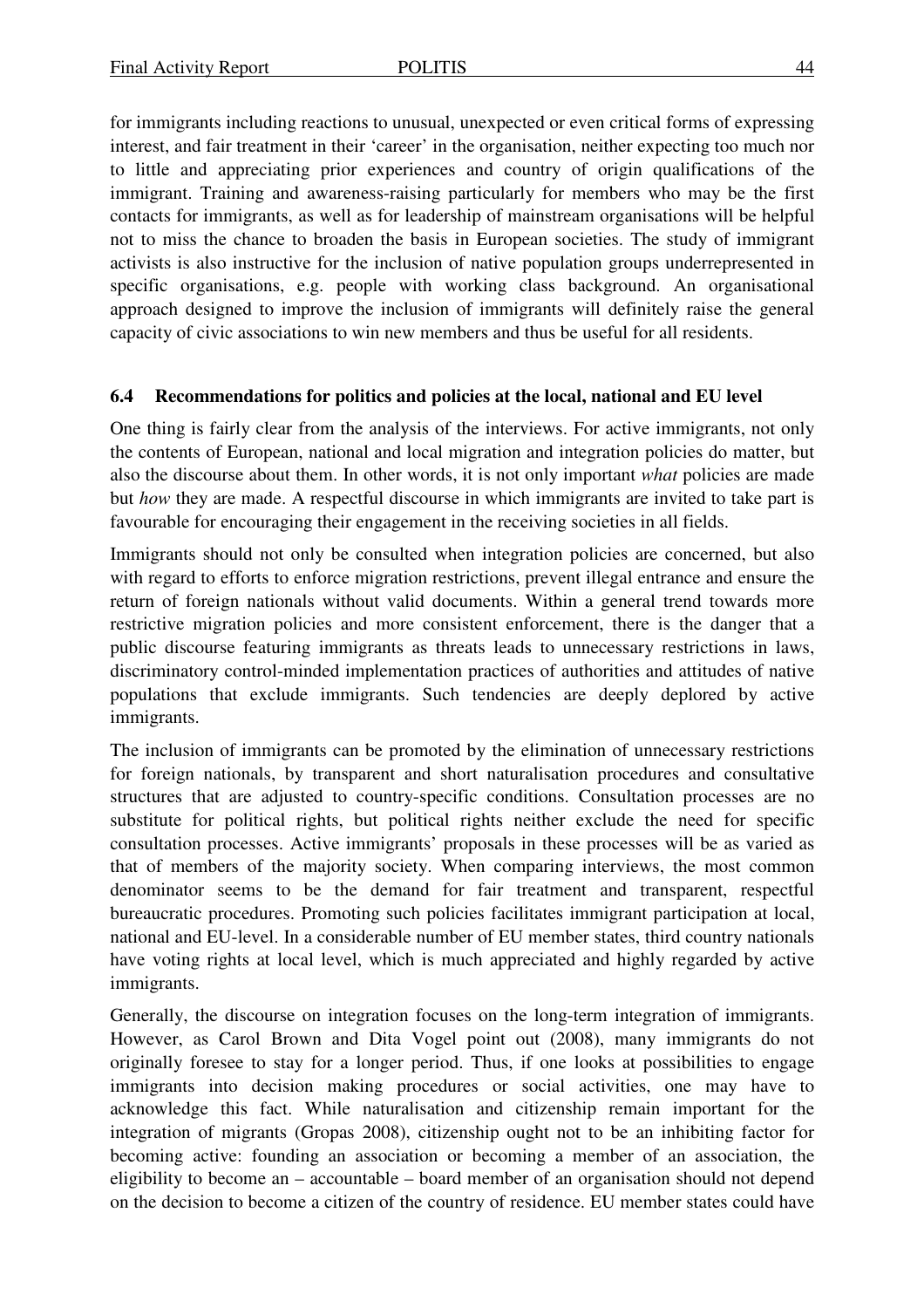for immigrants including reactions to unusual, unexpected or even critical forms of expressing interest, and fair treatment in their 'career' in the organisation, neither expecting too much nor to little and appreciating prior experiences and country of origin qualifications of the immigrant. Training and awareness-raising particularly for members who may be the first contacts for immigrants, as well as for leadership of mainstream organisations will be helpful not to miss the chance to broaden the basis in European societies. The study of immigrant activists is also instructive for the inclusion of native population groups underrepresented in specific organisations, e.g. people with working class background. An organisational approach designed to improve the inclusion of immigrants will definitely raise the general capacity of civic associations to win new members and thus be useful for all residents.

### 6.4 Recommendations for politics and policies at the local, national and EU level

One thing is fairly clear from the analysis of the interviews. For active immigrants, not only the contents of European, national and local migration and integration policies do matter, but also the discourse about them. In other words, it is not only important *what* policies are made but *how* they are made. A respectful discourse in which immigrants are invited to take part is favourable for encouraging their engagement in the receiving societies in all fields.

Immigrants should not only be consulted when integration policies are concerned, but also with regard to efforts to enforce migration restrictions, prevent illegal entrance and ensure the return of foreign nationals without valid documents. Within a general trend towards more restrictive migration policies and more consistent enforcement, there is the danger that a public discourse featuring immigrants as threats leads to unnecessary restrictions in laws, discriminatory control-minded implementation practices of authorities and attitudes of native populations that exclude immigrants. Such tendencies are deeply deplored by active immigrants.

The inclusion of immigrants can be promoted by the elimination of unnecessary restrictions for foreign nationals, by transparent and short naturalisation procedures and consultative structures that are adjusted to country-specific conditions. Consultation processes are no substitute for political rights, but political rights neither exclude the need for specific consultation processes. Active immigrants' proposals in these processes will be as varied as that of members of the majority society. When comparing interviews, the most common denominator seems to be the demand for fair treatment and transparent, respectful bureaucratic procedures. Promoting such policies facilitates immigrant participation at local, national and EU-level. In a considerable number of EU member states, third country nationals have voting rights at local level, which is much appreciated and highly regarded by active immigrants.

Generally, the discourse on integration focuses on the long-term integration of immigrants. However, as Carol Brown and Dita Vogel point out (2008), many immigrants do not originally foresee to stay for a longer period. Thus, if one looks at possibilities to engage immigrants into decision making procedures or social activities, one may have to acknowledge this fact. While naturalisation and citizenship remain important for the integration of migrants (Gropas 2008), citizenship ought not to be an inhibiting factor for becoming active: founding an association or becoming a member of an association, the eligibility to become an – accountable – board member of an organisation should not depend on the decision to become a citizen of the country of residence. EU member states could have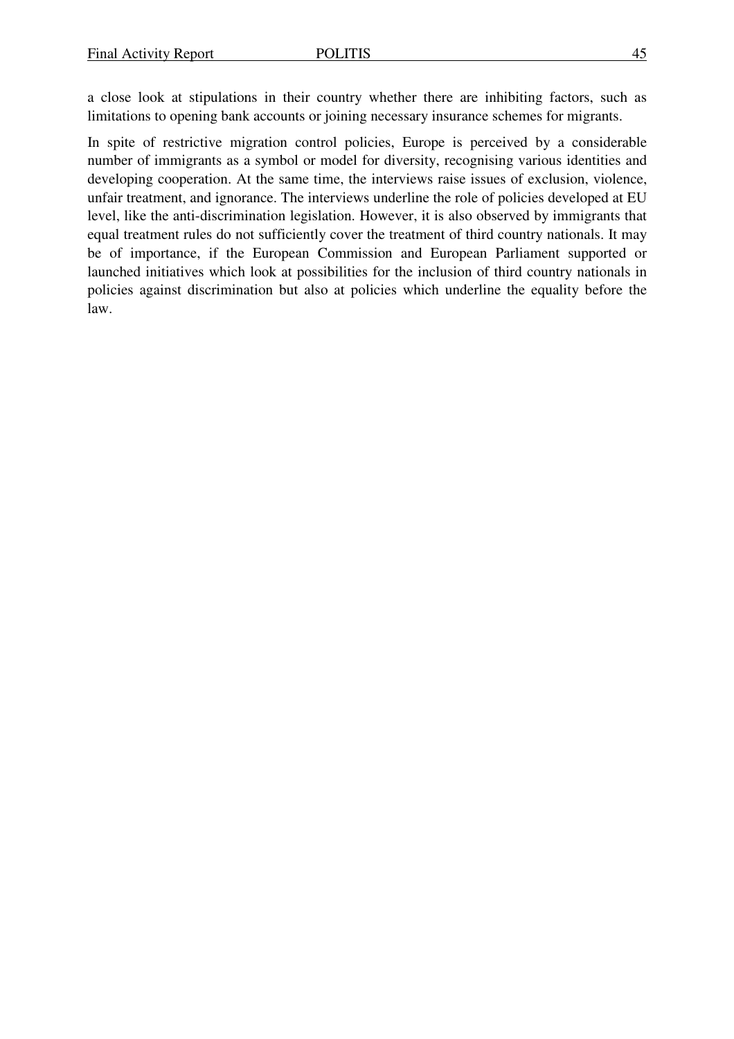a close look at stipulations in their country whether there are inhibiting factors, such as limitations to opening bank accounts or joining necessary insurance schemes for migrants.

In spite of restrictive migration control policies, Europe is perceived by a considerable number of immigrants as a symbol or model for diversity, recognising various identities and developing cooperation. At the same time, the interviews raise issues of exclusion, violence, unfair treatment, and ignorance. The interviews underline the role of policies developed at EU level, like the anti-discrimination legislation. However, it is also observed by immigrants that equal treatment rules do not sufficiently cover the treatment of third country nationals. It may be of importance, if the European Commission and European Parliament supported or launched initiatives which look at possibilities for the inclusion of third country nationals in policies against discrimination but also at policies which underline the equality before the law.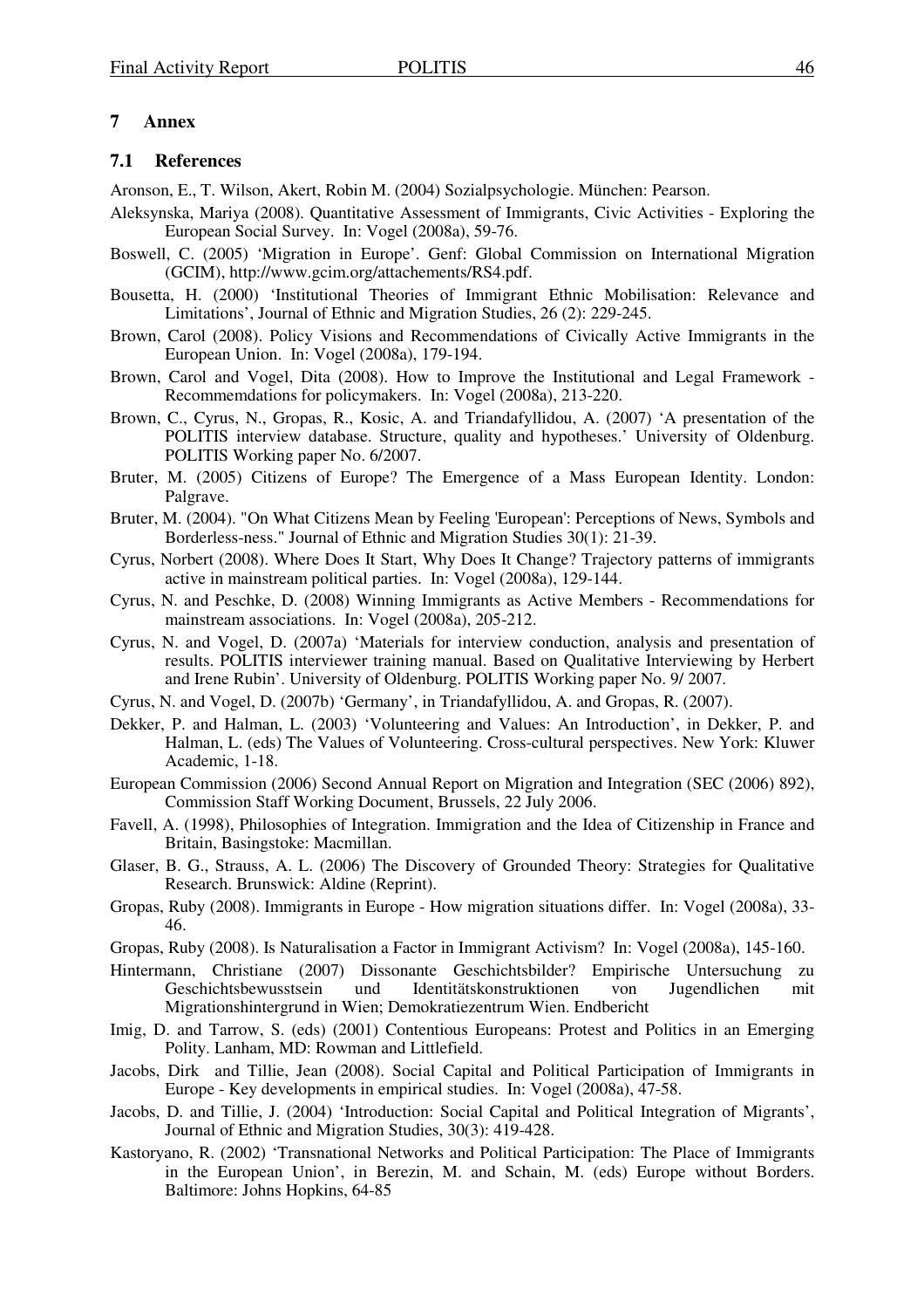## 7 Annex

### 7.1 References

Aronson, E., T. Wilson, Akert, Robin M. (2004) Sozialpsychologie. München: Pearson.

Aleksynska, Mariya (2008). Quantitative Assessment of Immigrants, Civic Activities - Exploring the European Social Survey. In: Vogel (2008a), 59-76.

Boswell, C. (2005) 'Migration in Europe'. Genf: Global Commission on International Migration (GCIM), http://www.gcim.org/attachements/RS4.pdf.

Bousetta, H. (2000) 'Institutional Theories of Immigrant Ethnic Mobilisation: Relevance and Limitations', Journal of Ethnic and Migration Studies, 26 (2): 229-245.

Brown, Carol (2008). Policy Visions and Recommendations of Civically Active Immigrants in the European Union. In: Vogel (2008a), 179-194.

Brown, Carol and Vogel, Dita (2008). How to Improve the Institutional and Legal Framework - Recommemdations for policymakers. In: Vogel (2008a), 213-220.

Brown, C., Cyrus, N., Gropas, R., Kosic, A. and Triandafyllidou, A. (2007) 'A presentation of the POLITIS interview database. Structure, quality and hypotheses.' University of Oldenburg. POLITIS Working paper No. 6/2007.

Bruter, M. (2005) Citizens of Europe? The Emergence of a Mass European Identity. London: Palgrave.

Bruter, M. (2004). "On What Citizens Mean by Feeling 'European': Perceptions of News, Symbols and Borderless-ness." Journal of Ethnic and Migration Studies 30(1): 21-39.

Cyrus, Norbert (2008). Where Does It Start, Why Does It Change? Trajectory patterns of immigrants active in mainstream political parties. In: Vogel (2008a), 129-144.

Cyrus, N. and Peschke, D. (2008) Winning Immigrants as Active Members - Recommendations for mainstream associations. In: Vogel (2008a), 205-212.

Cyrus, N. and Vogel, D. (2007a) 'Materials for interview conduction, analysis and presentation of results. POLITIS interviewer training manual. Based on Qualitative Interviewing by Herbert and Irene Rubin'. University of Oldenburg. POLITIS Working paper No. 9/ 2007.

Cyrus, N. and Vogel, D. (2007b) 'Germany', in Triandafyllidou, A. and Gropas, R. (2007).

Dekker, P. and Halman, L. (2003) 'Volunteering and Values: An Introduction', in Dekker, P. and Halman, L. (eds) The Values of Volunteering. Cross-cultural perspectives. New York: Kluwer Academic, 1-18.

European Commission (2006) Second Annual Report on Migration and Integration (SEC (2006) 892), Commission Staff Working Document, Brussels, 22 July 2006.

Favell, A. (1998), Philosophies of Integration. Immigration and the Idea of Citizenship in France and Britain, Basingstoke: Macmillan.

Glaser, B. G., Strauss, A. L. (2006) The Discovery of Grounded Theory: Strategies for Qualitative Research. Brunswick: Aldine (Reprint).

Gropas, Ruby (2008). Immigrants in Europe - How migration situations differ. In: Vogel (2008a), 33-46.

Gropas, Ruby (2008). Is Naturalisation a Factor in Immigrant Activism? In: Vogel (2008a), 145-160.

Hintermann, Christiane (2007) Dissonante Geschichtsbilder? Empirische Untersuchung zu Geschichtsbewusstsein und Identitätskonstruktionen von Jugendlichen mit Migrationshintergrund in Wien; Demokratiezentrum Wien. Endbericht

Imig, D. and Tarrow, S. (eds) (2001) Contentious Europeans: Protest and Politics in an Emerging Polity. Lanham, MD: Rowman and Littlefield.

Jacobs, Dirk and Tillie, Jean (2008). Social Capital and Political Participation of Immigrants in Europe - Key developments in empirical studies. In: Vogel (2008a), 47-58.

Jacobs, D. and Tillie, J. (2004) 'Introduction: Social Capital and Political Integration of Migrants', Journal of Ethnic and Migration Studies, 30(3): 419-428.

Kastoryano, R. (2002) 'Transnational Networks and Political Participation: The Place of Immigrants in the European Union', in Berezin, M. and Schain, M. (eds) Europe without Borders. Baltimore: Johns Hopkins, 64-85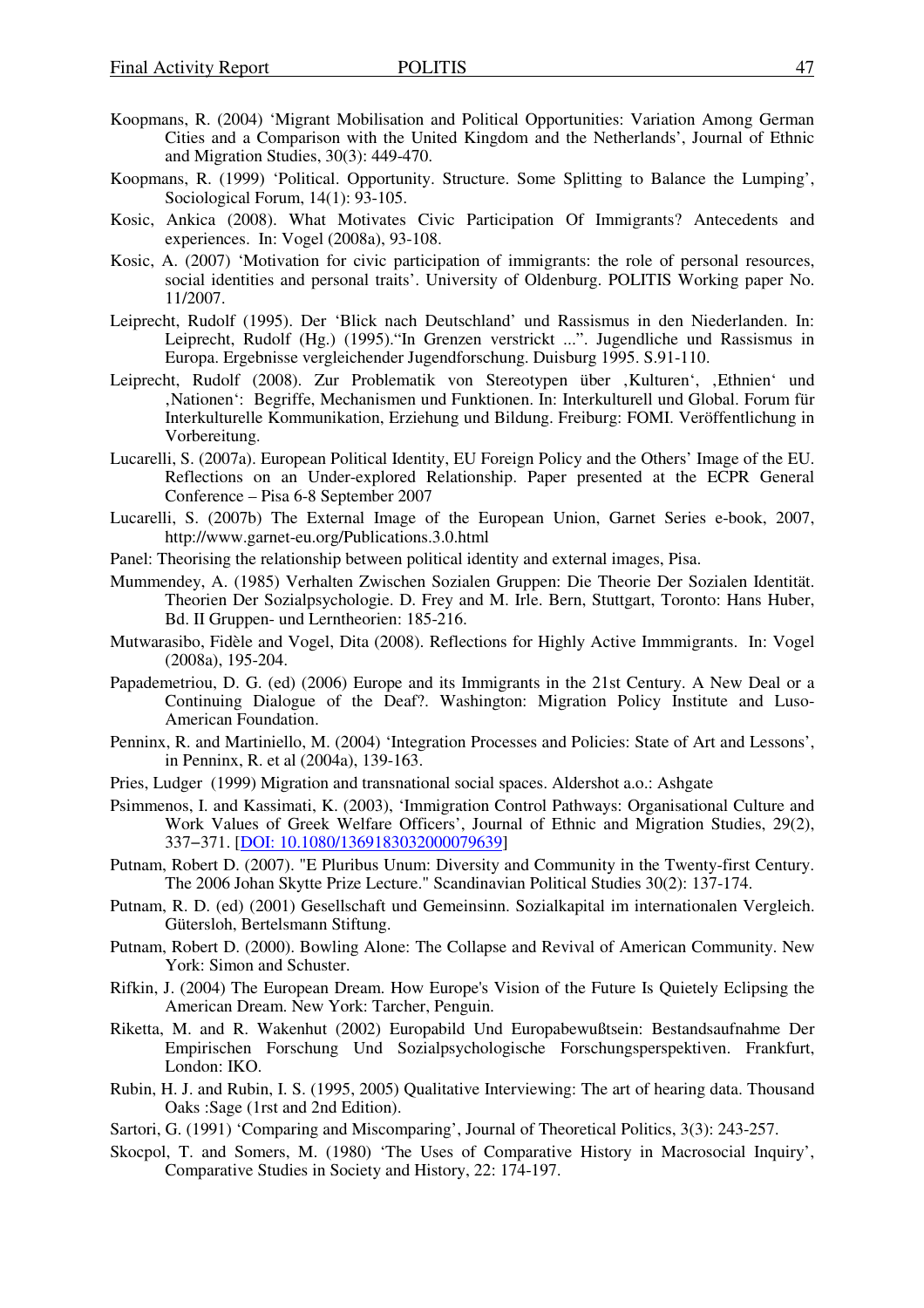Koopmans, R. (2004) 'Migrant Mobilisation and Political Opportunities: Variation Among German Cities and a Comparison with the United Kingdom and the Netherlands', Journal of Ethnic and Migration Studies, 30(3): 449-470.

Koopmans, R. (1999) 'Political. Opportunity. Structure. Some Splitting to Balance the Lumping', Sociological Forum, 14(1): 93-105.

Kosic, Ankica (2008). What Motivates Civic Participation Of Immigrants? Antecedents and experiences. In: Vogel (2008a), 93-108.

Kosic, A. (2007) 'Motivation for civic participation of immigrants: the role of personal resources, social identities and personal traits'. University of Oldenburg. POLITIS Working paper No. 11/2007.

Leiprecht, Rudolf (1995). Der 'Blick nach Deutschland' und Rassismus in den Niederlanden. In: Leiprecht, Rudolf (Hg.) (1995)."In Grenzen verstrickt ...". Jugendliche und Rassismus in Europa. Ergebnisse vergleichender Jugendforschung. Duisburg 1995. S.91-110.

Leiprecht, Rudolf (2008). Zur Problematik von Stereotypen über ‚Kulturen', ‚Ethnien' und ‚Nationen': Begriffe, Mechanismen und Funktionen. In: Interkulturell und Global. Forum für Interkulturelle Kommunikation, Erziehung und Bildung. Freiburg: FOMI. Veröffentlichung in Vorbereitung.

Lucarelli, S. (2007a). European Political Identity, EU Foreign Policy and the Others' Image of the EU. Reflections on an Under-explored Relationship. Paper presented at the ECPR General Conference – Pisa 6-8 September 2007

Lucarelli, S. (2007b) The External Image of the European Union, Garnet Series e-book, 2007, http://www.garnet-eu.org/Publications.3.0.html

Panel: Theorising the relationship between political identity and external images, Pisa.

Mummendey, A. (1985) Verhalten Zwischen Sozialen Gruppen: Die Theorie Der Sozialen Identität. Theorien Der Sozialpsychologie. D. Frey and M. Irle. Bern, Stuttgart, Toronto: Hans Huber, Bd. II Gruppen- und Lerntheorien: 185-216.

Mutwarasibo, Fidèle and Vogel, Dita (2008). Reflections for Highly Active Immmigrants. In: Vogel (2008a), 195-204.

Papademetriou, D. G. (ed) (2006) Europe and its Immigrants in the 21st Century. A New Deal or a Continuing Dialogue of the Deaf?. Washington: Migration Policy Institute and Luso-American Foundation.

Penninx, R. and Martiniello, M. (2004) 'Integration Processes and Policies: State of Art and Lessons', in Penninx, R. et al (2004a), 139-163.

Pries, Ludger (1999) Migration and transnational social spaces. Aldershot a.o.: Ashgate

Psimmenos, I. and Kassimati, K. (2003), 'Immigration Control Pathways: Organisational Culture and Work Values of Greek Welfare Officers', Journal of Ethnic and Migration Studies, 29(2), 337–371. [DOI: 10.1080/1369183032000079639]

Putnam, Robert D. (2007). "E Pluribus Unum: Diversity and Community in the Twenty-first Century. The 2006 Johan Skytte Prize Lecture." Scandinavian Political Studies 30(2): 137-174.

Putnam, R. D. (ed) (2001) Gesellschaft und Gemeinsinn. Sozialkapital im internationalen Vergleich. Gütersloh, Bertelsmann Stiftung.

Putnam, Robert D. (2000). Bowling Alone: The Collapse and Revival of American Community. New York: Simon and Schuster.

Rifkin, J. (2004) The European Dream. How Europe's Vision of the Future Is Quietely Eclipsing the American Dream. New York: Tarcher, Penguin.

Riketta, M. and R. Wakenhut (2002) Europabild Und Europabewußtsein: Bestandsaufnahme Der Empirischen Forschung Und Sozialpsychologische Forschungsperspektiven. Frankfurt, London: IKO.

Rubin, H. J. and Rubin, I. S. (1995, 2005) Qualitative Interviewing: The art of hearing data. Thousand Oaks :Sage (1rst and 2nd Edition).

Sartori, G. (1991) 'Comparing and Miscomparing', Journal of Theoretical Politics, 3(3): 243-257.

Skocpol, T. and Somers, M. (1980) 'The Uses of Comparative History in Macrosocial Inquiry', Comparative Studies in Society and History, 22: 174-197.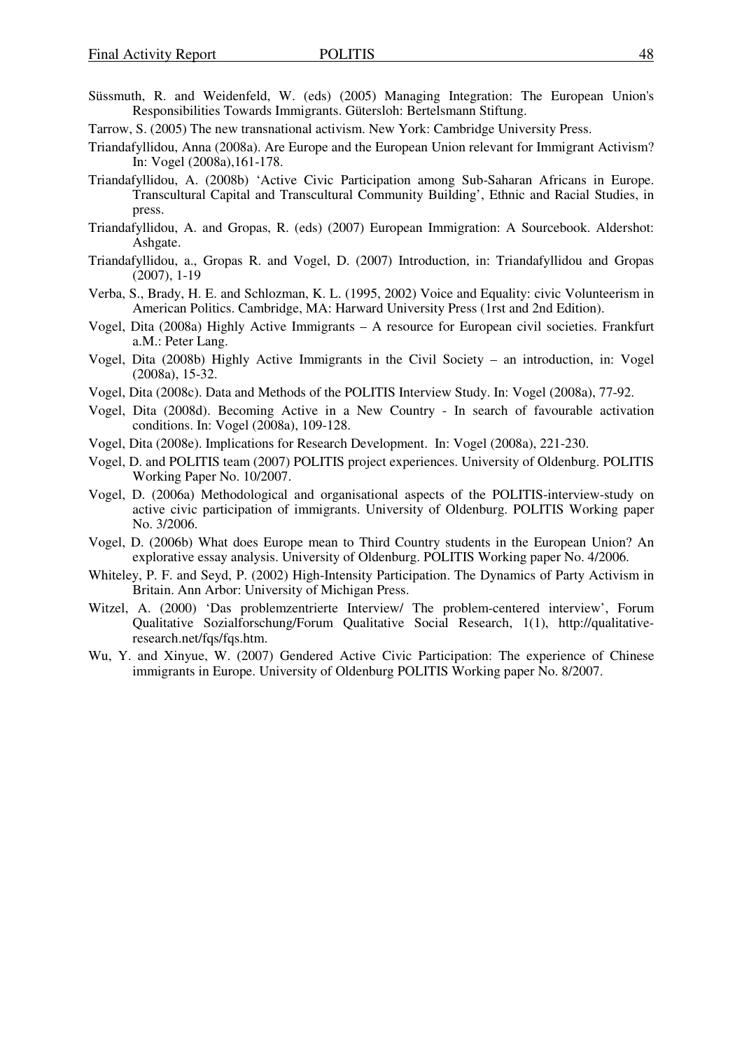Süssmuth, R. and Weidenfeld, W. (eds) (2005) Managing Integration: The European Union's Responsibilities Towards Immigrants. Gütersloh: Bertelsmann Stiftung.

Tarrow, S. (2005) The new transnational activism. New York: Cambridge University Press.

Triandafyllidou, Anna (2008a). Are Europe and the European Union relevant for Immigrant Activism? In: Vogel (2008a),161-178.

Triandafyllidou, A. (2008b) 'Active Civic Participation among Sub-Saharan Africans in Europe. Transcultural Capital and Transcultural Community Building', Ethnic and Racial Studies, in press.

Triandafyllidou, A. and Gropas, R. (eds) (2007) European Immigration: A Sourcebook. Aldershot: Ashgate.

Triandafyllidou, a., Gropas R. and Vogel, D. (2007) Introduction, in: Triandafyllidou and Gropas (2007), 1-19

Verba, S., Brady, H. E. and Schlozman, K. L. (1995, 2002) Voice and Equality: civic Volunteerism in American Politics. Cambridge, MA: Harward University Press (1rst and 2nd Edition).

Vogel, Dita (2008a) Highly Active Immigrants – A resource for European civil societies. Frankfurt a.M.: Peter Lang.

Vogel, Dita (2008b) Highly Active Immigrants in the Civil Society – an introduction, in: Vogel (2008a), 15-32.

Vogel, Dita (2008c). Data and Methods of the POLITIS Interview Study. In: Vogel (2008a), 77-92.

Vogel, Dita (2008d). Becoming Active in a New Country - In search of favourable activation conditions. In: Vogel (2008a), 109-128.

Vogel, Dita (2008e). Implications for Research Development. In: Vogel (2008a), 221-230.

Vogel, D. and POLITIS team (2007) POLITIS project experiences. University of Oldenburg. POLITIS Working Paper No. 10/2007.

Vogel, D. (2006a) Methodological and organisational aspects of the POLITIS-interview-study on active civic participation of immigrants. University of Oldenburg. POLITIS Working paper No. 3/2006.

Vogel, D. (2006b) What does Europe mean to Third Country students in the European Union? An explorative essay analysis. University of Oldenburg. POLITIS Working paper No. 4/2006.

Whiteley, P. F. and Seyd, P. (2002) High-Intensity Participation. The Dynamics of Party Activism in Britain. Ann Arbor: University of Michigan Press.

Witzel, A. (2000) 'Das problemzentrierte Interview/ The problem-centered interview', Forum Qualitative Sozialforschung/Forum Qualitative Social Research, 1(1), http://qualitative-research.net/fqs/fqs.htm.

Wu, Y. and Xinyue, W. (2007) Gendered Active Civic Participation: The experience of Chinese immigrants in Europe. University of Oldenburg POLITIS Working paper No. 8/2007.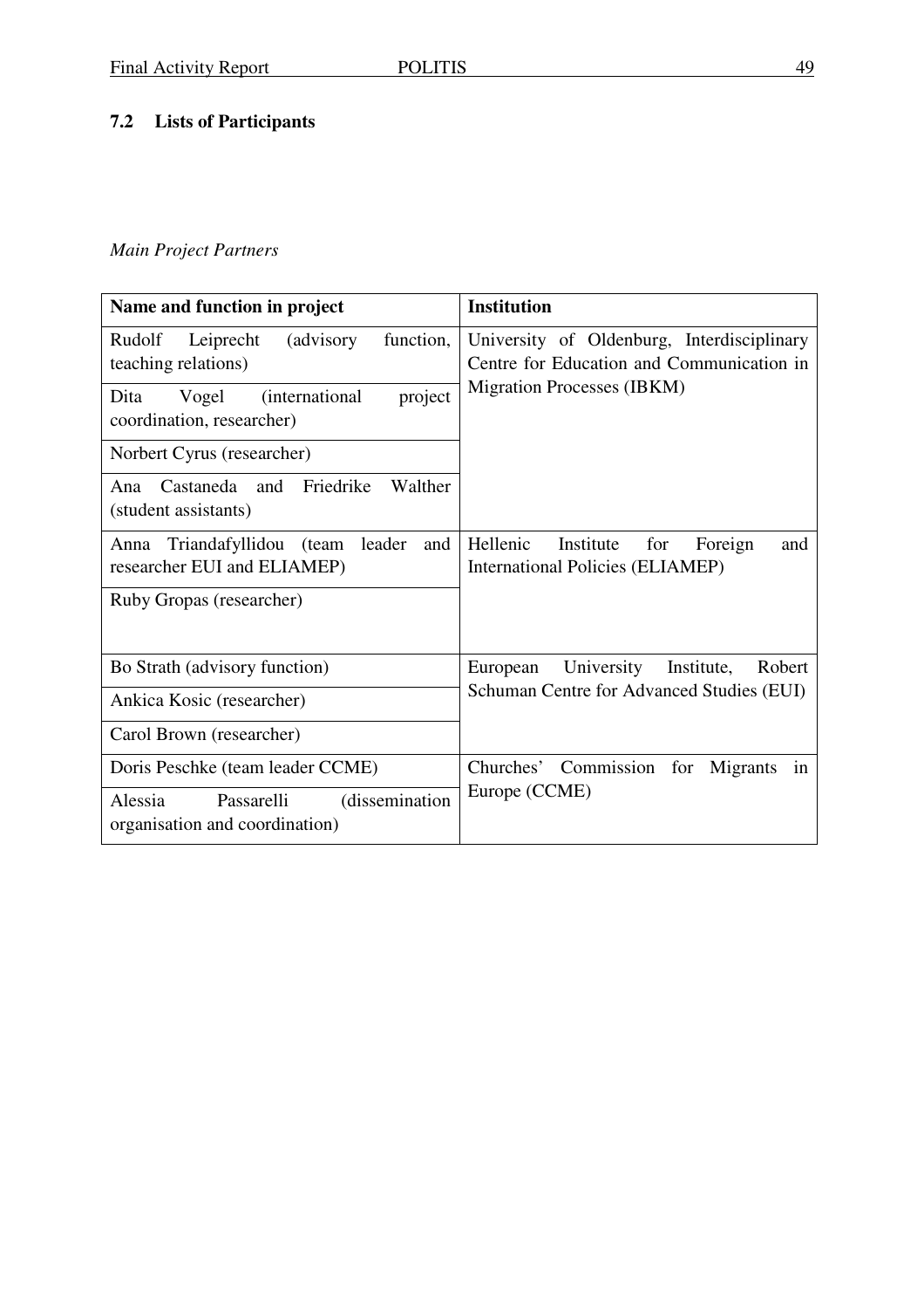## 7.2 Lists of Participants

*Main Project Partners*

| Name and function in project | Institution |
|---|---|
| Rudolf Leiprecht (advisory function, teaching relations) | University of Oldenburg, Interdisciplinary Centre for Education and Communication in Migration Processes (IBKM) |
| Dita Vogel (international project coordination, researcher) | |
| Norbert Cyrus (researcher) | |
| Ana Castaneda and Friedrike Walther (student assistants) | |
| Anna Triandafyllidou (team leader and researcher EUI and ELIAMEP) | Hellenic Institute for Foreign and International Policies (ELIAMEP) |
| Ruby Gropas (researcher) | |
| Bo Strath (advisory function) | European University Institute, Robert Schuman Centre for Advanced Studies (EUI) |
| Ankica Kosic (researcher) | |
| Carol Brown (researcher) | |
| Doris Peschke (team leader CCME) | Churches' Commission for Migrants in Europe (CCME) |
| Alessia Passarelli (dissemination organisation and coordination) | |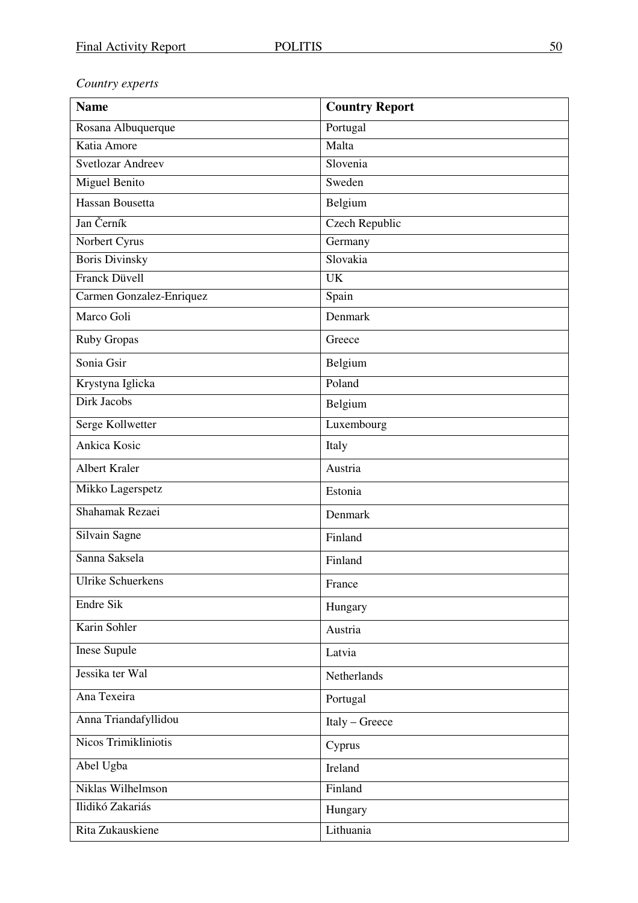*Country experts*

| Name | Country Report |
|---|---|
| Rosana Albuquerque | Portugal |
| Katia Amore | Malta |
| Svetlozar Andreev | Slovenia |
| Miguel Benito | Sweden |
| Hassan Bousetta | Belgium |
| Jan Černík | Czech Republic |
| Norbert Cyrus | Germany |
| Boris Divinsky | Slovakia |
| Franck Düvell | UK |
| Carmen Gonzalez-Enriquez | Spain |
| Marco Goli | Denmark |
| Ruby Gropas | Greece |
| Sonia Gsir | Belgium |
| Krystyna Iglicka | Poland |
| Dirk Jacobs | Belgium |
| Serge Kollwetter | Luxembourg |
| Ankica Kosic | Italy |
| Albert Kraler | Austria |
| Mikko Lagerspetz | Estonia |
| Shahamak Rezaei | Denmark |
| Silvain Sagne | Finland |
| Sanna Saksela | Finland |
| Ulrike Schuerkens | France |
| Endre Sik | Hungary |
| Karin Sohler | Austria |
| Inese Supule | Latvia |
| Jessika ter Wal | Netherlands |
| Ana Texeira | Portugal |
| Anna Triandafyllidou | Italy – Greece |
| Nicos Trimikliniotis | Cyprus |
| Abel Ugba | Ireland |
| Niklas Wilhelmson | Finland |
| Ilidikó Zakariás | Hungary |
| Rita Zukauskiene | Lithuania |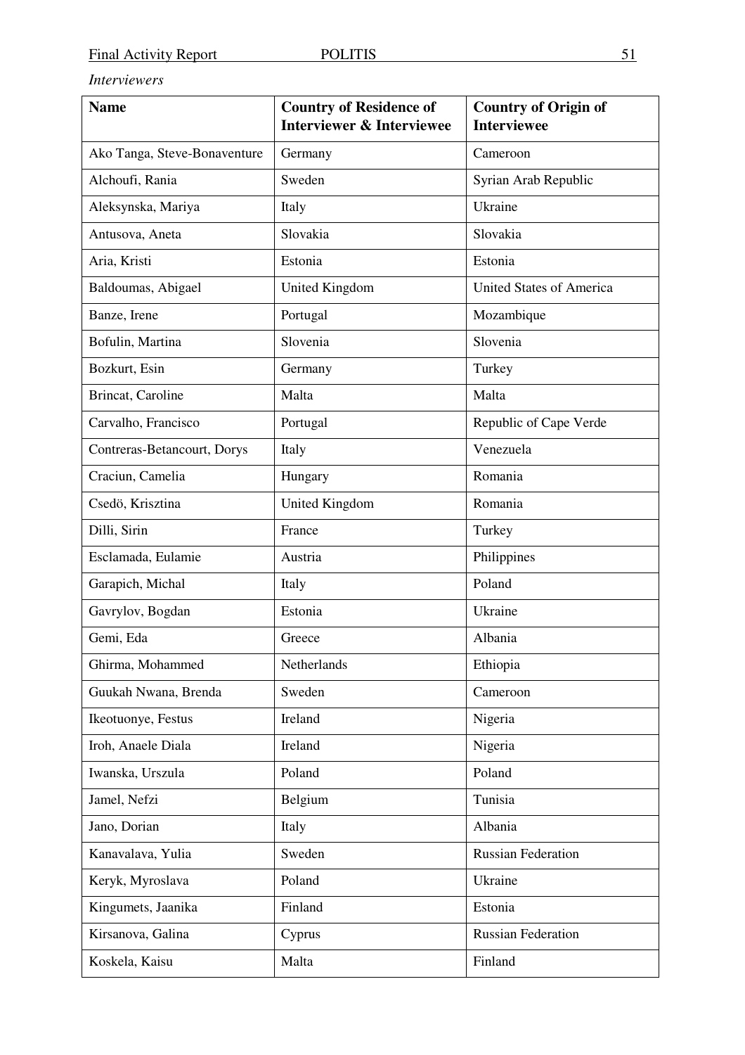*Interviewers*

| Name | Country of Residence of Interviewer & Interviewee | Country of Origin of Interviewee |
|---|---|---|
| Ako Tanga, Steve-Bonaventure | Germany | Cameroon |
| Alchoufi, Rania | Sweden | Syrian Arab Republic |
| Aleksynska, Mariya | Italy | Ukraine |
| Antusova, Aneta | Slovakia | Slovakia |
| Aria, Kristi | Estonia | Estonia |
| Baldoumas, Abigael | United Kingdom | United States of America |
| Banze, Irene | Portugal | Mozambique |
| Bofulin, Martina | Slovenia | Slovenia |
| Bozkurt, Esin | Germany | Turkey |
| Brincat, Caroline | Malta | Malta |
| Carvalho, Francisco | Portugal | Republic of Cape Verde |
| Contreras-Betancourt, Dorys | Italy | Venezuela |
| Craciun, Camelia | Hungary | Romania |
| Csedö, Krisztina | United Kingdom | Romania |
| Dilli, Sirin | France | Turkey |
| Esclamada, Eulamie | Austria | Philippines |
| Garapich, Michal | Italy | Poland |
| Gavrylov, Bogdan | Estonia | Ukraine |
| Gemi, Eda | Greece | Albania |
| Ghirma, Mohammed | Netherlands | Ethiopia |
| Guukah Nwana, Brenda | Sweden | Cameroon |
| Ikeotuonye, Festus | Ireland | Nigeria |
| Iroh, Anaele Diala | Ireland | Nigeria |
| Iwanska, Urszula | Poland | Poland |
| Jamel, Nefzi | Belgium | Tunisia |
| Jano, Dorian | Italy | Albania |
| Kanavalava, Yulia | Sweden | Russian Federation |
| Keryk, Myroslava | Poland | Ukraine |
| Kingumets, Jaanika | Finland | Estonia |
| Kirsanova, Galina | Cyprus | Russian Federation |
| Koskela, Kaisu | Malta | Finland |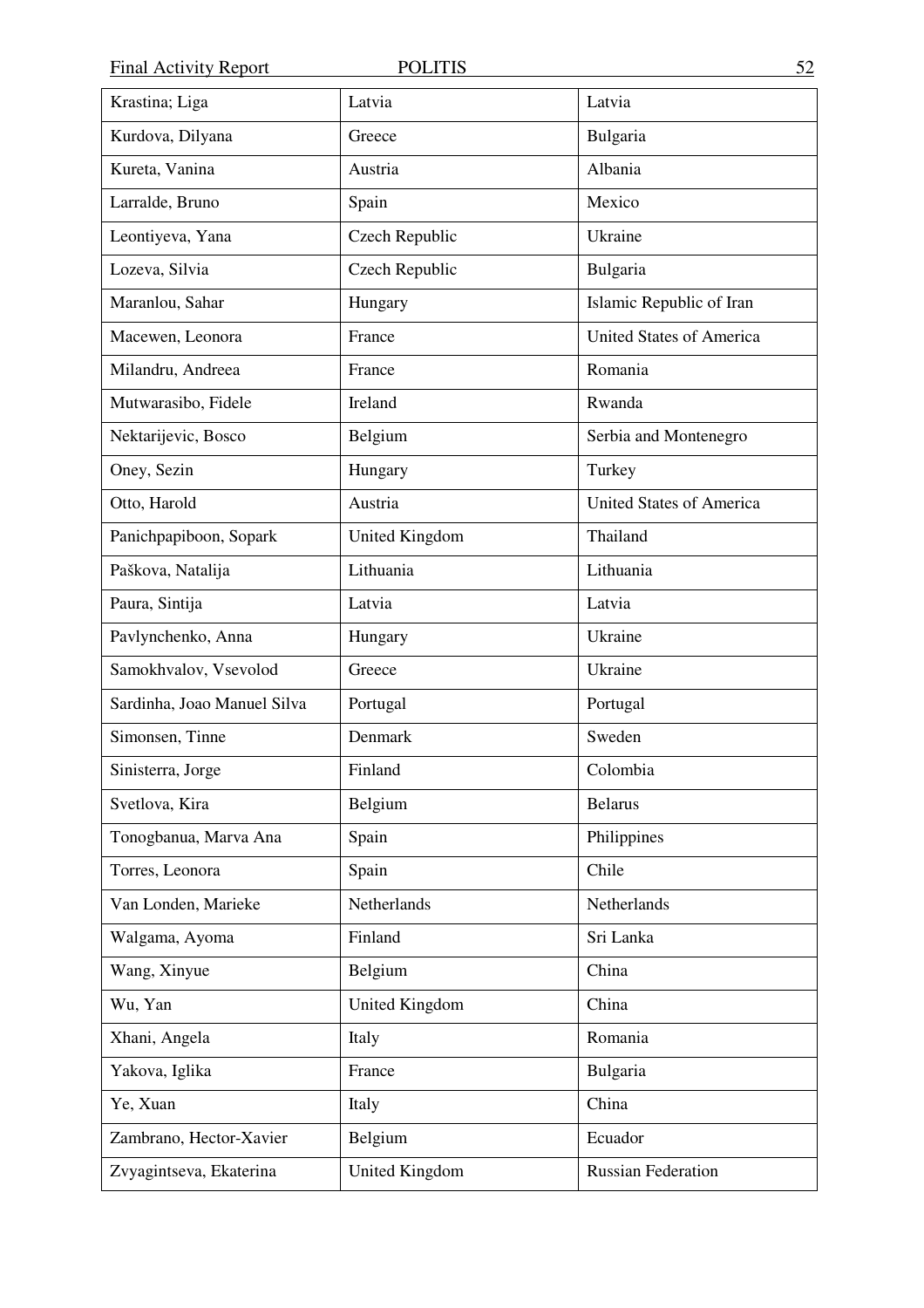| | | |
|---|---|---|
| Krastina; Liga | Latvia | Latvia |
| Kurdova, Dilyana | Greece | Bulgaria |
| Kureta, Vanina | Austria | Albania |
| Larralde, Bruno | Spain | Mexico |
| Leontiyeva, Yana | Czech Republic | Ukraine |
| Lozeva, Silvia | Czech Republic | Bulgaria |
| Maranlou, Sahar | Hungary | Islamic Republic of Iran |
| Macewen, Leonora | France | United States of America |
| Milandru, Andreea | France | Romania |
| Mutwarasibo, Fidele | Ireland | Rwanda |
| Nektarijevic, Bosco | Belgium | Serbia and Montenegro |
| Oney, Sezin | Hungary | Turkey |
| Otto, Harold | Austria | United States of America |
| Panichpapiboon, Sopark | United Kingdom | Thailand |
| Paškova, Natalija | Lithuania | Lithuania |
| Paura, Sintija | Latvia | Latvia |
| Pavlynchenko, Anna | Hungary | Ukraine |
| Samokhvalov, Vsevolod | Greece | Ukraine |
| Sardinha, Joao Manuel Silva | Portugal | Portugal |
| Simonsen, Tinne | Denmark | Sweden |
| Sinisterra, Jorge | Finland | Colombia |
| Svetlova, Kira | Belgium | Belarus |
| Tonogbanua, Marva Ana | Spain | Philippines |
| Torres, Leonora | Spain | Chile |
| Van Londen, Marieke | Netherlands | Netherlands |
| Walgama, Ayoma | Finland | Sri Lanka |
| Wang, Xinyue | Belgium | China |
| Wu, Yan | United Kingdom | China |
| Xhani, Angela | Italy | Romania |
| Yakova, Iglika | France | Bulgaria |
| Ye, Xuan | Italy | China |
| Zambrano, Hector-Xavier | Belgium | Ecuador |
| Zvyagintseva, Ekaterina | United Kingdom | Russian Federation |